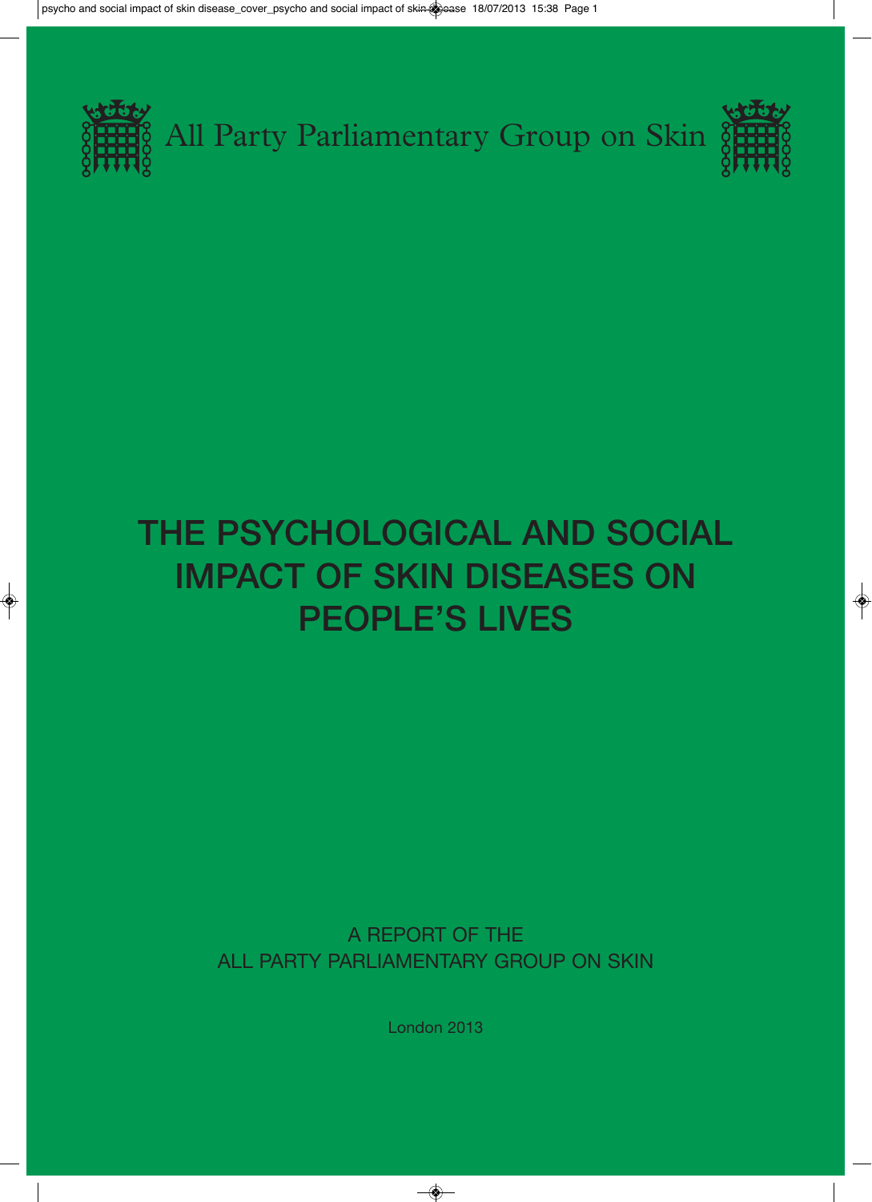All Party Parliamentary Group on Skin

# THE PSYCHOLOGICAL AND SOCIAL IMPACT OF SKIN DISEASES ON PEOPLE'S LIVES

A REPORT OF THE
ALL PARTY PARLIAMENTARY GROUP ON SKIN

London 2013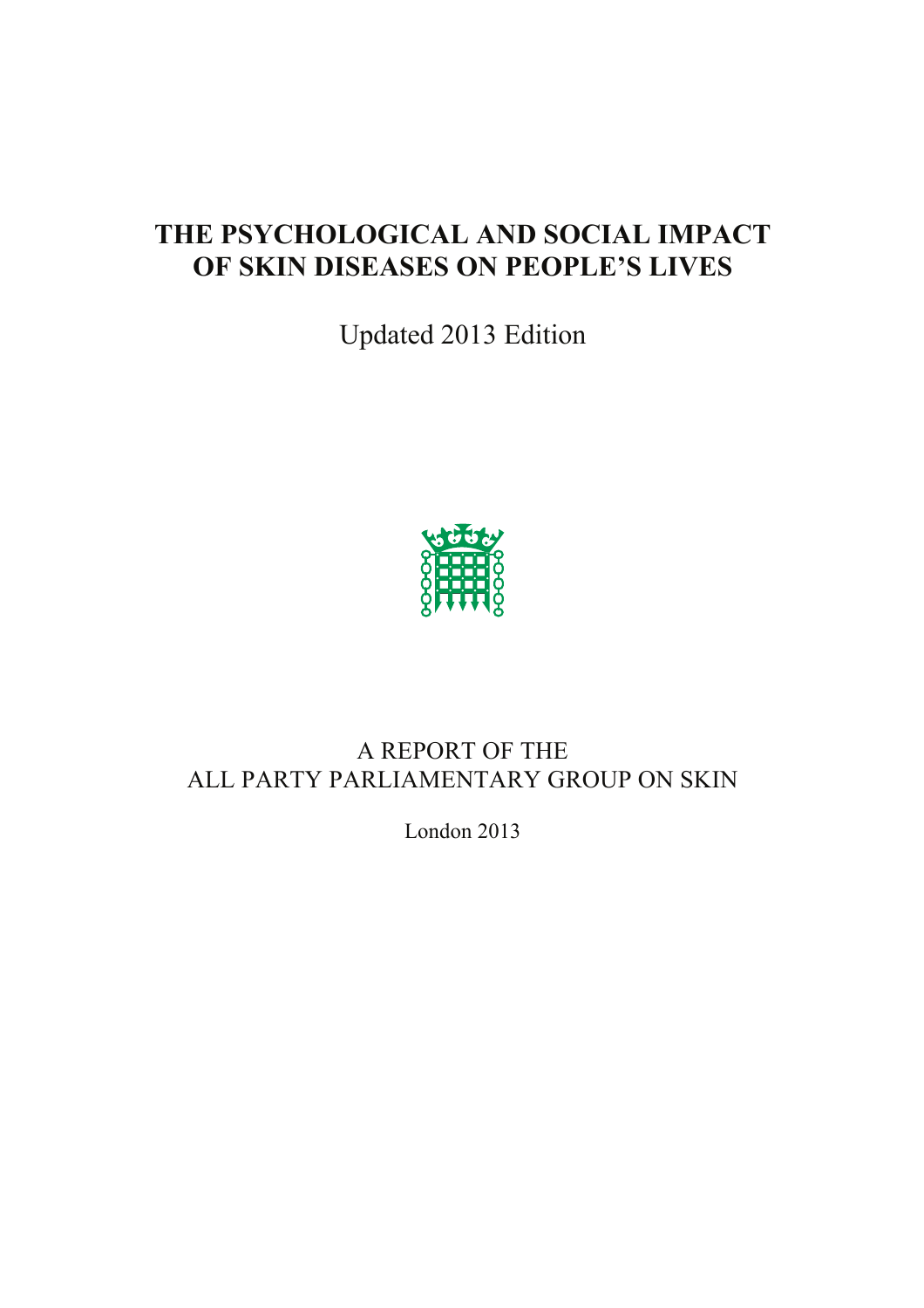# THE PSYCHOLOGICAL AND SOCIAL IMPACT OF SKIN DISEASES ON PEOPLE'S LIVES

Updated 2013 Edition

A REPORT OF THE
ALL PARTY PARLIAMENTARY GROUP ON SKIN

London 2013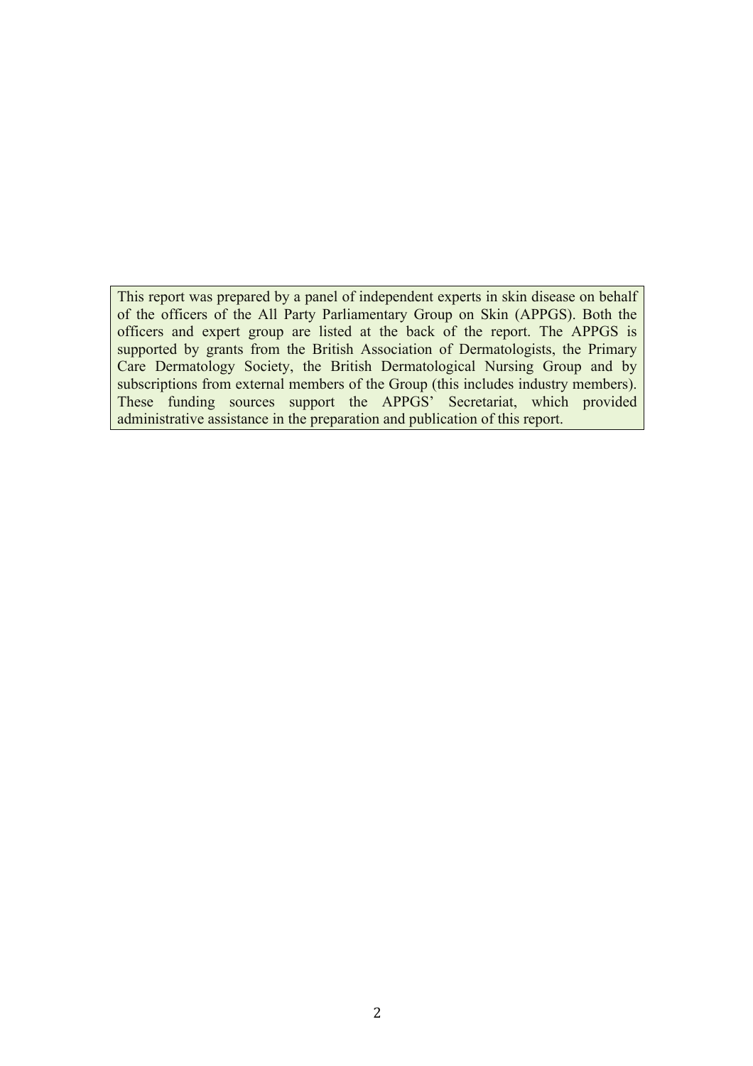This report was prepared by a panel of independent experts in skin disease on behalf of the officers of the All Party Parliamentary Group on Skin (APPGS). Both the officers and expert group are listed at the back of the report. The APPGS is supported by grants from the British Association of Dermatologists, the Primary Care Dermatology Society, the British Dermatological Nursing Group and by subscriptions from external members of the Group (this includes industry members). These funding sources support the APPGS' Secretariat, which provided administrative assistance in the preparation and publication of this report.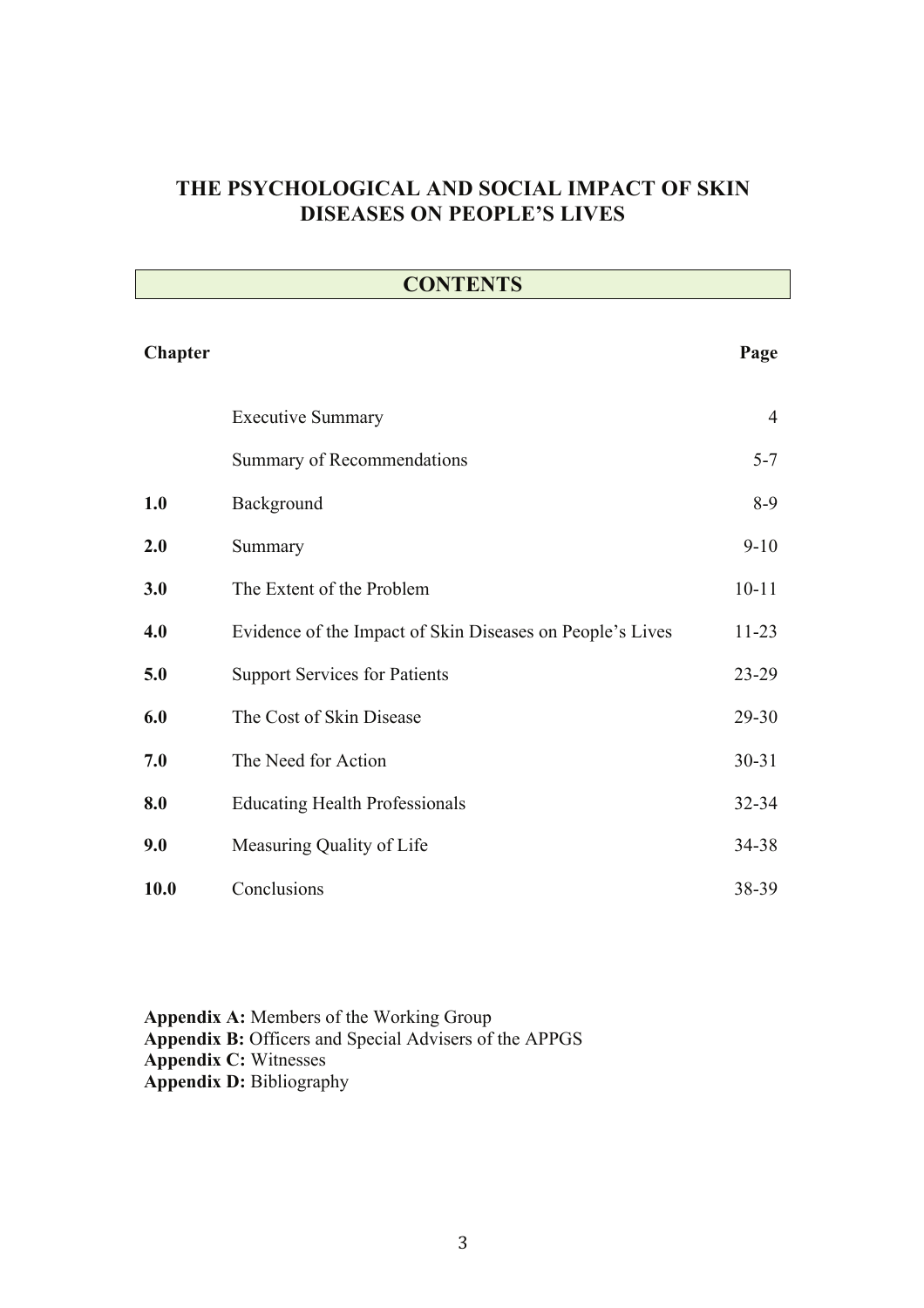# THE PSYCHOLOGICAL AND SOCIAL IMPACT OF SKIN DISEASES ON PEOPLE'S LIVES

## CONTENTS

| Chapter | | Page |
|---|---|---|
| | Executive Summary | 4 |
| | Summary of Recommendations | 5-7 |
| **1.0** | Background | 8-9 |
| **2.0** | Summary | 9-10 |
| **3.0** | The Extent of the Problem | 10-11 |
| **4.0** | Evidence of the Impact of Skin Diseases on People's Lives | 11-23 |
| **5.0** | Support Services for Patients | 23-29 |
| **6.0** | The Cost of Skin Disease | 29-30 |
| **7.0** | The Need for Action | 30-31 |
| **8.0** | Educating Health Professionals | 32-34 |
| **9.0** | Measuring Quality of Life | 34-38 |
| **10.0** | Conclusions | 38-39 |

**Appendix A:** Members of the Working Group
**Appendix B:** Officers and Special Advisers of the APPGS
**Appendix C:** Witnesses
**Appendix D:** Bibliography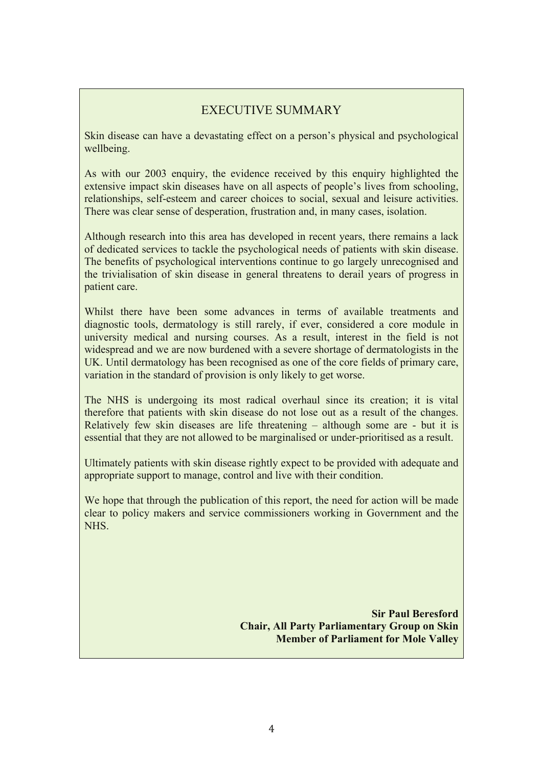# EXECUTIVE SUMMARY

Skin disease can have a devastating effect on a person's physical and psychological wellbeing.

As with our 2003 enquiry, the evidence received by this enquiry highlighted the extensive impact skin diseases have on all aspects of people's lives from schooling, relationships, self-esteem and career choices to social, sexual and leisure activities. There was clear sense of desperation, frustration and, in many cases, isolation.

Although research into this area has developed in recent years, there remains a lack of dedicated services to tackle the psychological needs of patients with skin disease. The benefits of psychological interventions continue to go largely unrecognised and the trivialisation of skin disease in general threatens to derail years of progress in patient care.

Whilst there have been some advances in terms of available treatments and diagnostic tools, dermatology is still rarely, if ever, considered a core module in university medical and nursing courses. As a result, interest in the field is not widespread and we are now burdened with a severe shortage of dermatologists in the UK. Until dermatology has been recognised as one of the core fields of primary care, variation in the standard of provision is only likely to get worse.

The NHS is undergoing its most radical overhaul since its creation; it is vital therefore that patients with skin disease do not lose out as a result of the changes. Relatively few skin diseases are life threatening – although some are - but it is essential that they are not allowed to be marginalised or under-prioritised as a result.

Ultimately patients with skin disease rightly expect to be provided with adequate and appropriate support to manage, control and live with their condition.

We hope that through the publication of this report, the need for action will be made clear to policy makers and service commissioners working in Government and the NHS.

**Sir Paul Beresford**
**Chair, All Party Parliamentary Group on Skin**
**Member of Parliament for Mole Valley**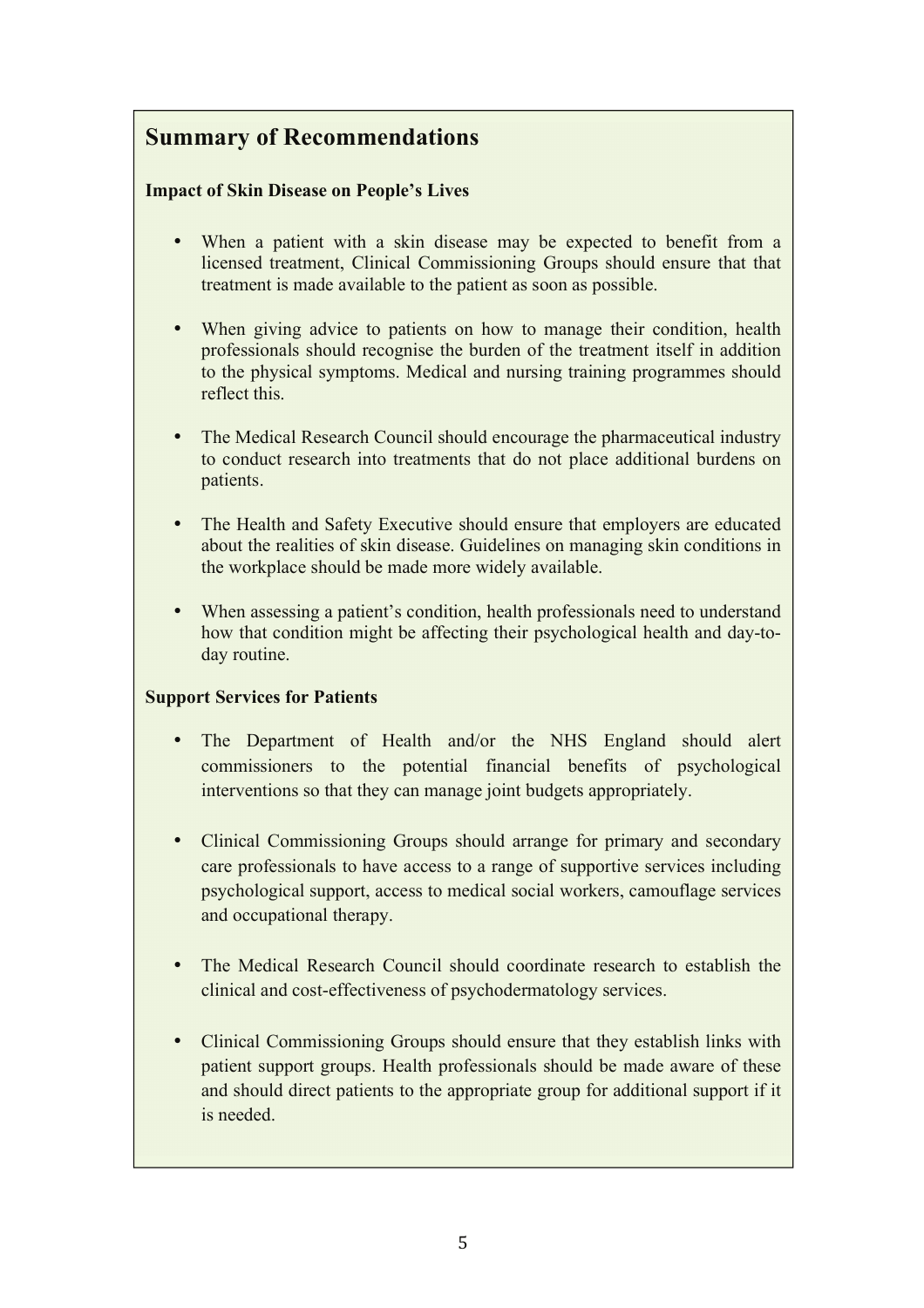## Summary of Recommendations

**Impact of Skin Disease on People's Lives**

- When a patient with a skin disease may be expected to benefit from a licensed treatment, Clinical Commissioning Groups should ensure that that treatment is made available to the patient as soon as possible.

- When giving advice to patients on how to manage their condition, health professionals should recognise the burden of the treatment itself in addition to the physical symptoms. Medical and nursing training programmes should reflect this.

- The Medical Research Council should encourage the pharmaceutical industry to conduct research into treatments that do not place additional burdens on patients.

- The Health and Safety Executive should ensure that employers are educated about the realities of skin disease. Guidelines on managing skin conditions in the workplace should be made more widely available.

- When assessing a patient's condition, health professionals need to understand how that condition might be affecting their psychological health and day-to-day routine.

**Support Services for Patients**

- The Department of Health and/or the NHS England should alert commissioners to the potential financial benefits of psychological interventions so that they can manage joint budgets appropriately.

- Clinical Commissioning Groups should arrange for primary and secondary care professionals to have access to a range of supportive services including psychological support, access to medical social workers, camouflage services and occupational therapy.

- The Medical Research Council should coordinate research to establish the clinical and cost-effectiveness of psychodermatology services.

- Clinical Commissioning Groups should ensure that they establish links with patient support groups. Health professionals should be made aware of these and should direct patients to the appropriate group for additional support if it is needed.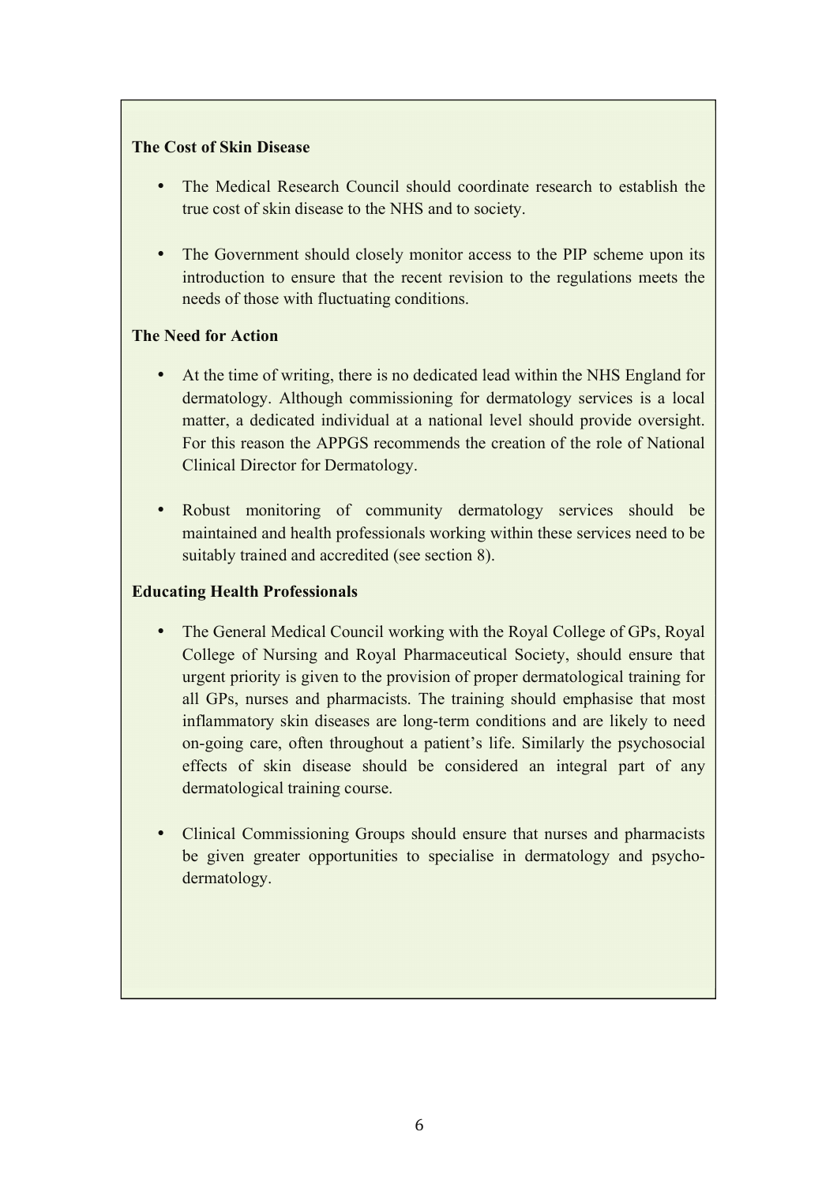**The Cost of Skin Disease**

- The Medical Research Council should coordinate research to establish the true cost of skin disease to the NHS and to society.

- The Government should closely monitor access to the PIP scheme upon its introduction to ensure that the recent revision to the regulations meets the needs of those with fluctuating conditions.

**The Need for Action**

- At the time of writing, there is no dedicated lead within the NHS England for dermatology. Although commissioning for dermatology services is a local matter, a dedicated individual at a national level should provide oversight. For this reason the APPGS recommends the creation of the role of National Clinical Director for Dermatology.

- Robust monitoring of community dermatology services should be maintained and health professionals working within these services need to be suitably trained and accredited (see section 8).

**Educating Health Professionals**

- The General Medical Council working with the Royal College of GPs, Royal College of Nursing and Royal Pharmaceutical Society, should ensure that urgent priority is given to the provision of proper dermatological training for all GPs, nurses and pharmacists. The training should emphasise that most inflammatory skin diseases are long-term conditions and are likely to need on-going care, often throughout a patient's life. Similarly the psychosocial effects of skin disease should be considered an integral part of any dermatological training course.

- Clinical Commissioning Groups should ensure that nurses and pharmacists be given greater opportunities to specialise in dermatology and psycho-dermatology.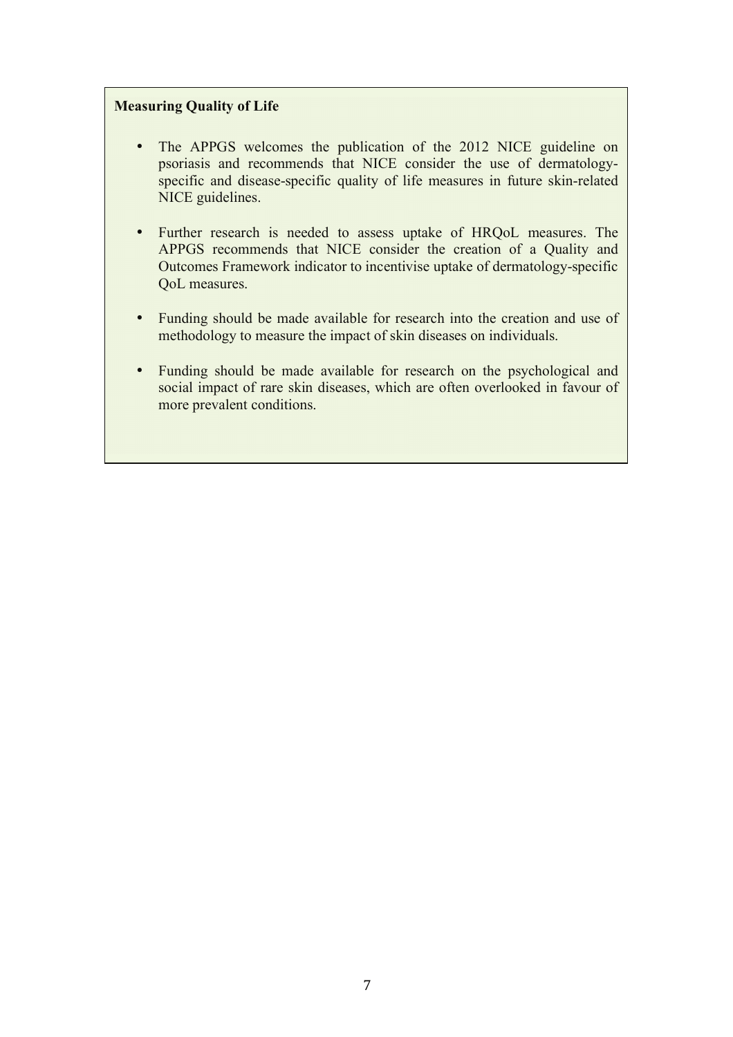**Measuring Quality of Life**

- The APPGS welcomes the publication of the 2012 NICE guideline on psoriasis and recommends that NICE consider the use of dermatology-specific and disease-specific quality of life measures in future skin-related NICE guidelines.

- Further research is needed to assess uptake of HRQoL measures. The APPGS recommends that NICE consider the creation of a Quality and Outcomes Framework indicator to incentivise uptake of dermatology-specific QoL measures.

- Funding should be made available for research into the creation and use of methodology to measure the impact of skin diseases on individuals.

- Funding should be made available for research on the psychological and social impact of rare skin diseases, which are often overlooked in favour of more prevalent conditions.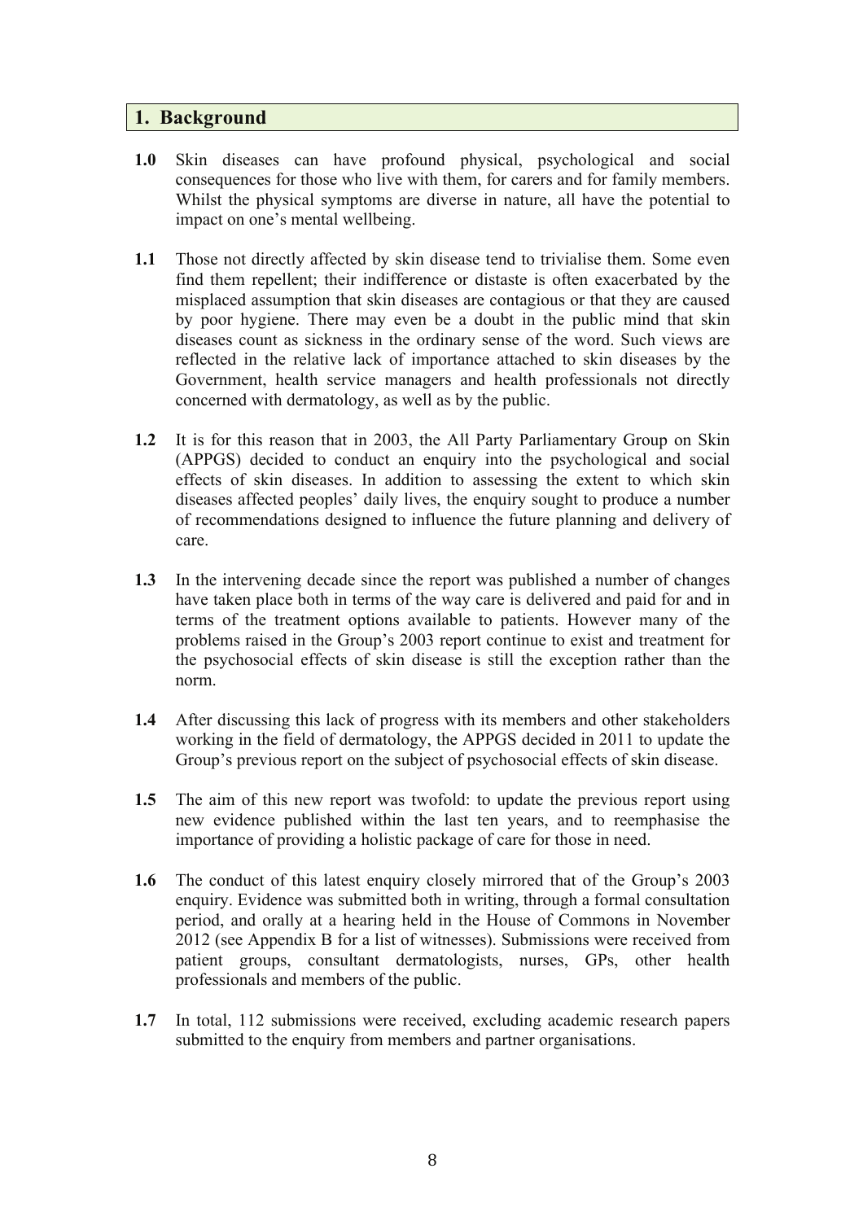## 1. Background

**1.0** Skin diseases can have profound physical, psychological and social consequences for those who live with them, for carers and for family members. Whilst the physical symptoms are diverse in nature, all have the potential to impact on one's mental wellbeing.

**1.1** Those not directly affected by skin disease tend to trivialise them. Some even find them repellent; their indifference or distaste is often exacerbated by the misplaced assumption that skin diseases are contagious or that they are caused by poor hygiene. There may even be a doubt in the public mind that skin diseases count as sickness in the ordinary sense of the word. Such views are reflected in the relative lack of importance attached to skin diseases by the Government, health service managers and health professionals not directly concerned with dermatology, as well as by the public.

**1.2** It is for this reason that in 2003, the All Party Parliamentary Group on Skin (APPGS) decided to conduct an enquiry into the psychological and social effects of skin diseases. In addition to assessing the extent to which skin diseases affected peoples' daily lives, the enquiry sought to produce a number of recommendations designed to influence the future planning and delivery of care.

**1.3** In the intervening decade since the report was published a number of changes have taken place both in terms of the way care is delivered and paid for and in terms of the treatment options available to patients. However many of the problems raised in the Group's 2003 report continue to exist and treatment for the psychosocial effects of skin disease is still the exception rather than the norm.

**1.4** After discussing this lack of progress with its members and other stakeholders working in the field of dermatology, the APPGS decided in 2011 to update the Group's previous report on the subject of psychosocial effects of skin disease.

**1.5** The aim of this new report was twofold: to update the previous report using new evidence published within the last ten years, and to reemphasise the importance of providing a holistic package of care for those in need.

**1.6** The conduct of this latest enquiry closely mirrored that of the Group's 2003 enquiry. Evidence was submitted both in writing, through a formal consultation period, and orally at a hearing held in the House of Commons in November 2012 (see Appendix B for a list of witnesses). Submissions were received from patient groups, consultant dermatologists, nurses, GPs, other health professionals and members of the public.

**1.7** In total, 112 submissions were received, excluding academic research papers submitted to the enquiry from members and partner organisations.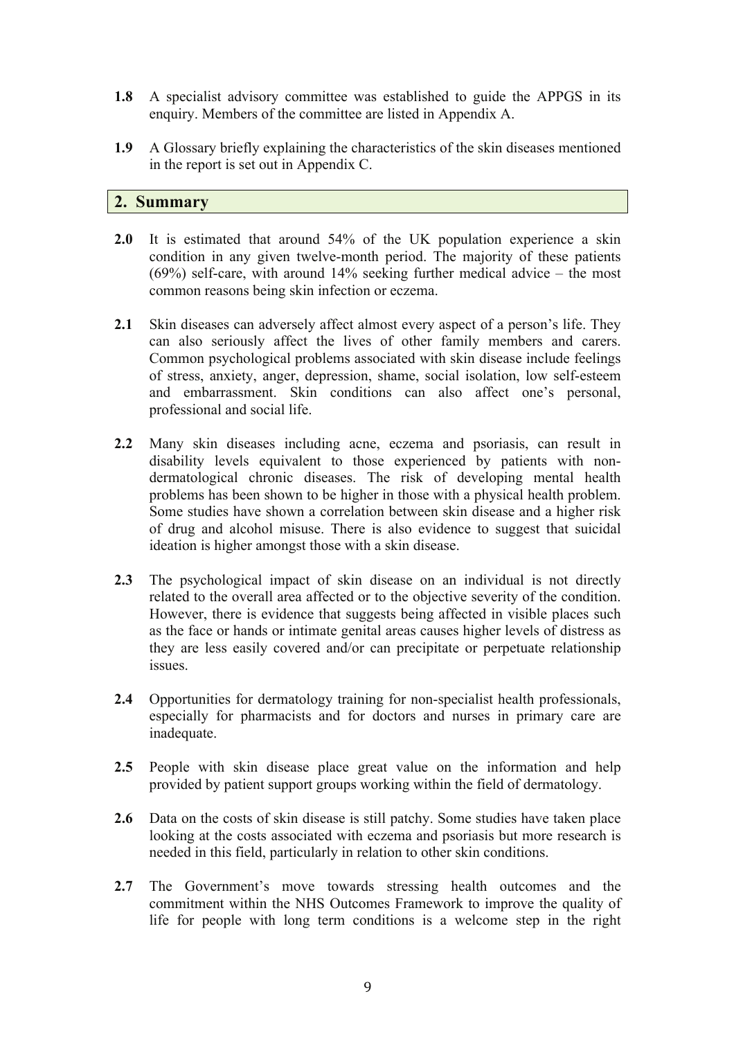**1.8** A specialist advisory committee was established to guide the APPGS in its enquiry. Members of the committee are listed in Appendix A.

**1.9** A Glossary briefly explaining the characteristics of the skin diseases mentioned in the report is set out in Appendix C.

## 2. Summary

**2.0** It is estimated that around 54% of the UK population experience a skin condition in any given twelve-month period. The majority of these patients (69%) self-care, with around 14% seeking further medical advice – the most common reasons being skin infection or eczema.

**2.1** Skin diseases can adversely affect almost every aspect of a person's life. They can also seriously affect the lives of other family members and carers. Common psychological problems associated with skin disease include feelings of stress, anxiety, anger, depression, shame, social isolation, low self-esteem and embarrassment. Skin conditions can also affect one's personal, professional and social life.

**2.2** Many skin diseases including acne, eczema and psoriasis, can result in disability levels equivalent to those experienced by patients with non-dermatological chronic diseases. The risk of developing mental health problems has been shown to be higher in those with a physical health problem. Some studies have shown a correlation between skin disease and a higher risk of drug and alcohol misuse. There is also evidence to suggest that suicidal ideation is higher amongst those with a skin disease.

**2.3** The psychological impact of skin disease on an individual is not directly related to the overall area affected or to the objective severity of the condition. However, there is evidence that suggests being affected in visible places such as the face or hands or intimate genital areas causes higher levels of distress as they are less easily covered and/or can precipitate or perpetuate relationship issues.

**2.4** Opportunities for dermatology training for non-specialist health professionals, especially for pharmacists and for doctors and nurses in primary care are inadequate.

**2.5** People with skin disease place great value on the information and help provided by patient support groups working within the field of dermatology.

**2.6** Data on the costs of skin disease is still patchy. Some studies have taken place looking at the costs associated with eczema and psoriasis but more research is needed in this field, particularly in relation to other skin conditions.

**2.7** The Government's move towards stressing health outcomes and the commitment within the NHS Outcomes Framework to improve the quality of life for people with long term conditions is a welcome step in the right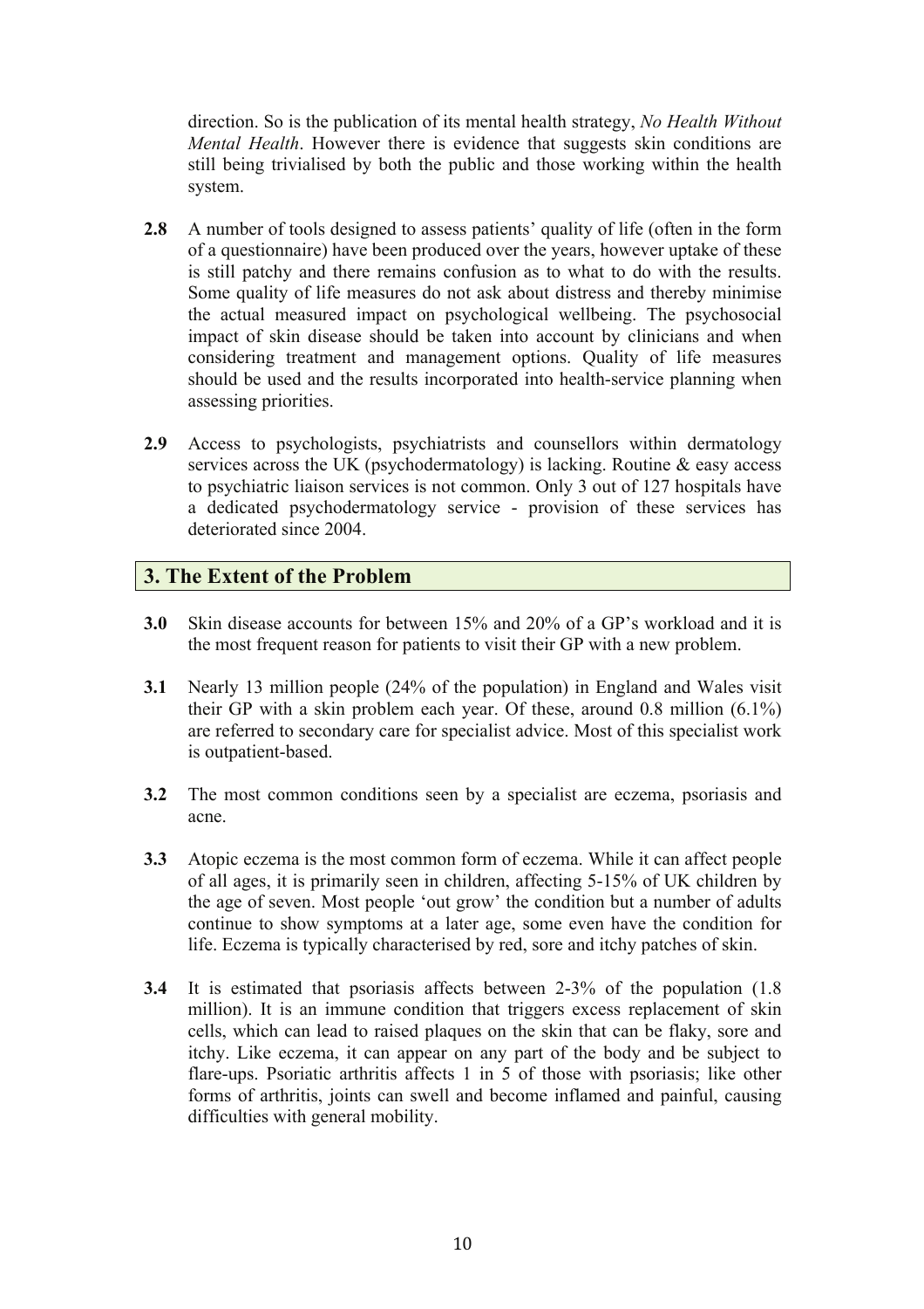direction. So is the publication of its mental health strategy, *No Health Without Mental Health*. However there is evidence that suggests skin conditions are still being trivialised by both the public and those working within the health system.

**2.8** A number of tools designed to assess patients' quality of life (often in the form of a questionnaire) have been produced over the years, however uptake of these is still patchy and there remains confusion as to what to do with the results. Some quality of life measures do not ask about distress and thereby minimise the actual measured impact on psychological wellbeing. The psychosocial impact of skin disease should be taken into account by clinicians and when considering treatment and management options. Quality of life measures should be used and the results incorporated into health-service planning when assessing priorities.

**2.9** Access to psychologists, psychiatrists and counsellors within dermatology services across the UK (psychodermatology) is lacking. Routine & easy access to psychiatric liaison services is not common. Only 3 out of 127 hospitals have a dedicated psychodermatology service - provision of these services has deteriorated since 2004.

## 3. The Extent of the Problem

**3.0** Skin disease accounts for between 15% and 20% of a GP's workload and it is the most frequent reason for patients to visit their GP with a new problem.

**3.1** Nearly 13 million people (24% of the population) in England and Wales visit their GP with a skin problem each year. Of these, around 0.8 million (6.1%) are referred to secondary care for specialist advice. Most of this specialist work is outpatient-based.

**3.2** The most common conditions seen by a specialist are eczema, psoriasis and acne.

**3.3** Atopic eczema is the most common form of eczema. While it can affect people of all ages, it is primarily seen in children, affecting 5-15% of UK children by the age of seven. Most people 'out grow' the condition but a number of adults continue to show symptoms at a later age, some even have the condition for life. Eczema is typically characterised by red, sore and itchy patches of skin.

**3.4** It is estimated that psoriasis affects between 2-3% of the population (1.8 million). It is an immune condition that triggers excess replacement of skin cells, which can lead to raised plaques on the skin that can be flaky, sore and itchy. Like eczema, it can appear on any part of the body and be subject to flare-ups. Psoriatic arthritis affects 1 in 5 of those with psoriasis; like other forms of arthritis, joints can swell and become inflamed and painful, causing difficulties with general mobility.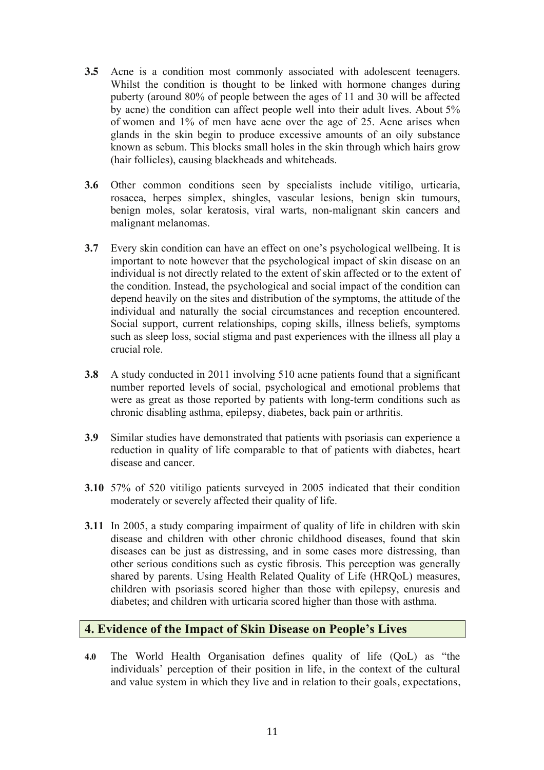**3.5** Acne is a condition most commonly associated with adolescent teenagers. Whilst the condition is thought to be linked with hormone changes during puberty (around 80% of people between the ages of 11 and 30 will be affected by acne) the condition can affect people well into their adult lives. About 5% of women and 1% of men have acne over the age of 25. Acne arises when glands in the skin begin to produce excessive amounts of an oily substance known as sebum. This blocks small holes in the skin through which hairs grow (hair follicles), causing blackheads and whiteheads.

**3.6** Other common conditions seen by specialists include vitiligo, urticaria, rosacea, herpes simplex, shingles, vascular lesions, benign skin tumours, benign moles, solar keratosis, viral warts, non-malignant skin cancers and malignant melanomas.

**3.7** Every skin condition can have an effect on one's psychological wellbeing. It is important to note however that the psychological impact of skin disease on an individual is not directly related to the extent of skin affected or to the extent of the condition. Instead, the psychological and social impact of the condition can depend heavily on the sites and distribution of the symptoms, the attitude of the individual and naturally the social circumstances and reception encountered. Social support, current relationships, coping skills, illness beliefs, symptoms such as sleep loss, social stigma and past experiences with the illness all play a crucial role.

**3.8** A study conducted in 2011 involving 510 acne patients found that a significant number reported levels of social, psychological and emotional problems that were as great as those reported by patients with long-term conditions such as chronic disabling asthma, epilepsy, diabetes, back pain or arthritis.

**3.9** Similar studies have demonstrated that patients with psoriasis can experience a reduction in quality of life comparable to that of patients with diabetes, heart disease and cancer.

**3.10** 57% of 520 vitiligo patients surveyed in 2005 indicated that their condition moderately or severely affected their quality of life.

**3.11** In 2005, a study comparing impairment of quality of life in children with skin disease and children with other chronic childhood diseases, found that skin diseases can be just as distressing, and in some cases more distressing, than other serious conditions such as cystic fibrosis. This perception was generally shared by parents. Using Health Related Quality of Life (HRQoL) measures, children with psoriasis scored higher than those with epilepsy, enuresis and diabetes; and children with urticaria scored higher than those with asthma.

## 4. Evidence of the Impact of Skin Disease on People's Lives

**4.0** The World Health Organisation defines quality of life (QoL) as "the individuals' perception of their position in life, in the context of the cultural and value system in which they live and in relation to their goals, expectations,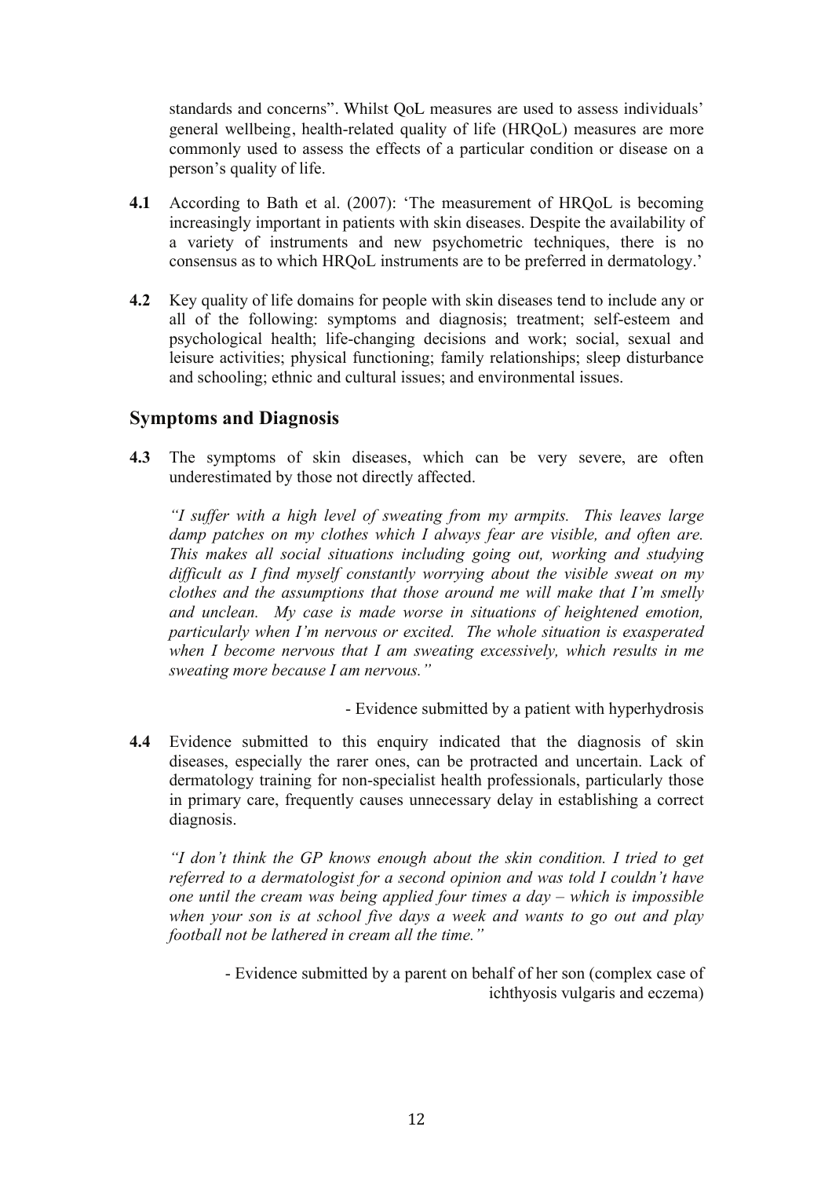standards and concerns". Whilst QoL measures are used to assess individuals' general wellbeing, health-related quality of life (HRQoL) measures are more commonly used to assess the effects of a particular condition or disease on a person's quality of life.

**4.1** According to Bath et al. (2007): 'The measurement of HRQoL is becoming increasingly important in patients with skin diseases. Despite the availability of a variety of instruments and new psychometric techniques, there is no consensus as to which HRQoL instruments are to be preferred in dermatology.'

**4.2** Key quality of life domains for people with skin diseases tend to include any or all of the following: symptoms and diagnosis; treatment; self-esteem and psychological health; life-changing decisions and work; social, sexual and leisure activities; physical functioning; family relationships; sleep disturbance and schooling; ethnic and cultural issues; and environmental issues.

## Symptoms and Diagnosis

**4.3** The symptoms of skin diseases, which can be very severe, are often underestimated by those not directly affected.

*"I suffer with a high level of sweating from my armpits. This leaves large damp patches on my clothes which I always fear are visible, and often are. This makes all social situations including going out, working and studying difficult as I find myself constantly worrying about the visible sweat on my clothes and the assumptions that those around me will make that I'm smelly and unclean. My case is made worse in situations of heightened emotion, particularly when I'm nervous or excited. The whole situation is exasperated when I become nervous that I am sweating excessively, which results in me sweating more because I am nervous."*

- Evidence submitted by a patient with hyperhydrosis

**4.4** Evidence submitted to this enquiry indicated that the diagnosis of skin diseases, especially the rarer ones, can be protracted and uncertain. Lack of dermatology training for non-specialist health professionals, particularly those in primary care, frequently causes unnecessary delay in establishing a correct diagnosis.

*"I don't think the GP knows enough about the skin condition. I tried to get referred to a dermatologist for a second opinion and was told I couldn't have one until the cream was being applied four times a day – which is impossible when your son is at school five days a week and wants to go out and play football not be lathered in cream all the time."*

- Evidence submitted by a parent on behalf of her son (complex case of ichthyosis vulgaris and eczema)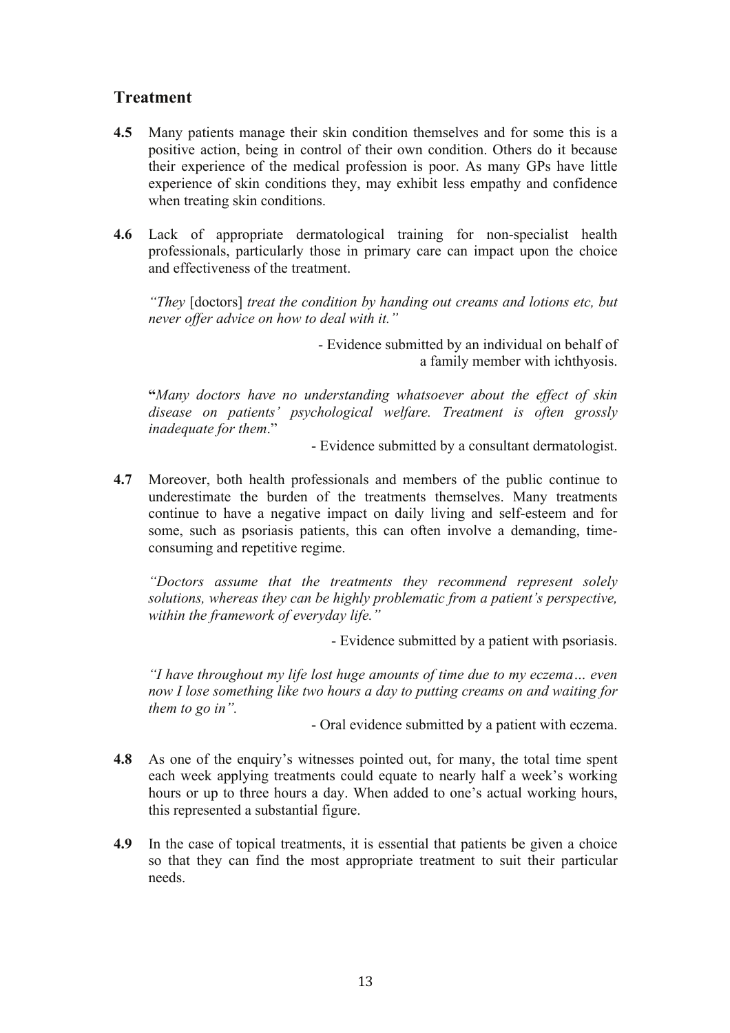## Treatment

**4.5** Many patients manage their skin condition themselves and for some this is a positive action, being in control of their own condition. Others do it because their experience of the medical profession is poor. As many GPs have little experience of skin conditions they, may exhibit less empathy and confidence when treating skin conditions.

**4.6** Lack of appropriate dermatological training for non-specialist health professionals, particularly those in primary care can impact upon the choice and effectiveness of the treatment.

> *"They* [doctors] *treat the condition by handing out creams and lotions etc, but never offer advice on how to deal with it."*
>
> - Evidence submitted by an individual on behalf of a family member with ichthyosis.

> **"***Many doctors have no understanding whatsoever about the effect of skin disease on patients' psychological welfare. Treatment is often grossly inadequate for them*."
>
> - Evidence submitted by a consultant dermatologist.

**4.7** Moreover, both health professionals and members of the public continue to underestimate the burden of the treatments themselves. Many treatments continue to have a negative impact on daily living and self-esteem and for some, such as psoriasis patients, this can often involve a demanding, time-consuming and repetitive regime.

> *"Doctors assume that the treatments they recommend represent solely solutions, whereas they can be highly problematic from a patient's perspective, within the framework of everyday life."*
>
> - Evidence submitted by a patient with psoriasis.

> *"I have throughout my life lost huge amounts of time due to my eczema… even now I lose something like two hours a day to putting creams on and waiting for them to go in".*
>
> - Oral evidence submitted by a patient with eczema.

**4.8** As one of the enquiry's witnesses pointed out, for many, the total time spent each week applying treatments could equate to nearly half a week's working hours or up to three hours a day. When added to one's actual working hours, this represented a substantial figure.

**4.9** In the case of topical treatments, it is essential that patients be given a choice so that they can find the most appropriate treatment to suit their particular needs.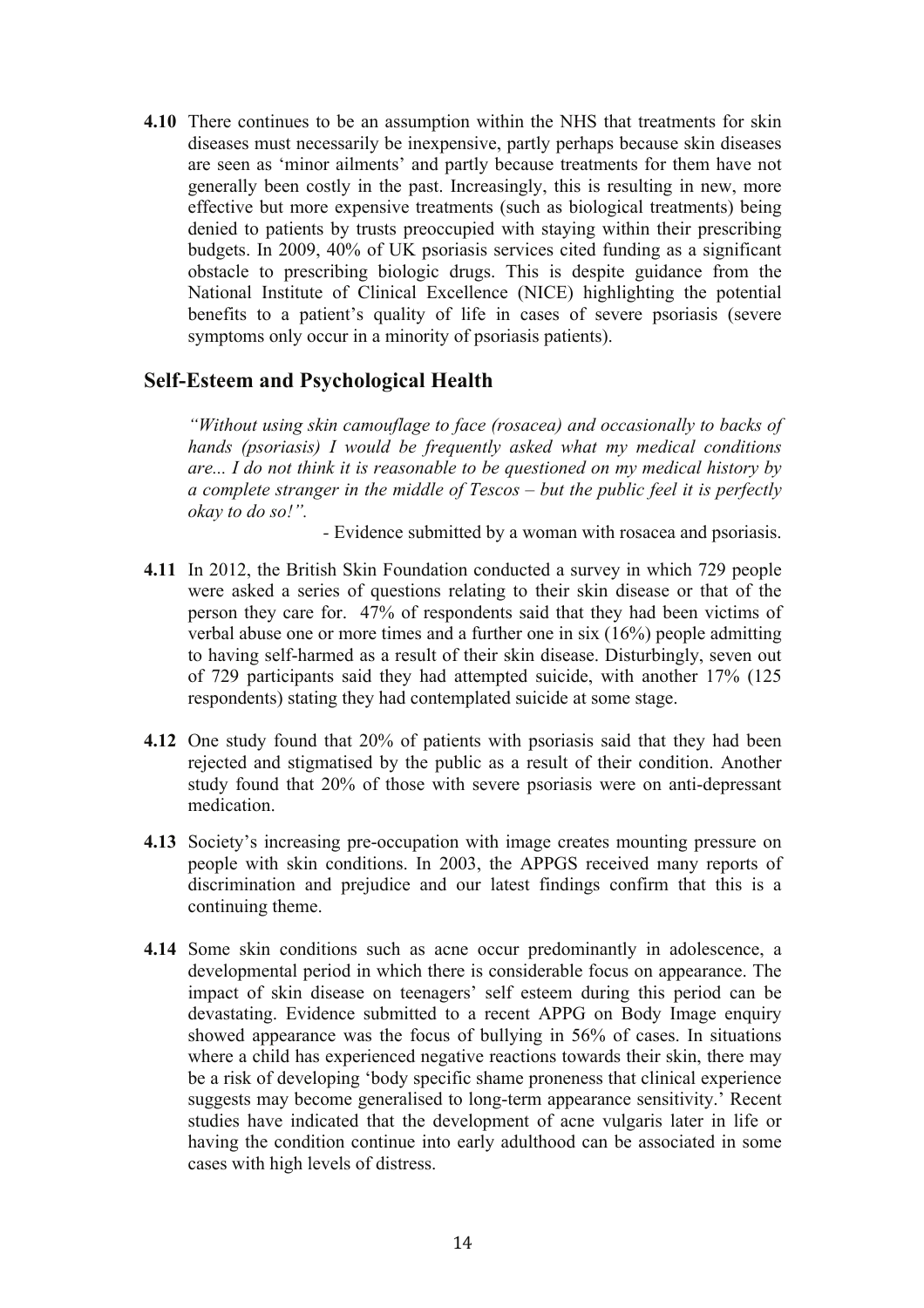**4.10** There continues to be an assumption within the NHS that treatments for skin diseases must necessarily be inexpensive, partly perhaps because skin diseases are seen as 'minor ailments' and partly because treatments for them have not generally been costly in the past. Increasingly, this is resulting in new, more effective but more expensive treatments (such as biological treatments) being denied to patients by trusts preoccupied with staying within their prescribing budgets. In 2009, 40% of UK psoriasis services cited funding as a significant obstacle to prescribing biologic drugs. This is despite guidance from the National Institute of Clinical Excellence (NICE) highlighting the potential benefits to a patient's quality of life in cases of severe psoriasis (severe symptoms only occur in a minority of psoriasis patients).

## Self-Esteem and Psychological Health

> *"Without using skin camouflage to face (rosacea) and occasionally to backs of hands (psoriasis) I would be frequently asked what my medical conditions are... I do not think it is reasonable to be questioned on my medical history by a complete stranger in the middle of Tescos – but the public feel it is perfectly okay to do so!".*
>
> - Evidence submitted by a woman with rosacea and psoriasis.

**4.11** In 2012, the British Skin Foundation conducted a survey in which 729 people were asked a series of questions relating to their skin disease or that of the person they care for. 47% of respondents said that they had been victims of verbal abuse one or more times and a further one in six (16%) people admitting to having self-harmed as a result of their skin disease. Disturbingly, seven out of 729 participants said they had attempted suicide, with another 17% (125 respondents) stating they had contemplated suicide at some stage.

**4.12** One study found that 20% of patients with psoriasis said that they had been rejected and stigmatised by the public as a result of their condition. Another study found that 20% of those with severe psoriasis were on anti-depressant medication.

**4.13** Society's increasing pre-occupation with image creates mounting pressure on people with skin conditions. In 2003, the APPGS received many reports of discrimination and prejudice and our latest findings confirm that this is a continuing theme.

**4.14** Some skin conditions such as acne occur predominantly in adolescence, a developmental period in which there is considerable focus on appearance. The impact of skin disease on teenagers' self esteem during this period can be devastating. Evidence submitted to a recent APPG on Body Image enquiry showed appearance was the focus of bullying in 56% of cases. In situations where a child has experienced negative reactions towards their skin, there may be a risk of developing 'body specific shame proneness that clinical experience suggests may become generalised to long-term appearance sensitivity.' Recent studies have indicated that the development of acne vulgaris later in life or having the condition continue into early adulthood can be associated in some cases with high levels of distress.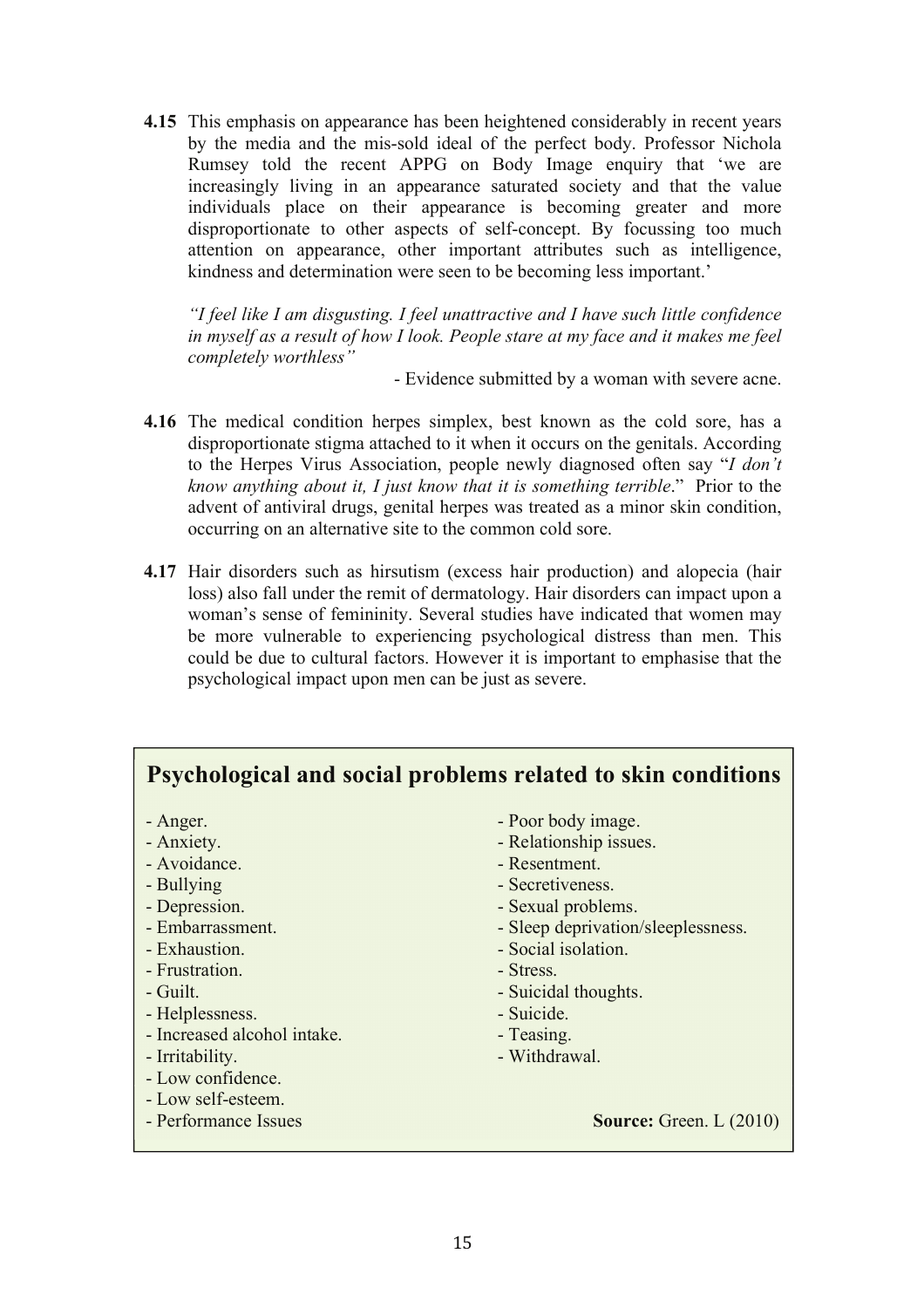**4.15** This emphasis on appearance has been heightened considerably in recent years by the media and the mis-sold ideal of the perfect body. Professor Nichola Rumsey told the recent APPG on Body Image enquiry that 'we are increasingly living in an appearance saturated society and that the value individuals place on their appearance is becoming greater and more disproportionate to other aspects of self-concept. By focussing too much attention on appearance, other important attributes such as intelligence, kindness and determination were seen to be becoming less important.'

*"I feel like I am disgusting. I feel unattractive and I have such little confidence in myself as a result of how I look. People stare at my face and it makes me feel completely worthless"*

- Evidence submitted by a woman with severe acne.

**4.16** The medical condition herpes simplex, best known as the cold sore, has a disproportionate stigma attached to it when it occurs on the genitals. According to the Herpes Virus Association, people newly diagnosed often say "*I don't know anything about it, I just know that it is something terrible*." Prior to the advent of antiviral drugs, genital herpes was treated as a minor skin condition, occurring on an alternative site to the common cold sore.

**4.17** Hair disorders such as hirsutism (excess hair production) and alopecia (hair loss) also fall under the remit of dermatology. Hair disorders can impact upon a woman's sense of femininity. Several studies have indicated that women may be more vulnerable to experiencing psychological distress than men. This could be due to cultural factors. However it is important to emphasise that the psychological impact upon men can be just as severe.

## Psychological and social problems related to skin conditions

- Anger.
- Anxiety.
- Avoidance.
- Bullying
- Depression.
- Embarrassment.
- Exhaustion.
- Frustration.
- Guilt.
- Helplessness.
- Increased alcohol intake.
- Irritability.
- Low confidence.
- Low self-esteem.
- Performance Issues
- Poor body image.
- Relationship issues.
- Resentment.
- Secretiveness.
- Sexual problems.
- Sleep deprivation/sleeplessness.
- Social isolation.
- Stress.
- Suicidal thoughts.
- Suicide.
- Teasing.
- Withdrawal.

**Source:** Green. L (2010)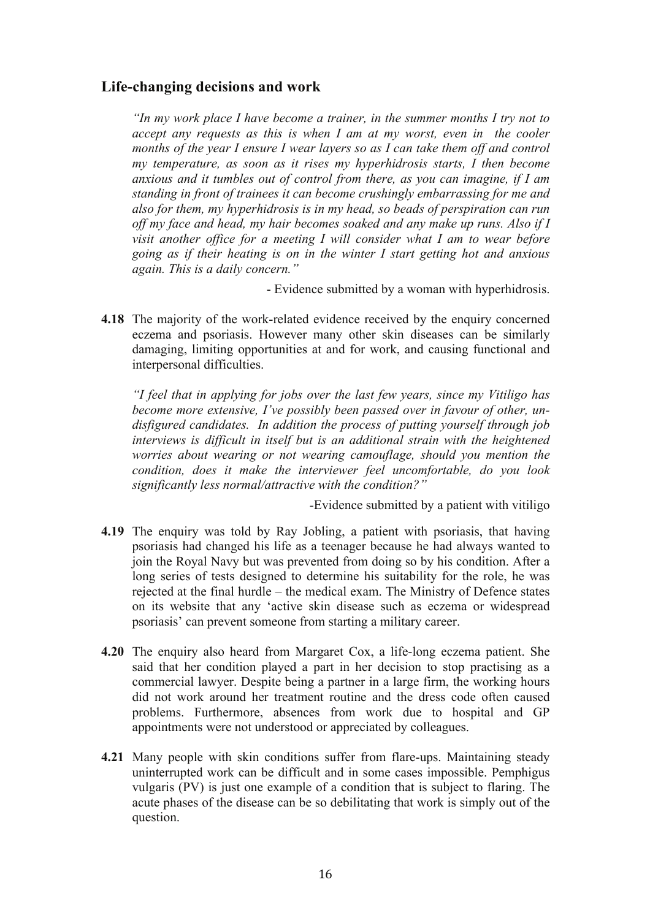## Life-changing decisions and work

> *"In my work place I have become a trainer, in the summer months I try not to accept any requests as this is when I am at my worst, even in the cooler months of the year I ensure I wear layers so as I can take them off and control my temperature, as soon as it rises my hyperhidrosis starts, I then become anxious and it tumbles out of control from there, as you can imagine, if I am standing in front of trainees it can become crushingly embarrassing for me and also for them, my hyperhidrosis is in my head, so beads of perspiration can run off my face and head, my hair becomes soaked and any make up runs. Also if I visit another office for a meeting I will consider what I am to wear before going as if their heating is on in the winter I start getting hot and anxious again. This is a daily concern."*
>
> - Evidence submitted by a woman with hyperhidrosis.

**4.18** The majority of the work-related evidence received by the enquiry concerned eczema and psoriasis. However many other skin diseases can be similarly damaging, limiting opportunities at and for work, and causing functional and interpersonal difficulties.

> *"I feel that in applying for jobs over the last few years, since my Vitiligo has become more extensive, I've possibly been passed over in favour of other, un-disfigured candidates. In addition the process of putting yourself through job interviews is difficult in itself but is an additional strain with the heightened worries about wearing or not wearing camouflage, should you mention the condition, does it make the interviewer feel uncomfortable, do you look significantly less normal/attractive with the condition?"*
>
> -Evidence submitted by a patient with vitiligo

**4.19** The enquiry was told by Ray Jobling, a patient with psoriasis, that having psoriasis had changed his life as a teenager because he had always wanted to join the Royal Navy but was prevented from doing so by his condition. After a long series of tests designed to determine his suitability for the role, he was rejected at the final hurdle – the medical exam. The Ministry of Defence states on its website that any 'active skin disease such as eczema or widespread psoriasis' can prevent someone from starting a military career.

**4.20** The enquiry also heard from Margaret Cox, a life-long eczema patient. She said that her condition played a part in her decision to stop practising as a commercial lawyer. Despite being a partner in a large firm, the working hours did not work around her treatment routine and the dress code often caused problems. Furthermore, absences from work due to hospital and GP appointments were not understood or appreciated by colleagues.

**4.21** Many people with skin conditions suffer from flare-ups. Maintaining steady uninterrupted work can be difficult and in some cases impossible. Pemphigus vulgaris (PV) is just one example of a condition that is subject to flaring. The acute phases of the disease can be so debilitating that work is simply out of the question.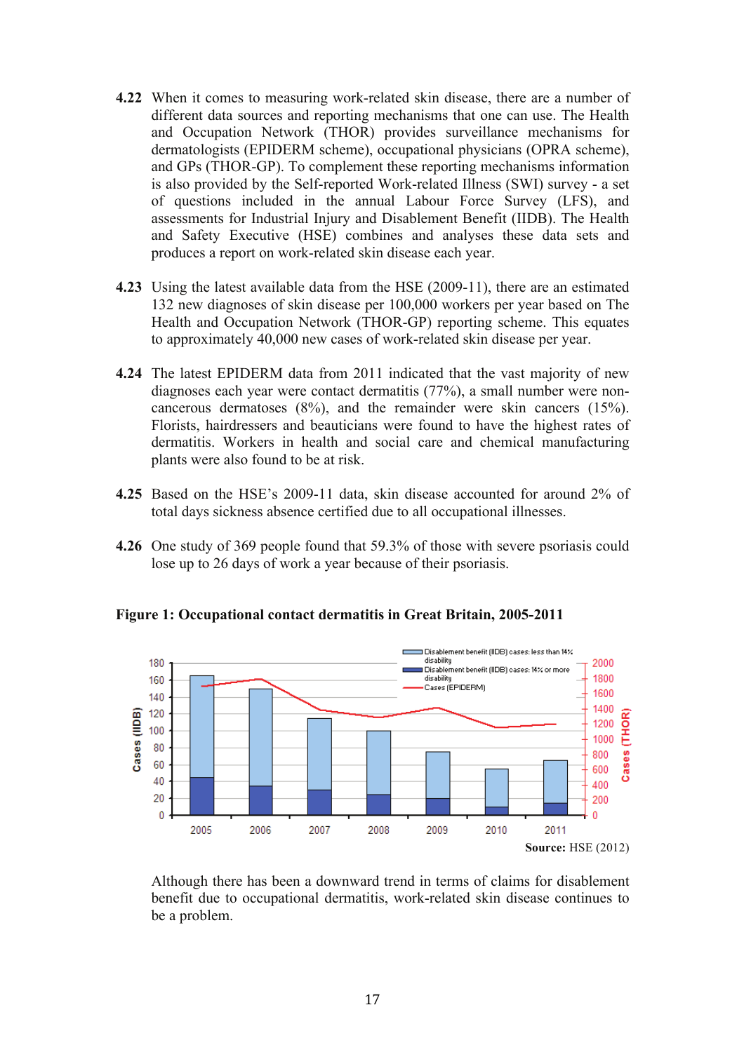**4.22** When it comes to measuring work-related skin disease, there are a number of different data sources and reporting mechanisms that one can use. The Health and Occupation Network (THOR) provides surveillance mechanisms for dermatologists (EPIDERM scheme), occupational physicians (OPRA scheme), and GPs (THOR-GP). To complement these reporting mechanisms information is also provided by the Self-reported Work-related Illness (SWI) survey - a set of questions included in the annual Labour Force Survey (LFS), and assessments for Industrial Injury and Disablement Benefit (IIDB). The Health and Safety Executive (HSE) combines and analyses these data sets and produces a report on work-related skin disease each year.

**4.23** Using the latest available data from the HSE (2009-11), there are an estimated 132 new diagnoses of skin disease per 100,000 workers per year based on The Health and Occupation Network (THOR-GP) reporting scheme. This equates to approximately 40,000 new cases of work-related skin disease per year.

**4.24** The latest EPIDERM data from 2011 indicated that the vast majority of new diagnoses each year were contact dermatitis (77%), a small number were non-cancerous dermatoses (8%), and the remainder were skin cancers (15%). Florists, hairdressers and beauticians were found to have the highest rates of dermatitis. Workers in health and social care and chemical manufacturing plants were also found to be at risk.

**4.25** Based on the HSE's 2009-11 data, skin disease accounted for around 2% of total days sickness absence certified due to all occupational illnesses.

**4.26** One study of 369 people found that 59.3% of those with severe psoriasis could lose up to 26 days of work a year because of their psoriasis.

**Figure 1: Occupational contact dermatitis in Great Britain, 2005-2011**

**Source:** HSE (2012)

Although there has been a downward trend in terms of claims for disablement benefit due to occupational dermatitis, work-related skin disease continues to be a problem.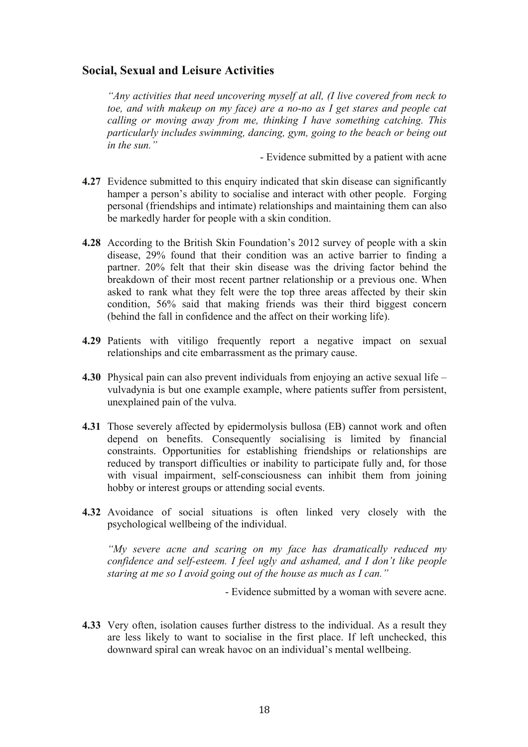## Social, Sexual and Leisure Activities

> *"Any activities that need uncovering myself at all, (I live covered from neck to toe, and with makeup on my face) are a no-no as I get stares and people cat calling or moving away from me, thinking I have something catching. This particularly includes swimming, dancing, gym, going to the beach or being out in the sun."*
>
> \- Evidence submitted by a patient with acne

**4.27** Evidence submitted to this enquiry indicated that skin disease can significantly hamper a person's ability to socialise and interact with other people. Forging personal (friendships and intimate) relationships and maintaining them can also be markedly harder for people with a skin condition.

**4.28** According to the British Skin Foundation's 2012 survey of people with a skin disease, 29% found that their condition was an active barrier to finding a partner. 20% felt that their skin disease was the driving factor behind the breakdown of their most recent partner relationship or a previous one. When asked to rank what they felt were the top three areas affected by their skin condition, 56% said that making friends was their third biggest concern (behind the fall in confidence and the affect on their working life).

**4.29** Patients with vitiligo frequently report a negative impact on sexual relationships and cite embarrassment as the primary cause.

**4.30** Physical pain can also prevent individuals from enjoying an active sexual life – vulvadynia is but one example example, where patients suffer from persistent, unexplained pain of the vulva.

**4.31** Those severely affected by epidermolysis bullosa (EB) cannot work and often depend on benefits. Consequently socialising is limited by financial constraints. Opportunities for establishing friendships or relationships are reduced by transport difficulties or inability to participate fully and, for those with visual impairment, self-consciousness can inhibit them from joining hobby or interest groups or attending social events.

**4.32** Avoidance of social situations is often linked very closely with the psychological wellbeing of the individual.

> *"My severe acne and scaring on my face has dramatically reduced my confidence and self-esteem. I feel ugly and ashamed, and I don't like people staring at me so I avoid going out of the house as much as I can."*
>
> \- Evidence submitted by a woman with severe acne.

**4.33** Very often, isolation causes further distress to the individual. As a result they are less likely to want to socialise in the first place. If left unchecked, this downward spiral can wreak havoc on an individual's mental wellbeing.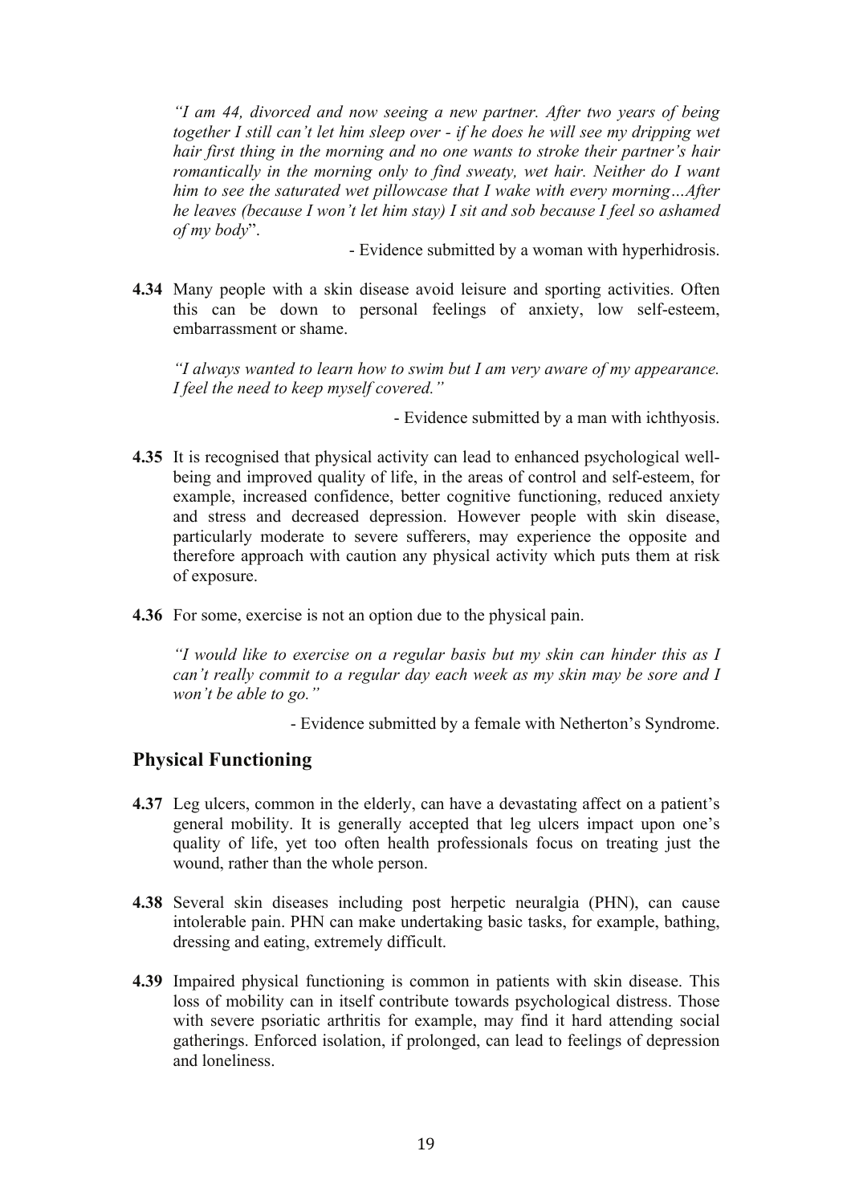*"I am 44, divorced and now seeing a new partner. After two years of being together I still can't let him sleep over - if he does he will see my dripping wet hair first thing in the morning and no one wants to stroke their partner's hair romantically in the morning only to find sweaty, wet hair. Neither do I want him to see the saturated wet pillowcase that I wake with every morning…After he leaves (because I won't let him stay) I sit and sob because I feel so ashamed of my body*".

- Evidence submitted by a woman with hyperhidrosis.

**4.34** Many people with a skin disease avoid leisure and sporting activities. Often this can be down to personal feelings of anxiety, low self-esteem, embarrassment or shame.

*"I always wanted to learn how to swim but I am very aware of my appearance. I feel the need to keep myself covered."*

- Evidence submitted by a man with ichthyosis.

**4.35** It is recognised that physical activity can lead to enhanced psychological well-being and improved quality of life, in the areas of control and self-esteem, for example, increased confidence, better cognitive functioning, reduced anxiety and stress and decreased depression. However people with skin disease, particularly moderate to severe sufferers, may experience the opposite and therefore approach with caution any physical activity which puts them at risk of exposure.

**4.36** For some, exercise is not an option due to the physical pain.

*"I would like to exercise on a regular basis but my skin can hinder this as I can't really commit to a regular day each week as my skin may be sore and I won't be able to go."*

- Evidence submitted by a female with Netherton's Syndrome.

## Physical Functioning

**4.37** Leg ulcers, common in the elderly, can have a devastating affect on a patient's general mobility. It is generally accepted that leg ulcers impact upon one's quality of life, yet too often health professionals focus on treating just the wound, rather than the whole person.

**4.38** Several skin diseases including post herpetic neuralgia (PHN), can cause intolerable pain. PHN can make undertaking basic tasks, for example, bathing, dressing and eating, extremely difficult.

**4.39** Impaired physical functioning is common in patients with skin disease. This loss of mobility can in itself contribute towards psychological distress. Those with severe psoriatic arthritis for example, may find it hard attending social gatherings. Enforced isolation, if prolonged, can lead to feelings of depression and loneliness.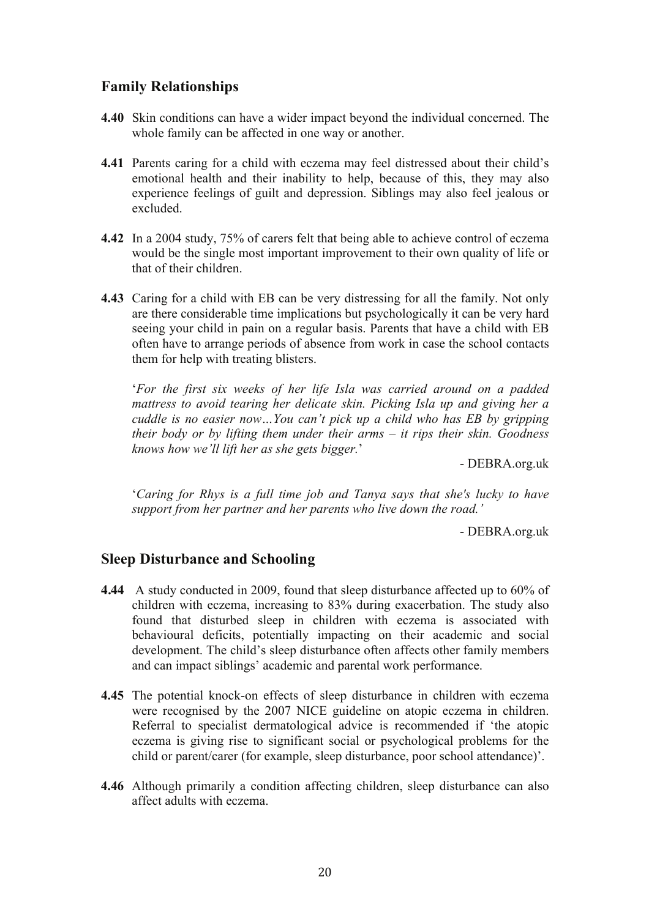## Family Relationships

**4.40** Skin conditions can have a wider impact beyond the individual concerned. The whole family can be affected in one way or another.

**4.41** Parents caring for a child with eczema may feel distressed about their child's emotional health and their inability to help, because of this, they may also experience feelings of guilt and depression. Siblings may also feel jealous or excluded.

**4.42** In a 2004 study, 75% of carers felt that being able to achieve control of eczema would be the single most important improvement to their own quality of life or that of their children.

**4.43** Caring for a child with EB can be very distressing for all the family. Not only are there considerable time implications but psychologically it can be very hard seeing your child in pain on a regular basis. Parents that have a child with EB often have to arrange periods of absence from work in case the school contacts them for help with treating blisters.

'*For the first six weeks of her life Isla was carried around on a padded mattress to avoid tearing her delicate skin. Picking Isla up and giving her a cuddle is no easier now…You can't pick up a child who has EB by gripping their body or by lifting them under their arms – it rips their skin. Goodness knows how we'll lift her as she gets bigger.*'

- DEBRA.org.uk

'*Caring for Rhys is a full time job and Tanya says that she's lucky to have support from her partner and her parents who live down the road.'*

- DEBRA.org.uk

## Sleep Disturbance and Schooling

**4.44** A study conducted in 2009, found that sleep disturbance affected up to 60% of children with eczema, increasing to 83% during exacerbation. The study also found that disturbed sleep in children with eczema is associated with behavioural deficits, potentially impacting on their academic and social development. The child's sleep disturbance often affects other family members and can impact siblings' academic and parental work performance.

**4.45** The potential knock-on effects of sleep disturbance in children with eczema were recognised by the 2007 NICE guideline on atopic eczema in children. Referral to specialist dermatological advice is recommended if 'the atopic eczema is giving rise to significant social or psychological problems for the child or parent/carer (for example, sleep disturbance, poor school attendance)'.

**4.46** Although primarily a condition affecting children, sleep disturbance can also affect adults with eczema.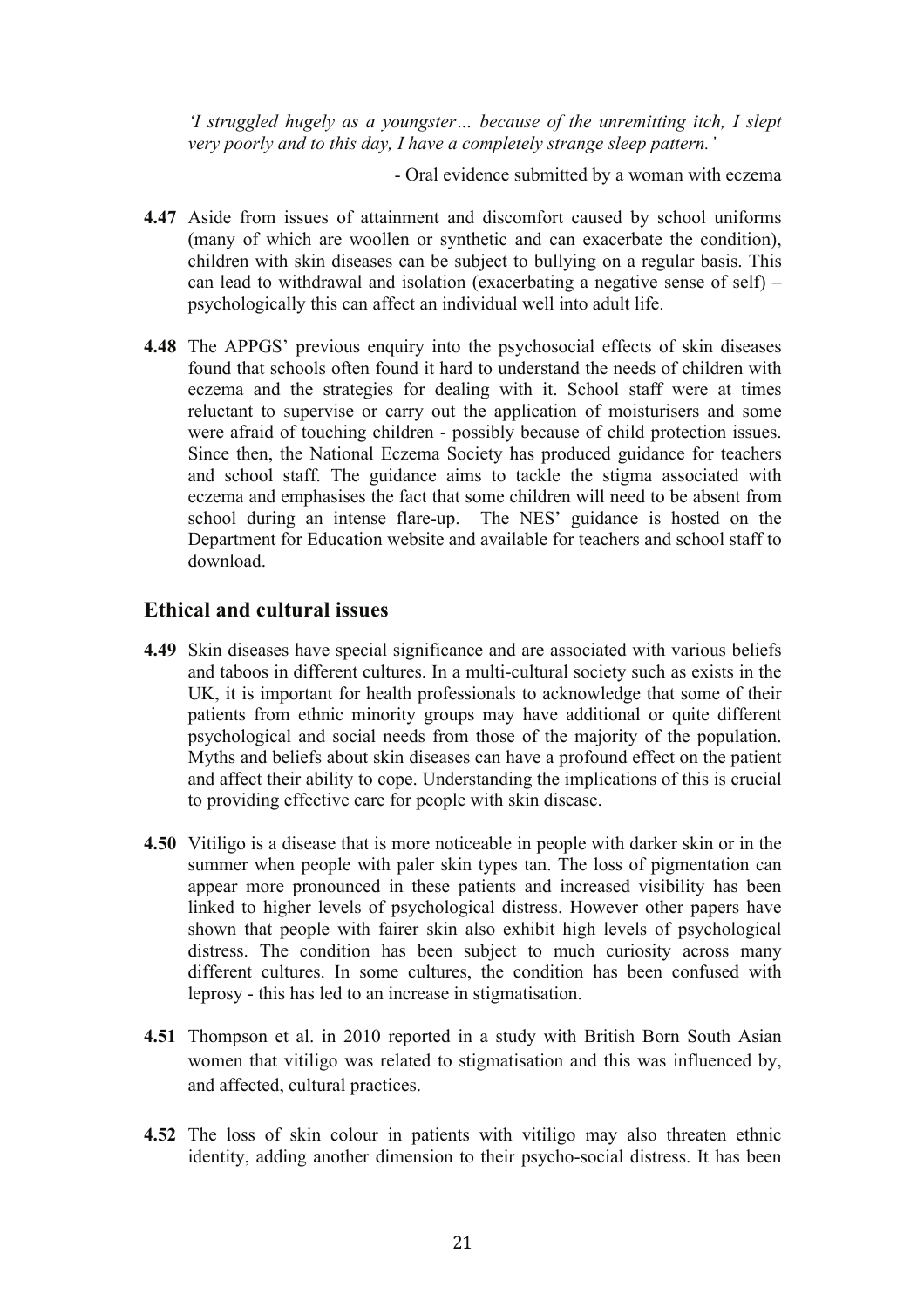*'I struggled hugely as a youngster… because of the unremitting itch, I slept very poorly and to this day, I have a completely strange sleep pattern.'*

- Oral evidence submitted by a woman with eczema

**4.47** Aside from issues of attainment and discomfort caused by school uniforms (many of which are woollen or synthetic and can exacerbate the condition), children with skin diseases can be subject to bullying on a regular basis. This can lead to withdrawal and isolation (exacerbating a negative sense of self) – psychologically this can affect an individual well into adult life.

**4.48** The APPGS' previous enquiry into the psychosocial effects of skin diseases found that schools often found it hard to understand the needs of children with eczema and the strategies for dealing with it. School staff were at times reluctant to supervise or carry out the application of moisturisers and some were afraid of touching children - possibly because of child protection issues. Since then, the National Eczema Society has produced guidance for teachers and school staff. The guidance aims to tackle the stigma associated with eczema and emphasises the fact that some children will need to be absent from school during an intense flare-up. The NES' guidance is hosted on the Department for Education website and available for teachers and school staff to download.

## Ethical and cultural issues

**4.49** Skin diseases have special significance and are associated with various beliefs and taboos in different cultures. In a multi-cultural society such as exists in the UK, it is important for health professionals to acknowledge that some of their patients from ethnic minority groups may have additional or quite different psychological and social needs from those of the majority of the population. Myths and beliefs about skin diseases can have a profound effect on the patient and affect their ability to cope. Understanding the implications of this is crucial to providing effective care for people with skin disease.

**4.50** Vitiligo is a disease that is more noticeable in people with darker skin or in the summer when people with paler skin types tan. The loss of pigmentation can appear more pronounced in these patients and increased visibility has been linked to higher levels of psychological distress. However other papers have shown that people with fairer skin also exhibit high levels of psychological distress. The condition has been subject to much curiosity across many different cultures. In some cultures, the condition has been confused with leprosy - this has led to an increase in stigmatisation.

**4.51** Thompson et al. in 2010 reported in a study with British Born South Asian women that vitiligo was related to stigmatisation and this was influenced by, and affected, cultural practices.

**4.52** The loss of skin colour in patients with vitiligo may also threaten ethnic identity, adding another dimension to their psycho-social distress. It has been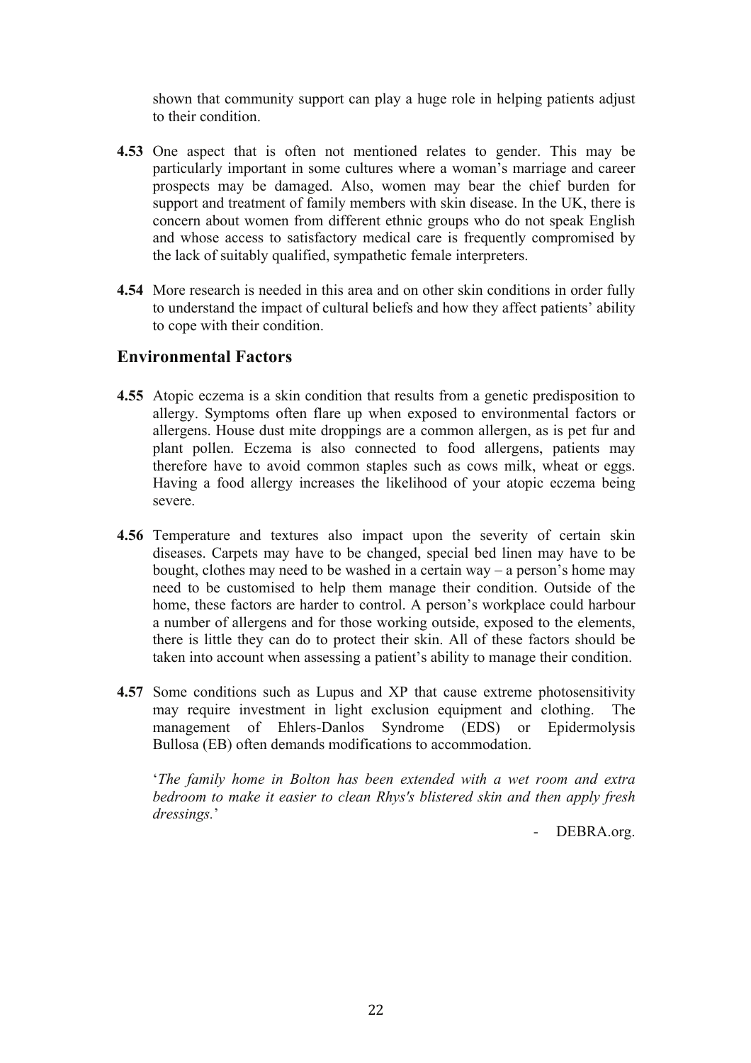shown that community support can play a huge role in helping patients adjust to their condition.

**4.53** One aspect that is often not mentioned relates to gender. This may be particularly important in some cultures where a woman's marriage and career prospects may be damaged. Also, women may bear the chief burden for support and treatment of family members with skin disease. In the UK, there is concern about women from different ethnic groups who do not speak English and whose access to satisfactory medical care is frequently compromised by the lack of suitably qualified, sympathetic female interpreters.

**4.54** More research is needed in this area and on other skin conditions in order fully to understand the impact of cultural beliefs and how they affect patients' ability to cope with their condition.

## Environmental Factors

**4.55** Atopic eczema is a skin condition that results from a genetic predisposition to allergy. Symptoms often flare up when exposed to environmental factors or allergens. House dust mite droppings are a common allergen, as is pet fur and plant pollen. Eczema is also connected to food allergens, patients may therefore have to avoid common staples such as cows milk, wheat or eggs. Having a food allergy increases the likelihood of your atopic eczema being severe.

**4.56** Temperature and textures also impact upon the severity of certain skin diseases. Carpets may have to be changed, special bed linen may have to be bought, clothes may need to be washed in a certain way – a person's home may need to be customised to help them manage their condition. Outside of the home, these factors are harder to control. A person's workplace could harbour a number of allergens and for those working outside, exposed to the elements, there is little they can do to protect their skin. All of these factors should be taken into account when assessing a patient's ability to manage their condition.

**4.57** Some conditions such as Lupus and XP that cause extreme photosensitivity may require investment in light exclusion equipment and clothing. The management of Ehlers-Danlos Syndrome (EDS) or Epidermolysis Bullosa (EB) often demands modifications to accommodation.

'*The family home in Bolton has been extended with a wet room and extra bedroom to make it easier to clean Rhys's blistered skin and then apply fresh dressings.*'

- DEBRA.org.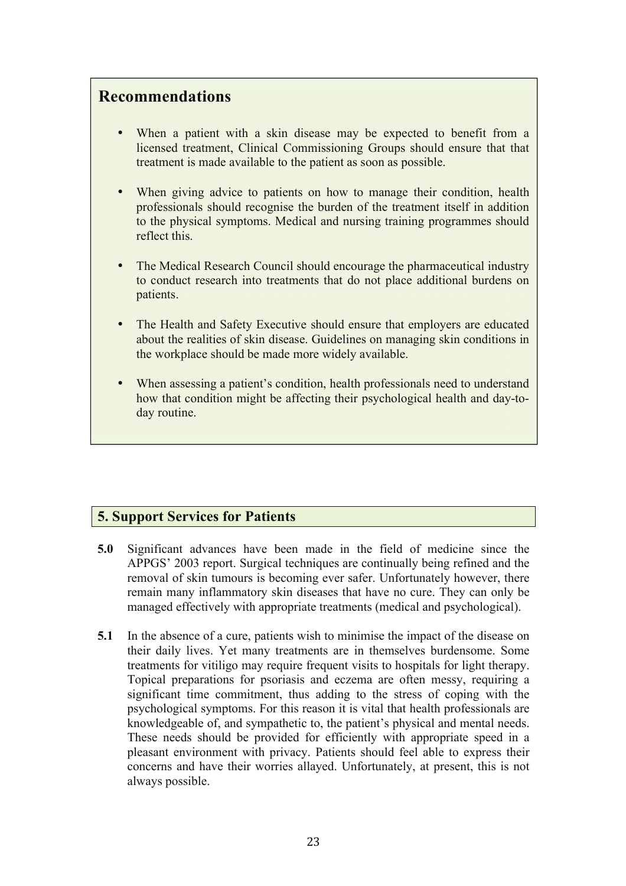## Recommendations

- When a patient with a skin disease may be expected to benefit from a licensed treatment, Clinical Commissioning Groups should ensure that that treatment is made available to the patient as soon as possible.
- When giving advice to patients on how to manage their condition, health professionals should recognise the burden of the treatment itself in addition to the physical symptoms. Medical and nursing training programmes should reflect this.
- The Medical Research Council should encourage the pharmaceutical industry to conduct research into treatments that do not place additional burdens on patients.
- The Health and Safety Executive should ensure that employers are educated about the realities of skin disease. Guidelines on managing skin conditions in the workplace should be made more widely available.
- When assessing a patient's condition, health professionals need to understand how that condition might be affecting their psychological health and day-to-day routine.

## 5. Support Services for Patients

**5.0** Significant advances have been made in the field of medicine since the APPGS' 2003 report. Surgical techniques are continually being refined and the removal of skin tumours is becoming ever safer. Unfortunately however, there remain many inflammatory skin diseases that have no cure. They can only be managed effectively with appropriate treatments (medical and psychological).

**5.1** In the absence of a cure, patients wish to minimise the impact of the disease on their daily lives. Yet many treatments are in themselves burdensome. Some treatments for vitiligo may require frequent visits to hospitals for light therapy. Topical preparations for psoriasis and eczema are often messy, requiring a significant time commitment, thus adding to the stress of coping with the psychological symptoms. For this reason it is vital that health professionals are knowledgeable of, and sympathetic to, the patient's physical and mental needs. These needs should be provided for efficiently with appropriate speed in a pleasant environment with privacy. Patients should feel able to express their concerns and have their worries allayed. Unfortunately, at present, this is not always possible.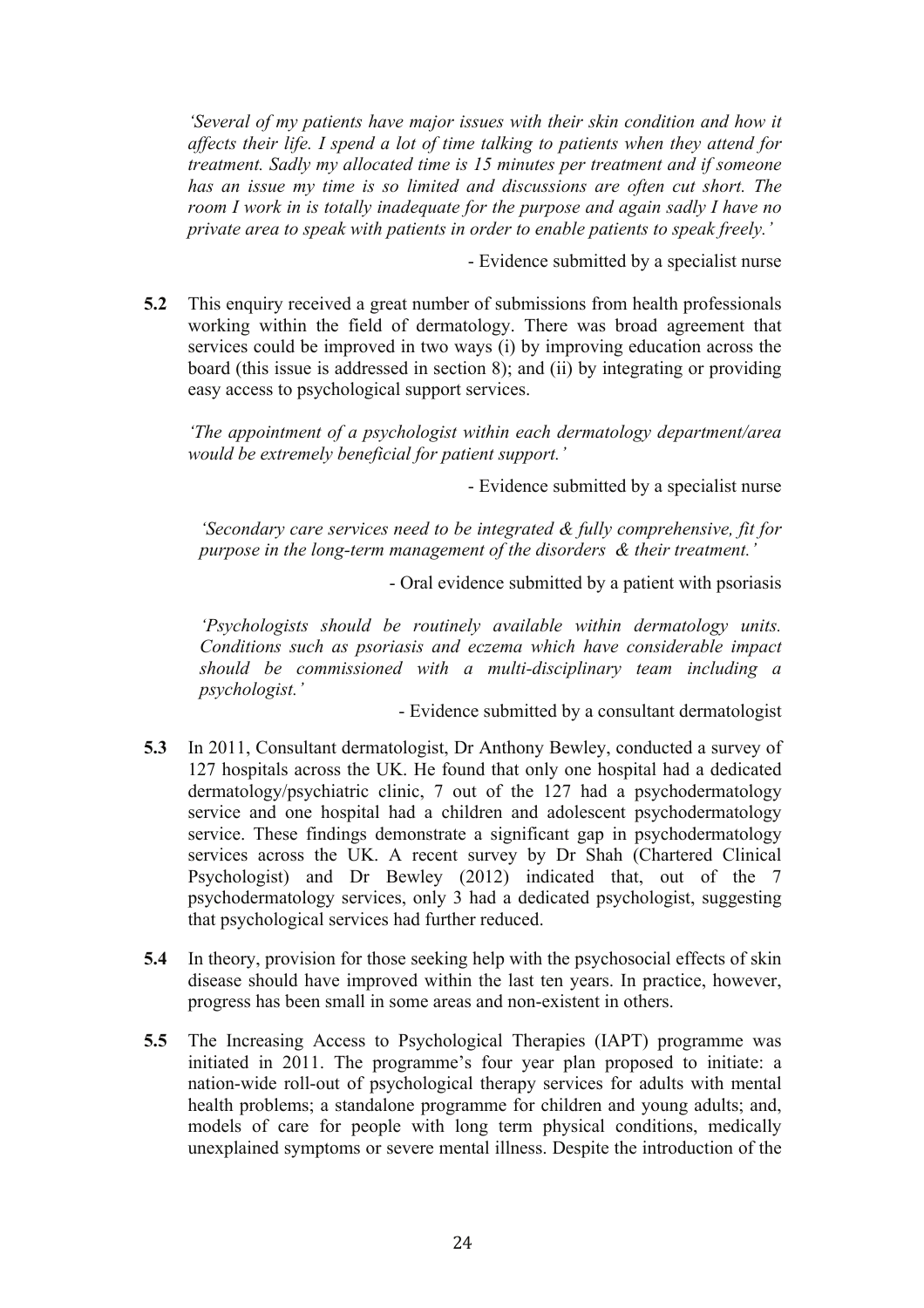*'Several of my patients have major issues with their skin condition and how it affects their life. I spend a lot of time talking to patients when they attend for treatment. Sadly my allocated time is 15 minutes per treatment and if someone has an issue my time is so limited and discussions are often cut short. The room I work in is totally inadequate for the purpose and again sadly I have no private area to speak with patients in order to enable patients to speak freely.'*

- Evidence submitted by a specialist nurse

**5.2** This enquiry received a great number of submissions from health professionals working within the field of dermatology. There was broad agreement that services could be improved in two ways (i) by improving education across the board (this issue is addressed in section 8); and (ii) by integrating or providing easy access to psychological support services.

*'The appointment of a psychologist within each dermatology department/area would be extremely beneficial for patient support.'*

- Evidence submitted by a specialist nurse

*'Secondary care services need to be integrated & fully comprehensive, fit for purpose in the long-term management of the disorders & their treatment.'*

- Oral evidence submitted by a patient with psoriasis

*'Psychologists should be routinely available within dermatology units. Conditions such as psoriasis and eczema which have considerable impact should be commissioned with a multi-disciplinary team including a psychologist.'*

- Evidence submitted by a consultant dermatologist

**5.3** In 2011, Consultant dermatologist, Dr Anthony Bewley, conducted a survey of 127 hospitals across the UK. He found that only one hospital had a dedicated dermatology/psychiatric clinic, 7 out of the 127 had a psychodermatology service and one hospital had a children and adolescent psychodermatology service. These findings demonstrate a significant gap in psychodermatology services across the UK. A recent survey by Dr Shah (Chartered Clinical Psychologist) and Dr Bewley (2012) indicated that, out of the 7 psychodermatology services, only 3 had a dedicated psychologist, suggesting that psychological services had further reduced.

**5.4** In theory, provision for those seeking help with the psychosocial effects of skin disease should have improved within the last ten years. In practice, however, progress has been small in some areas and non-existent in others.

**5.5** The Increasing Access to Psychological Therapies (IAPT) programme was initiated in 2011. The programme's four year plan proposed to initiate: a nation-wide roll-out of psychological therapy services for adults with mental health problems; a standalone programme for children and young adults; and, models of care for people with long term physical conditions, medically unexplained symptoms or severe mental illness. Despite the introduction of the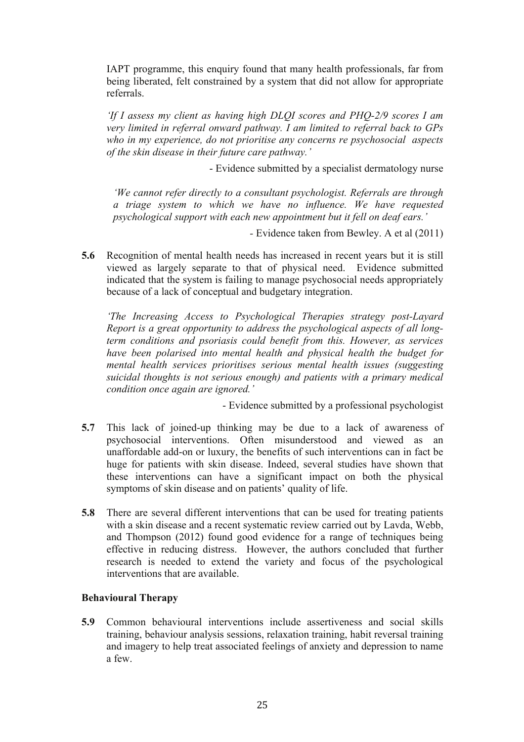IAPT programme, this enquiry found that many health professionals, far from being liberated, felt constrained by a system that did not allow for appropriate referrals.

*'If I assess my client as having high DLQI scores and PHQ-2/9 scores I am very limited in referral onward pathway. I am limited to referral back to GPs who in my experience, do not prioritise any concerns re psychosocial aspects of the skin disease in their future care pathway.'*

- Evidence submitted by a specialist dermatology nurse

*'We cannot refer directly to a consultant psychologist. Referrals are through a triage system to which we have no influence. We have requested psychological support with each new appointment but it fell on deaf ears.'*

- Evidence taken from Bewley. A et al (2011)

**5.6** Recognition of mental health needs has increased in recent years but it is still viewed as largely separate to that of physical need. Evidence submitted indicated that the system is failing to manage psychosocial needs appropriately because of a lack of conceptual and budgetary integration.

*'The Increasing Access to Psychological Therapies strategy post-Layard Report is a great opportunity to address the psychological aspects of all long-term conditions and psoriasis could benefit from this. However, as services have been polarised into mental health and physical health the budget for mental health services prioritises serious mental health issues (suggesting suicidal thoughts is not serious enough) and patients with a primary medical condition once again are ignored.'*

- Evidence submitted by a professional psychologist

**5.7** This lack of joined-up thinking may be due to a lack of awareness of psychosocial interventions. Often misunderstood and viewed as an unaffordable add-on or luxury, the benefits of such interventions can in fact be huge for patients with skin disease. Indeed, several studies have shown that these interventions can have a significant impact on both the physical symptoms of skin disease and on patients' quality of life.

**5.8** There are several different interventions that can be used for treating patients with a skin disease and a recent systematic review carried out by Lavda, Webb, and Thompson (2012) found good evidence for a range of techniques being effective in reducing distress. However, the authors concluded that further research is needed to extend the variety and focus of the psychological interventions that are available.

### Behavioural Therapy

**5.9** Common behavioural interventions include assertiveness and social skills training, behaviour analysis sessions, relaxation training, habit reversal training and imagery to help treat associated feelings of anxiety and depression to name a few.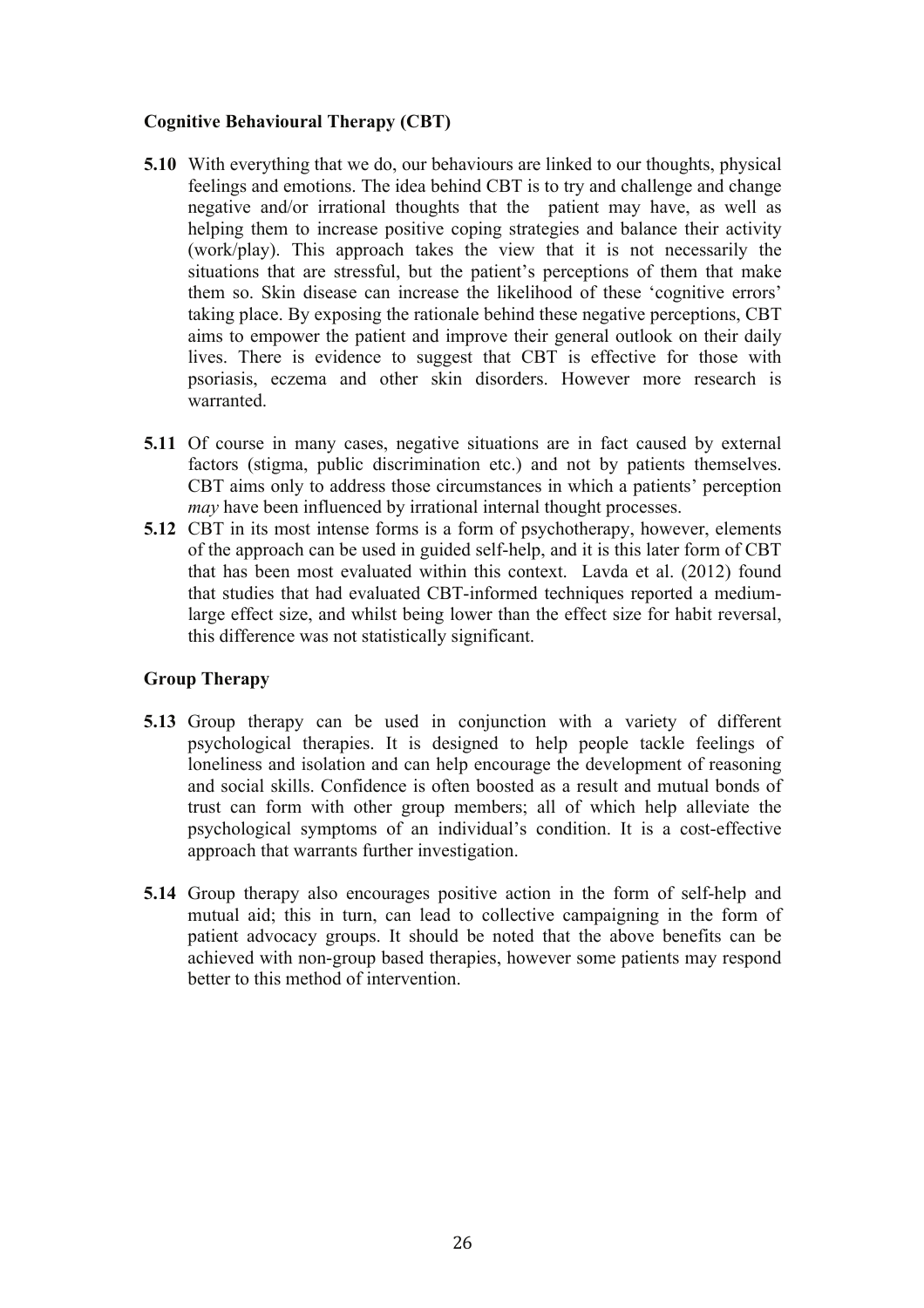**Cognitive Behavioural Therapy (CBT)**

**5.10** With everything that we do, our behaviours are linked to our thoughts, physical feelings and emotions. The idea behind CBT is to try and challenge and change negative and/or irrational thoughts that the patient may have, as well as helping them to increase positive coping strategies and balance their activity (work/play). This approach takes the view that it is not necessarily the situations that are stressful, but the patient's perceptions of them that make them so. Skin disease can increase the likelihood of these 'cognitive errors' taking place. By exposing the rationale behind these negative perceptions, CBT aims to empower the patient and improve their general outlook on their daily lives. There is evidence to suggest that CBT is effective for those with psoriasis, eczema and other skin disorders. However more research is warranted.

**5.11** Of course in many cases, negative situations are in fact caused by external factors (stigma, public discrimination etc.) and not by patients themselves. CBT aims only to address those circumstances in which a patients' perception *may* have been influenced by irrational internal thought processes.

**5.12** CBT in its most intense forms is a form of psychotherapy, however, elements of the approach can be used in guided self-help, and it is this later form of CBT that has been most evaluated within this context. Lavda et al. (2012) found that studies that had evaluated CBT-informed techniques reported a medium-large effect size, and whilst being lower than the effect size for habit reversal, this difference was not statistically significant.

**Group Therapy**

**5.13** Group therapy can be used in conjunction with a variety of different psychological therapies. It is designed to help people tackle feelings of loneliness and isolation and can help encourage the development of reasoning and social skills. Confidence is often boosted as a result and mutual bonds of trust can form with other group members; all of which help alleviate the psychological symptoms of an individual's condition. It is a cost-effective approach that warrants further investigation.

**5.14** Group therapy also encourages positive action in the form of self-help and mutual aid; this in turn, can lead to collective campaigning in the form of patient advocacy groups. It should be noted that the above benefits can be achieved with non-group based therapies, however some patients may respond better to this method of intervention.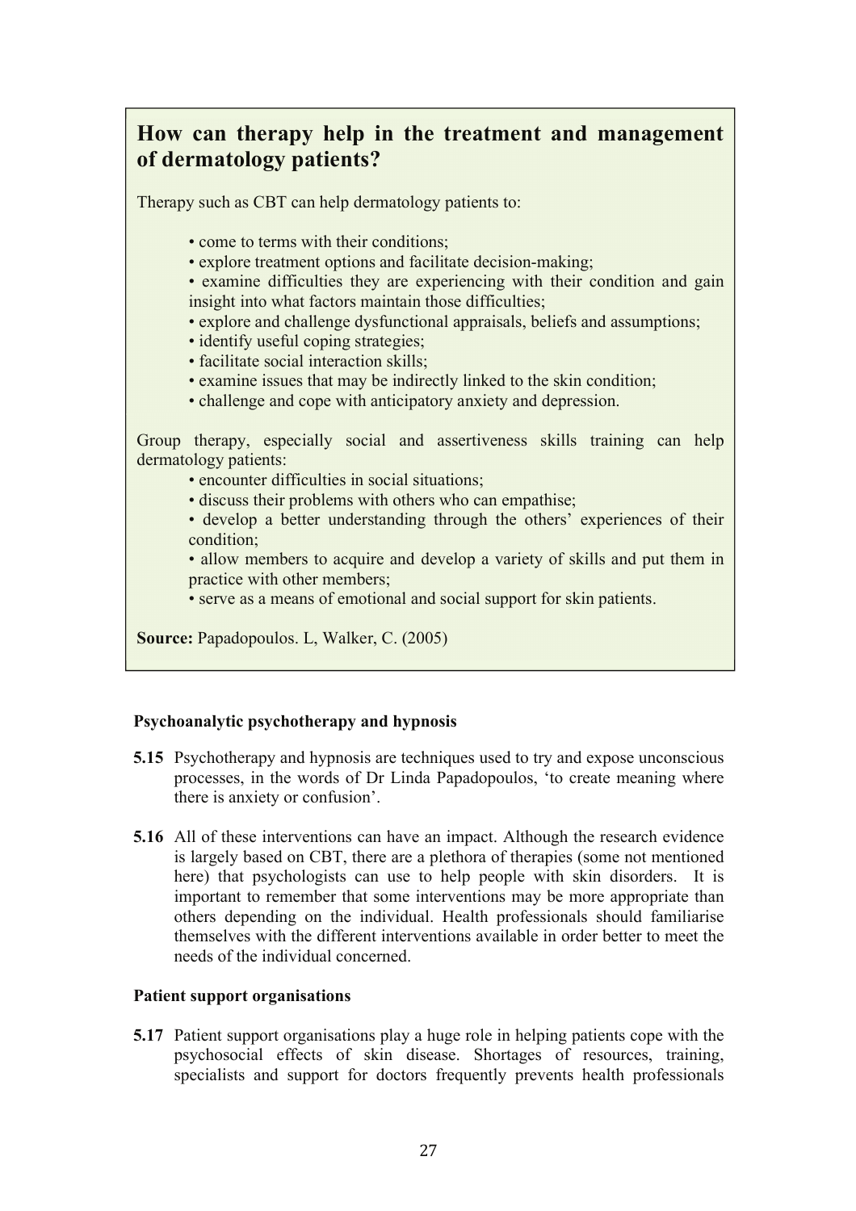## How can therapy help in the treatment and management of dermatology patients?

Therapy such as CBT can help dermatology patients to:

- come to terms with their conditions;
- explore treatment options and facilitate decision-making;
- examine difficulties they are experiencing with their condition and gain insight into what factors maintain those difficulties;
- explore and challenge dysfunctional appraisals, beliefs and assumptions;
- identify useful coping strategies;
- facilitate social interaction skills;
- examine issues that may be indirectly linked to the skin condition;
- challenge and cope with anticipatory anxiety and depression.

Group therapy, especially social and assertiveness skills training can help dermatology patients:

- encounter difficulties in social situations;
- discuss their problems with others who can empathise;
- develop a better understanding through the others' experiences of their condition;
- allow members to acquire and develop a variety of skills and put them in practice with other members;
- serve as a means of emotional and social support for skin patients.

**Source:** Papadopoulos. L, Walker, C. (2005)

**Psychoanalytic psychotherapy and hypnosis**

**5.15** Psychotherapy and hypnosis are techniques used to try and expose unconscious processes, in the words of Dr Linda Papadopoulos, 'to create meaning where there is anxiety or confusion'.

**5.16** All of these interventions can have an impact. Although the research evidence is largely based on CBT, there are a plethora of therapies (some not mentioned here) that psychologists can use to help people with skin disorders. It is important to remember that some interventions may be more appropriate than others depending on the individual. Health professionals should familiarise themselves with the different interventions available in order better to meet the needs of the individual concerned.

**Patient support organisations**

**5.17** Patient support organisations play a huge role in helping patients cope with the psychosocial effects of skin disease. Shortages of resources, training, specialists and support for doctors frequently prevents health professionals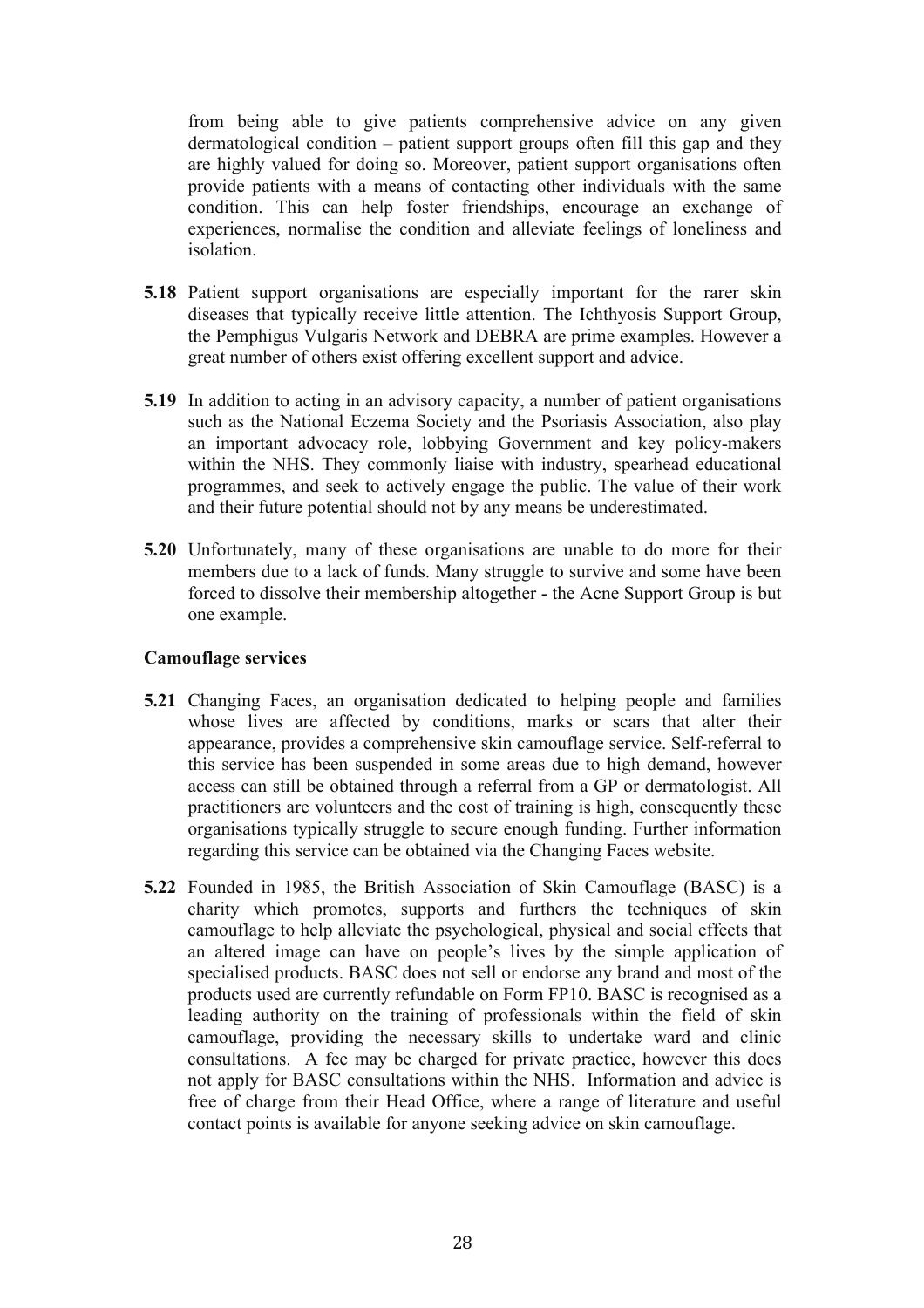from being able to give patients comprehensive advice on any given dermatological condition – patient support groups often fill this gap and they are highly valued for doing so. Moreover, patient support organisations often provide patients with a means of contacting other individuals with the same condition. This can help foster friendships, encourage an exchange of experiences, normalise the condition and alleviate feelings of loneliness and isolation.

**5.18** Patient support organisations are especially important for the rarer skin diseases that typically receive little attention. The Ichthyosis Support Group, the Pemphigus Vulgaris Network and DEBRA are prime examples. However a great number of others exist offering excellent support and advice.

**5.19** In addition to acting in an advisory capacity, a number of patient organisations such as the National Eczema Society and the Psoriasis Association, also play an important advocacy role, lobbying Government and key policy-makers within the NHS. They commonly liaise with industry, spearhead educational programmes, and seek to actively engage the public. The value of their work and their future potential should not by any means be underestimated.

**5.20** Unfortunately, many of these organisations are unable to do more for their members due to a lack of funds. Many struggle to survive and some have been forced to dissolve their membership altogether - the Acne Support Group is but one example.

**Camouflage services**

**5.21** Changing Faces, an organisation dedicated to helping people and families whose lives are affected by conditions, marks or scars that alter their appearance, provides a comprehensive skin camouflage service. Self-referral to this service has been suspended in some areas due to high demand, however access can still be obtained through a referral from a GP or dermatologist. All practitioners are volunteers and the cost of training is high, consequently these organisations typically struggle to secure enough funding. Further information regarding this service can be obtained via the Changing Faces website.

**5.22** Founded in 1985, the British Association of Skin Camouflage (BASC) is a charity which promotes, supports and furthers the techniques of skin camouflage to help alleviate the psychological, physical and social effects that an altered image can have on people's lives by the simple application of specialised products. BASC does not sell or endorse any brand and most of the products used are currently refundable on Form FP10. BASC is recognised as a leading authority on the training of professionals within the field of skin camouflage, providing the necessary skills to undertake ward and clinic consultations. A fee may be charged for private practice, however this does not apply for BASC consultations within the NHS. Information and advice is free of charge from their Head Office, where a range of literature and useful contact points is available for anyone seeking advice on skin camouflage.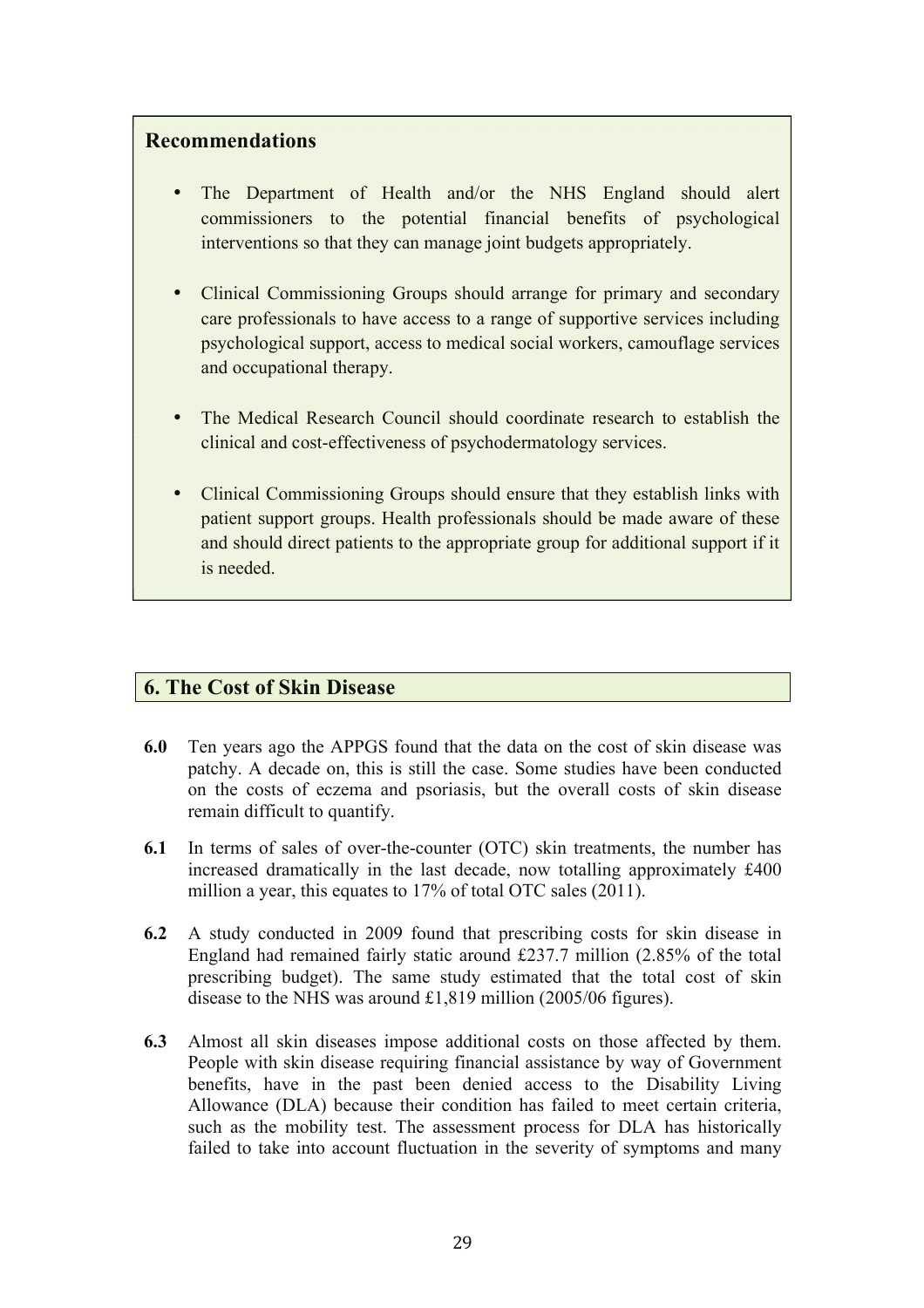### Recommendations

- The Department of Health and/or the NHS England should alert commissioners to the potential financial benefits of psychological interventions so that they can manage joint budgets appropriately.

- Clinical Commissioning Groups should arrange for primary and secondary care professionals to have access to a range of supportive services including psychological support, access to medical social workers, camouflage services and occupational therapy.

- The Medical Research Council should coordinate research to establish the clinical and cost-effectiveness of psychodermatology services.

- Clinical Commissioning Groups should ensure that they establish links with patient support groups. Health professionals should be made aware of these and should direct patients to the appropriate group for additional support if it is needed.

## 6. The Cost of Skin Disease

**6.0** Ten years ago the APPGS found that the data on the cost of skin disease was patchy. A decade on, this is still the case. Some studies have been conducted on the costs of eczema and psoriasis, but the overall costs of skin disease remain difficult to quantify.

**6.1** In terms of sales of over-the-counter (OTC) skin treatments, the number has increased dramatically in the last decade, now totalling approximately £400 million a year, this equates to 17% of total OTC sales (2011).

**6.2** A study conducted in 2009 found that prescribing costs for skin disease in England had remained fairly static around £237.7 million (2.85% of the total prescribing budget). The same study estimated that the total cost of skin disease to the NHS was around £1,819 million (2005/06 figures).

**6.3** Almost all skin diseases impose additional costs on those affected by them. People with skin disease requiring financial assistance by way of Government benefits, have in the past been denied access to the Disability Living Allowance (DLA) because their condition has failed to meet certain criteria, such as the mobility test. The assessment process for DLA has historically failed to take into account fluctuation in the severity of symptoms and many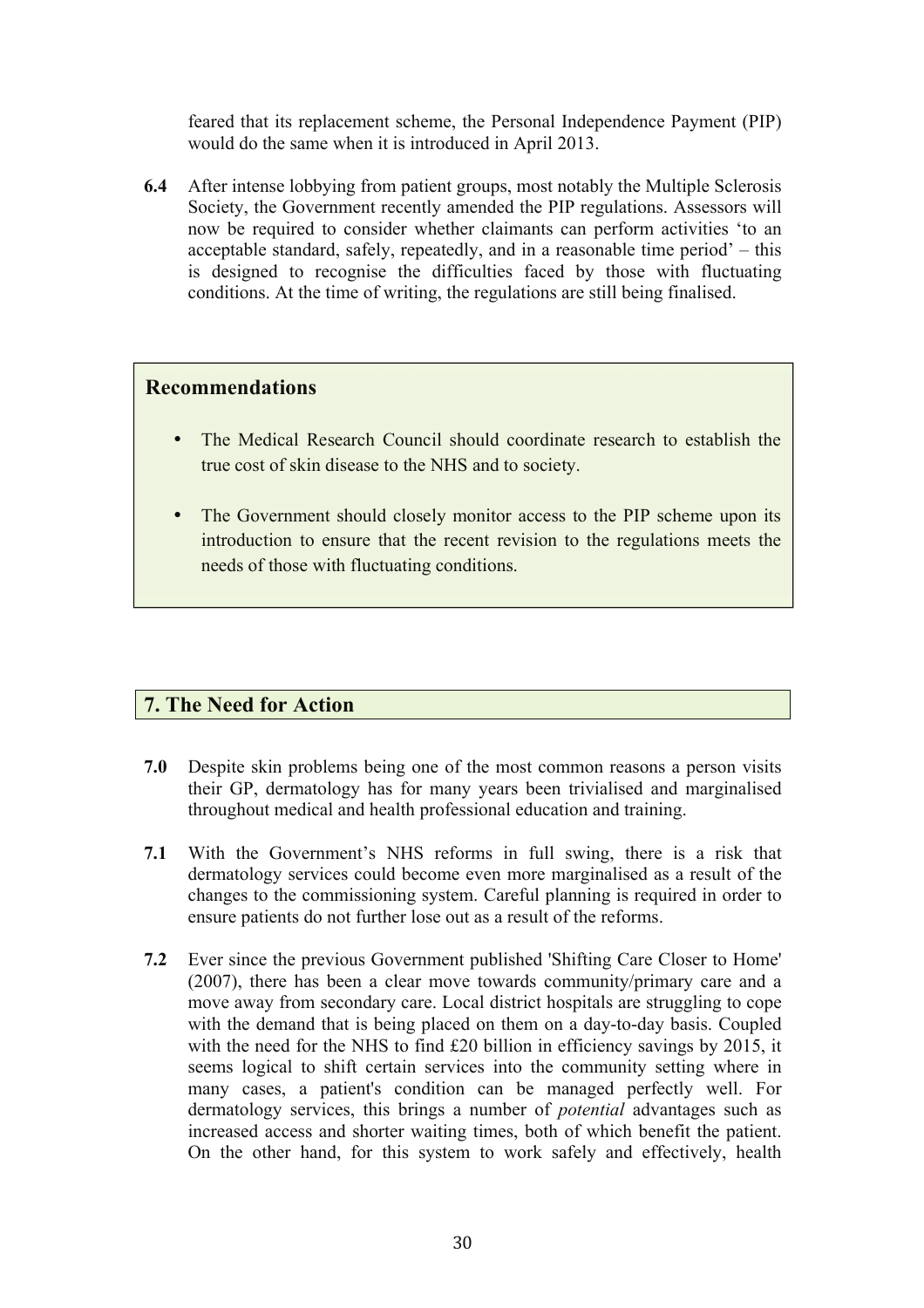feared that its replacement scheme, the Personal Independence Payment (PIP) would do the same when it is introduced in April 2013.

**6.4** After intense lobbying from patient groups, most notably the Multiple Sclerosis Society, the Government recently amended the PIP regulations. Assessors will now be required to consider whether claimants can perform activities 'to an acceptable standard, safely, repeatedly, and in a reasonable time period' – this is designed to recognise the difficulties faced by those with fluctuating conditions. At the time of writing, the regulations are still being finalised.

### Recommendations

- The Medical Research Council should coordinate research to establish the true cost of skin disease to the NHS and to society.
- The Government should closely monitor access to the PIP scheme upon its introduction to ensure that the recent revision to the regulations meets the needs of those with fluctuating conditions.

## 7. The Need for Action

**7.0** Despite skin problems being one of the most common reasons a person visits their GP, dermatology has for many years been trivialised and marginalised throughout medical and health professional education and training.

**7.1** With the Government's NHS reforms in full swing, there is a risk that dermatology services could become even more marginalised as a result of the changes to the commissioning system. Careful planning is required in order to ensure patients do not further lose out as a result of the reforms.

**7.2** Ever since the previous Government published 'Shifting Care Closer to Home' (2007), there has been a clear move towards community/primary care and a move away from secondary care. Local district hospitals are struggling to cope with the demand that is being placed on them on a day-to-day basis. Coupled with the need for the NHS to find £20 billion in efficiency savings by 2015, it seems logical to shift certain services into the community setting where in many cases, a patient's condition can be managed perfectly well. For dermatology services, this brings a number of *potential* advantages such as increased access and shorter waiting times, both of which benefit the patient. On the other hand, for this system to work safely and effectively, health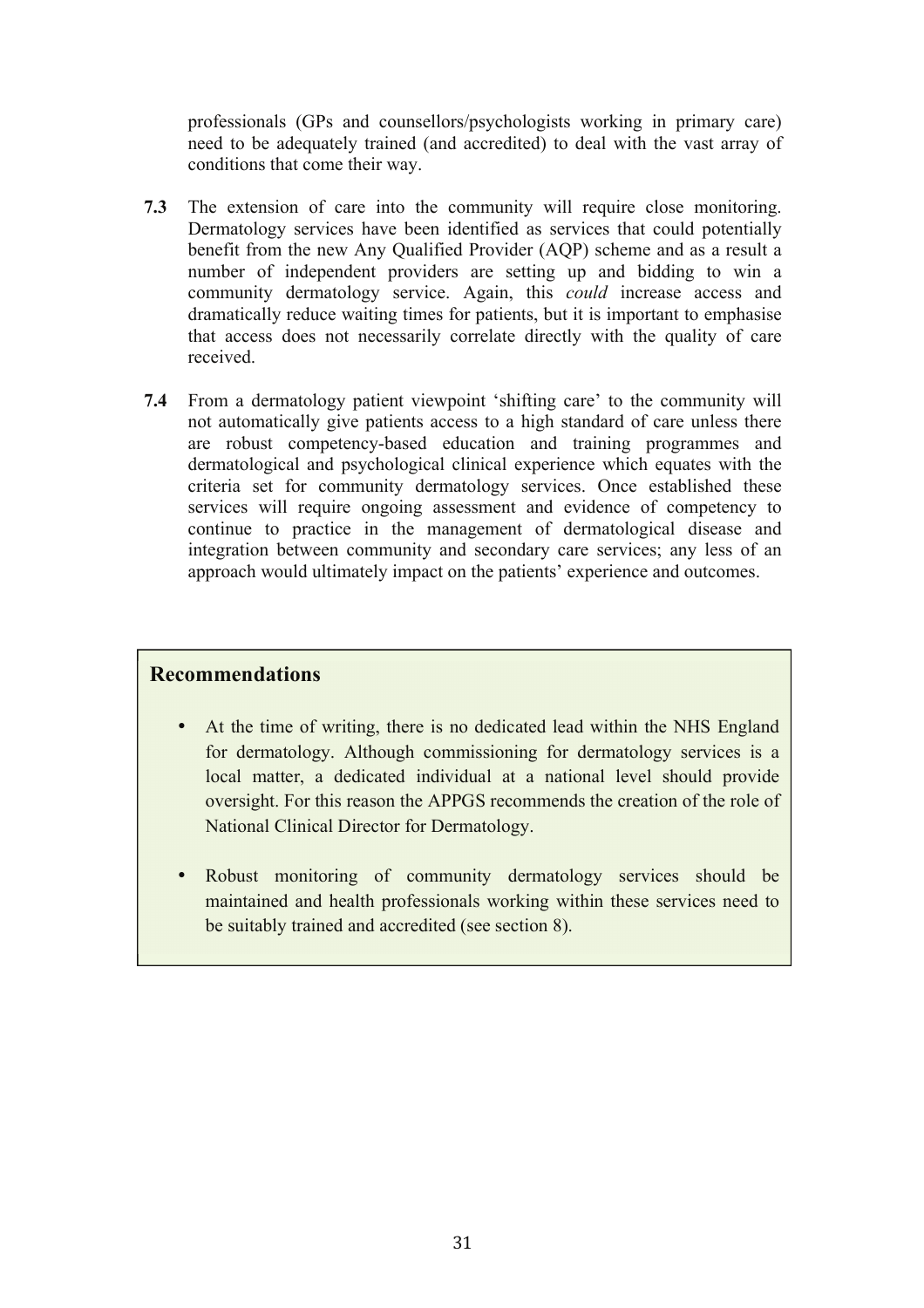professionals (GPs and counsellors/psychologists working in primary care) need to be adequately trained (and accredited) to deal with the vast array of conditions that come their way.

**7.3** The extension of care into the community will require close monitoring. Dermatology services have been identified as services that could potentially benefit from the new Any Qualified Provider (AQP) scheme and as a result a number of independent providers are setting up and bidding to win a community dermatology service. Again, this *could* increase access and dramatically reduce waiting times for patients, but it is important to emphasise that access does not necessarily correlate directly with the quality of care received.

**7.4** From a dermatology patient viewpoint 'shifting care' to the community will not automatically give patients access to a high standard of care unless there are robust competency-based education and training programmes and dermatological and psychological clinical experience which equates with the criteria set for community dermatology services. Once established these services will require ongoing assessment and evidence of competency to continue to practice in the management of dermatological disease and integration between community and secondary care services; any less of an approach would ultimately impact on the patients' experience and outcomes.

### Recommendations

- At the time of writing, there is no dedicated lead within the NHS England for dermatology. Although commissioning for dermatology services is a local matter, a dedicated individual at a national level should provide oversight. For this reason the APPGS recommends the creation of the role of National Clinical Director for Dermatology.

- Robust monitoring of community dermatology services should be maintained and health professionals working within these services need to be suitably trained and accredited (see section 8).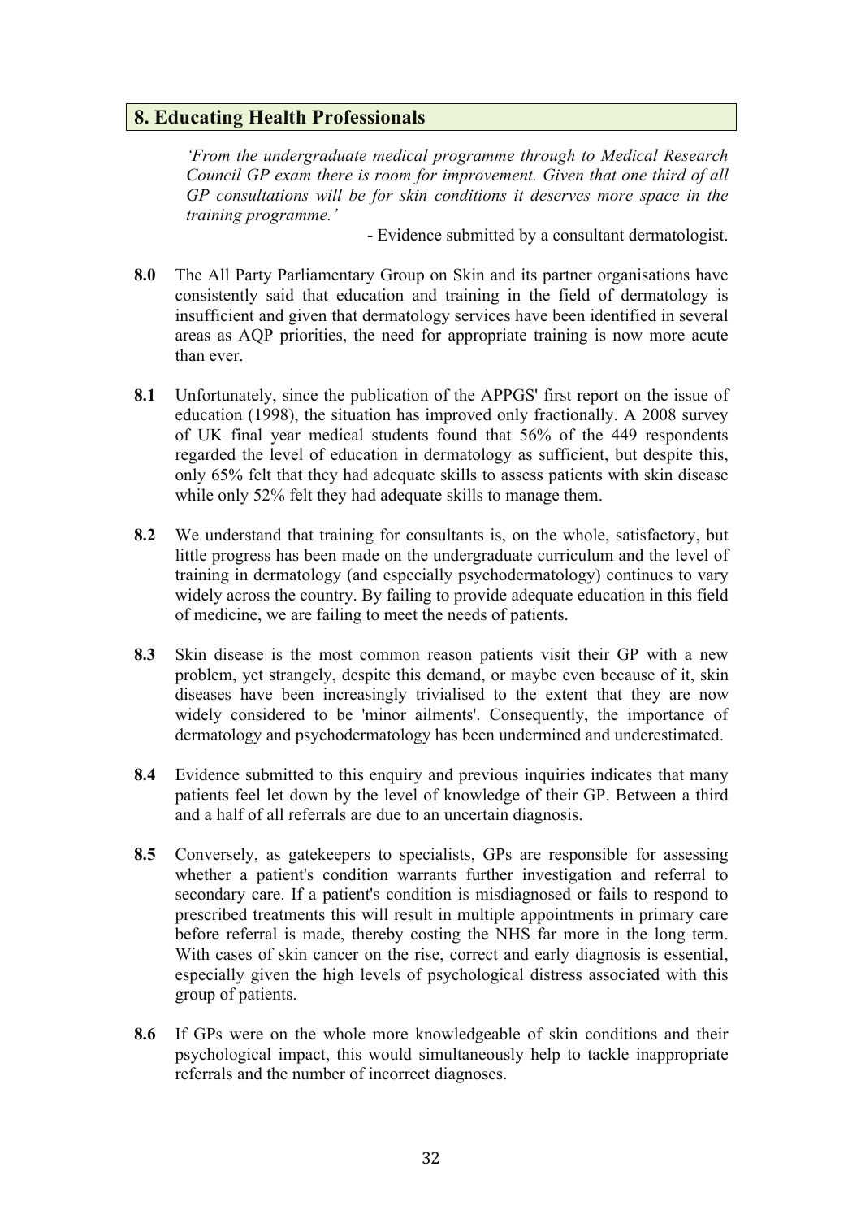## 8. Educating Health Professionals

*'From the undergraduate medical programme through to Medical Research Council GP exam there is room for improvement. Given that one third of all GP consultations will be for skin conditions it deserves more space in the training programme.'*

- Evidence submitted by a consultant dermatologist.

**8.0** The All Party Parliamentary Group on Skin and its partner organisations have consistently said that education and training in the field of dermatology is insufficient and given that dermatology services have been identified in several areas as AQP priorities, the need for appropriate training is now more acute than ever.

**8.1** Unfortunately, since the publication of the APPGS' first report on the issue of education (1998), the situation has improved only fractionally. A 2008 survey of UK final year medical students found that 56% of the 449 respondents regarded the level of education in dermatology as sufficient, but despite this, only 65% felt that they had adequate skills to assess patients with skin disease while only 52% felt they had adequate skills to manage them.

**8.2** We understand that training for consultants is, on the whole, satisfactory, but little progress has been made on the undergraduate curriculum and the level of training in dermatology (and especially psychodermatology) continues to vary widely across the country. By failing to provide adequate education in this field of medicine, we are failing to meet the needs of patients.

**8.3** Skin disease is the most common reason patients visit their GP with a new problem, yet strangely, despite this demand, or maybe even because of it, skin diseases have been increasingly trivialised to the extent that they are now widely considered to be 'minor ailments'. Consequently, the importance of dermatology and psychodermatology has been undermined and underestimated.

**8.4** Evidence submitted to this enquiry and previous inquiries indicates that many patients feel let down by the level of knowledge of their GP. Between a third and a half of all referrals are due to an uncertain diagnosis.

**8.5** Conversely, as gatekeepers to specialists, GPs are responsible for assessing whether a patient's condition warrants further investigation and referral to secondary care. If a patient's condition is misdiagnosed or fails to respond to prescribed treatments this will result in multiple appointments in primary care before referral is made, thereby costing the NHS far more in the long term. With cases of skin cancer on the rise, correct and early diagnosis is essential, especially given the high levels of psychological distress associated with this group of patients.

**8.6** If GPs were on the whole more knowledgeable of skin conditions and their psychological impact, this would simultaneously help to tackle inappropriate referrals and the number of incorrect diagnoses.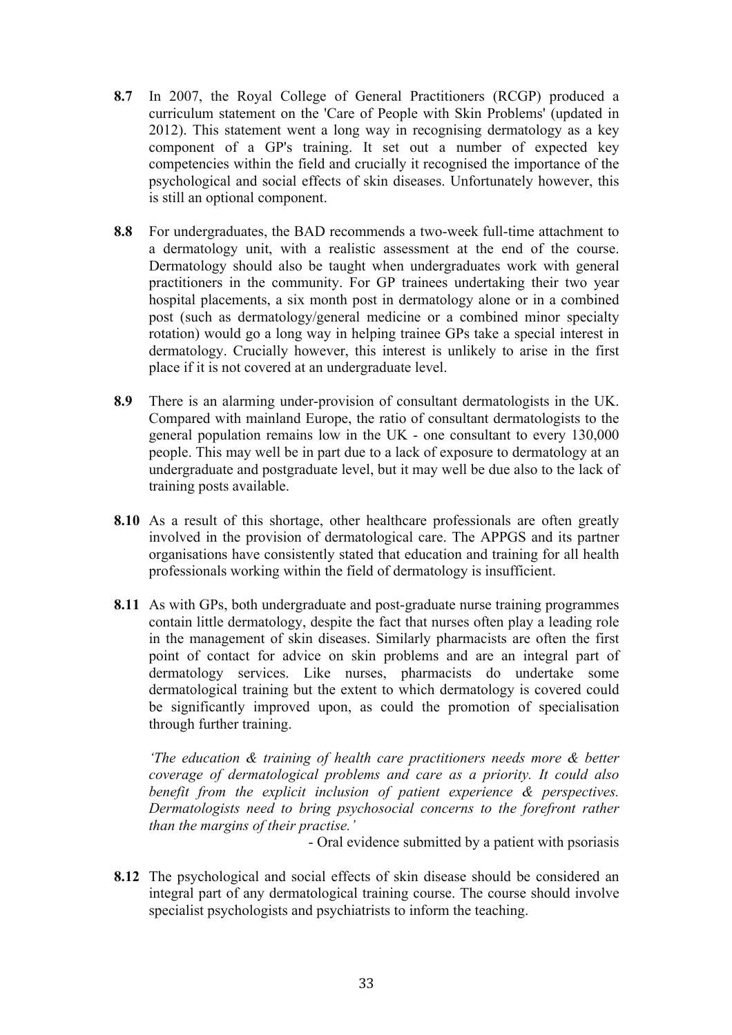**8.7** In 2007, the Royal College of General Practitioners (RCGP) produced a curriculum statement on the 'Care of People with Skin Problems' (updated in 2012). This statement went a long way in recognising dermatology as a key component of a GP's training. It set out a number of expected key competencies within the field and crucially it recognised the importance of the psychological and social effects of skin diseases. Unfortunately however, this is still an optional component.

**8.8** For undergraduates, the BAD recommends a two-week full-time attachment to a dermatology unit, with a realistic assessment at the end of the course. Dermatology should also be taught when undergraduates work with general practitioners in the community. For GP trainees undertaking their two year hospital placements, a six month post in dermatology alone or in a combined post (such as dermatology/general medicine or a combined minor specialty rotation) would go a long way in helping trainee GPs take a special interest in dermatology. Crucially however, this interest is unlikely to arise in the first place if it is not covered at an undergraduate level.

**8.9** There is an alarming under-provision of consultant dermatologists in the UK. Compared with mainland Europe, the ratio of consultant dermatologists to the general population remains low in the UK - one consultant to every 130,000 people. This may well be in part due to a lack of exposure to dermatology at an undergraduate and postgraduate level, but it may well be due also to the lack of training posts available.

**8.10** As a result of this shortage, other healthcare professionals are often greatly involved in the provision of dermatological care. The APPGS and its partner organisations have consistently stated that education and training for all health professionals working within the field of dermatology is insufficient.

**8.11** As with GPs, both undergraduate and post-graduate nurse training programmes contain little dermatology, despite the fact that nurses often play a leading role in the management of skin diseases. Similarly pharmacists are often the first point of contact for advice on skin problems and are an integral part of dermatology services. Like nurses, pharmacists do undertake some dermatological training but the extent to which dermatology is covered could be significantly improved upon, as could the promotion of specialisation through further training.

*'The education & training of health care practitioners needs more & better coverage of dermatological problems and care as a priority. It could also benefit from the explicit inclusion of patient experience & perspectives. Dermatologists need to bring psychosocial concerns to the forefront rather than the margins of their practise.'*

- Oral evidence submitted by a patient with psoriasis

**8.12** The psychological and social effects of skin disease should be considered an integral part of any dermatological training course. The course should involve specialist psychologists and psychiatrists to inform the teaching.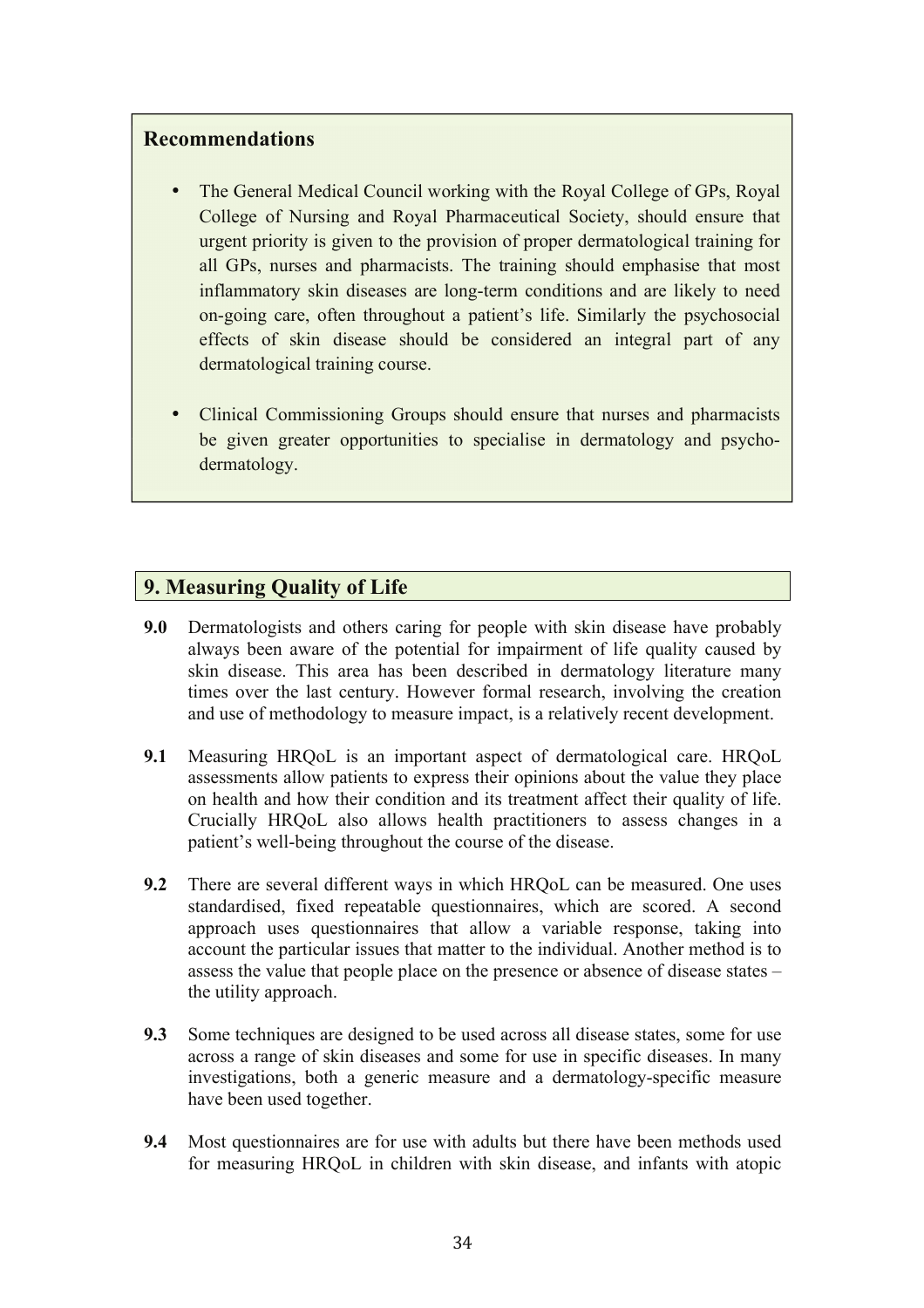### Recommendations

- The General Medical Council working with the Royal College of GPs, Royal College of Nursing and Royal Pharmaceutical Society, should ensure that urgent priority is given to the provision of proper dermatological training for all GPs, nurses and pharmacists. The training should emphasise that most inflammatory skin diseases are long-term conditions and are likely to need on-going care, often throughout a patient's life. Similarly the psychosocial effects of skin disease should be considered an integral part of any dermatological training course.

- Clinical Commissioning Groups should ensure that nurses and pharmacists be given greater opportunities to specialise in dermatology and psycho-dermatology.

## 9. Measuring Quality of Life

**9.0** Dermatologists and others caring for people with skin disease have probably always been aware of the potential for impairment of life quality caused by skin disease. This area has been described in dermatology literature many times over the last century. However formal research, involving the creation and use of methodology to measure impact, is a relatively recent development.

**9.1** Measuring HRQoL is an important aspect of dermatological care. HRQoL assessments allow patients to express their opinions about the value they place on health and how their condition and its treatment affect their quality of life. Crucially HRQoL also allows health practitioners to assess changes in a patient's well-being throughout the course of the disease.

**9.2** There are several different ways in which HRQoL can be measured. One uses standardised, fixed repeatable questionnaires, which are scored. A second approach uses questionnaires that allow a variable response, taking into account the particular issues that matter to the individual. Another method is to assess the value that people place on the presence or absence of disease states – the utility approach.

**9.3** Some techniques are designed to be used across all disease states, some for use across a range of skin diseases and some for use in specific diseases. In many investigations, both a generic measure and a dermatology-specific measure have been used together.

**9.4** Most questionnaires are for use with adults but there have been methods used for measuring HRQoL in children with skin disease, and infants with atopic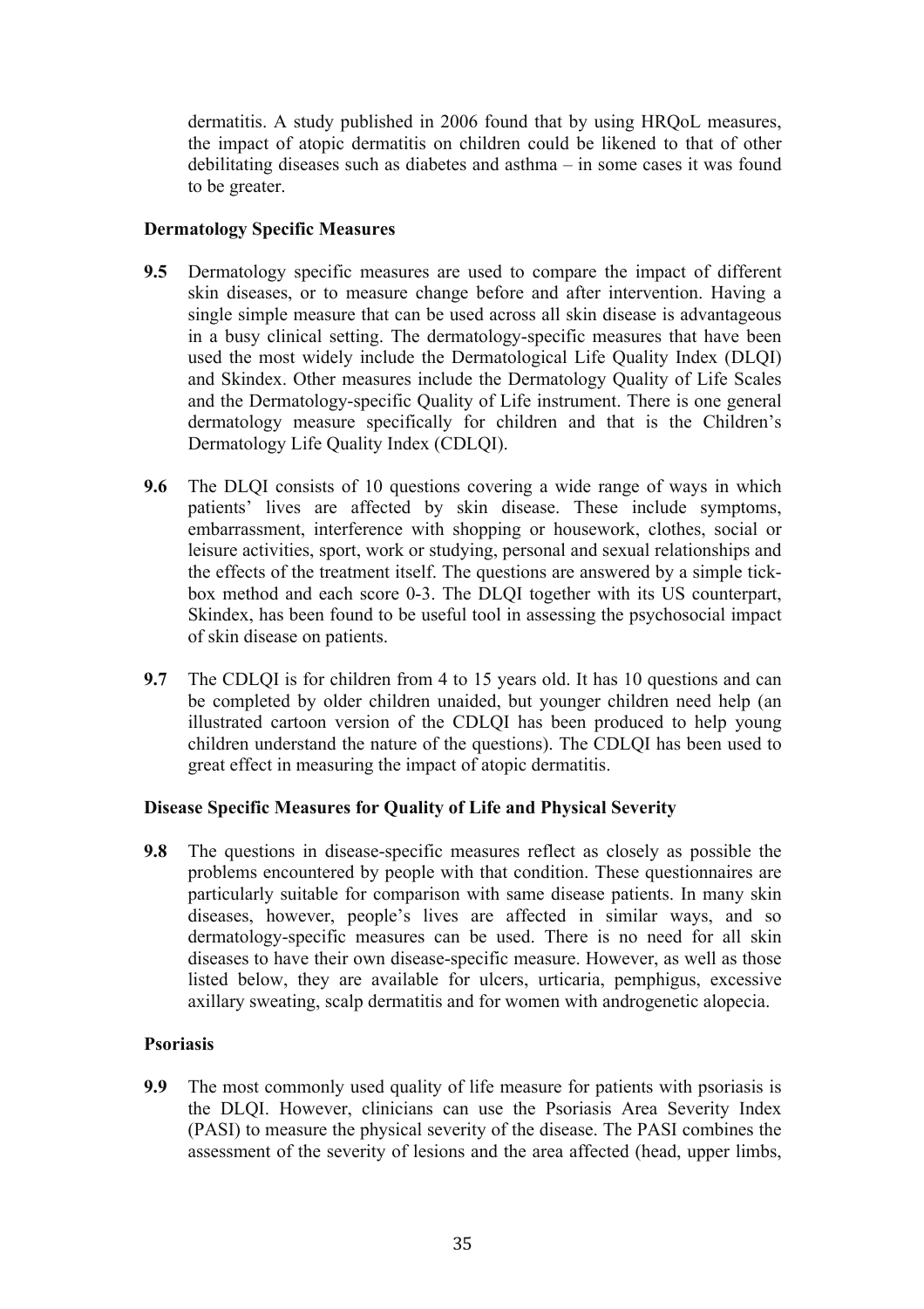dermatitis. A study published in 2006 found that by using HRQoL measures, the impact of atopic dermatitis on children could be likened to that of other debilitating diseases such as diabetes and asthma – in some cases it was found to be greater.

**Dermatology Specific Measures**

**9.5** Dermatology specific measures are used to compare the impact of different skin diseases, or to measure change before and after intervention. Having a single simple measure that can be used across all skin disease is advantageous in a busy clinical setting. The dermatology-specific measures that have been used the most widely include the Dermatological Life Quality Index (DLQI) and Skindex. Other measures include the Dermatology Quality of Life Scales and the Dermatology-specific Quality of Life instrument. There is one general dermatology measure specifically for children and that is the Children's Dermatology Life Quality Index (CDLQI).

**9.6** The DLQI consists of 10 questions covering a wide range of ways in which patients' lives are affected by skin disease. These include symptoms, embarrassment, interference with shopping or housework, clothes, social or leisure activities, sport, work or studying, personal and sexual relationships and the effects of the treatment itself. The questions are answered by a simple tick-box method and each score 0-3. The DLQI together with its US counterpart, Skindex, has been found to be useful tool in assessing the psychosocial impact of skin disease on patients.

**9.7** The CDLQI is for children from 4 to 15 years old. It has 10 questions and can be completed by older children unaided, but younger children need help (an illustrated cartoon version of the CDLQI has been produced to help young children understand the nature of the questions). The CDLQI has been used to great effect in measuring the impact of atopic dermatitis.

**Disease Specific Measures for Quality of Life and Physical Severity**

**9.8** The questions in disease-specific measures reflect as closely as possible the problems encountered by people with that condition. These questionnaires are particularly suitable for comparison with same disease patients. In many skin diseases, however, people's lives are affected in similar ways, and so dermatology-specific measures can be used. There is no need for all skin diseases to have their own disease-specific measure. However, as well as those listed below, they are available for ulcers, urticaria, pemphigus, excessive axillary sweating, scalp dermatitis and for women with androgenetic alopecia.

**Psoriasis**

**9.9** The most commonly used quality of life measure for patients with psoriasis is the DLQI. However, clinicians can use the Psoriasis Area Severity Index (PASI) to measure the physical severity of the disease. The PASI combines the assessment of the severity of lesions and the area affected (head, upper limbs,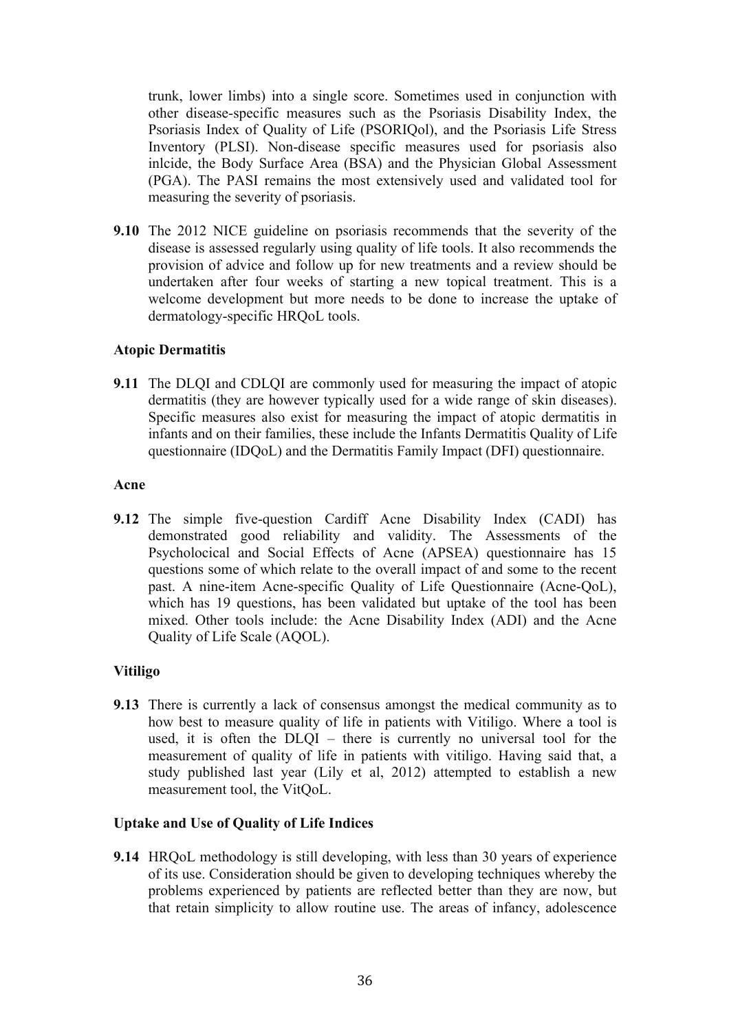trunk, lower limbs) into a single score. Sometimes used in conjunction with other disease-specific measures such as the Psoriasis Disability Index, the Psoriasis Index of Quality of Life (PSORIQol), and the Psoriasis Life Stress Inventory (PLSI). Non-disease specific measures used for psoriasis also inlcide, the Body Surface Area (BSA) and the Physician Global Assessment (PGA). The PASI remains the most extensively used and validated tool for measuring the severity of psoriasis.

**9.10** The 2012 NICE guideline on psoriasis recommends that the severity of the disease is assessed regularly using quality of life tools. It also recommends the provision of advice and follow up for new treatments and a review should be undertaken after four weeks of starting a new topical treatment. This is a welcome development but more needs to be done to increase the uptake of dermatology-specific HRQoL tools.

### Atopic Dermatitis

**9.11** The DLQI and CDLQI are commonly used for measuring the impact of atopic dermatitis (they are however typically used for a wide range of skin diseases). Specific measures also exist for measuring the impact of atopic dermatitis in infants and on their families, these include the Infants Dermatitis Quality of Life questionnaire (IDQoL) and the Dermatitis Family Impact (DFI) questionnaire.

### Acne

**9.12** The simple five-question Cardiff Acne Disability Index (CADI) has demonstrated good reliability and validity. The Assessments of the Psycholocical and Social Effects of Acne (APSEA) questionnaire has 15 questions some of which relate to the overall impact of and some to the recent past. A nine-item Acne-specific Quality of Life Questionnaire (Acne-QoL), which has 19 questions, has been validated but uptake of the tool has been mixed. Other tools include: the Acne Disability Index (ADI) and the Acne Quality of Life Scale (AQOL).

### Vitiligo

**9.13** There is currently a lack of consensus amongst the medical community as to how best to measure quality of life in patients with Vitiligo. Where a tool is used, it is often the DLQI – there is currently no universal tool for the measurement of quality of life in patients with vitiligo. Having said that, a study published last year (Lily et al, 2012) attempted to establish a new measurement tool, the VitQoL.

### Uptake and Use of Quality of Life Indices

**9.14** HRQoL methodology is still developing, with less than 30 years of experience of its use. Consideration should be given to developing techniques whereby the problems experienced by patients are reflected better than they are now, but that retain simplicity to allow routine use. The areas of infancy, adolescence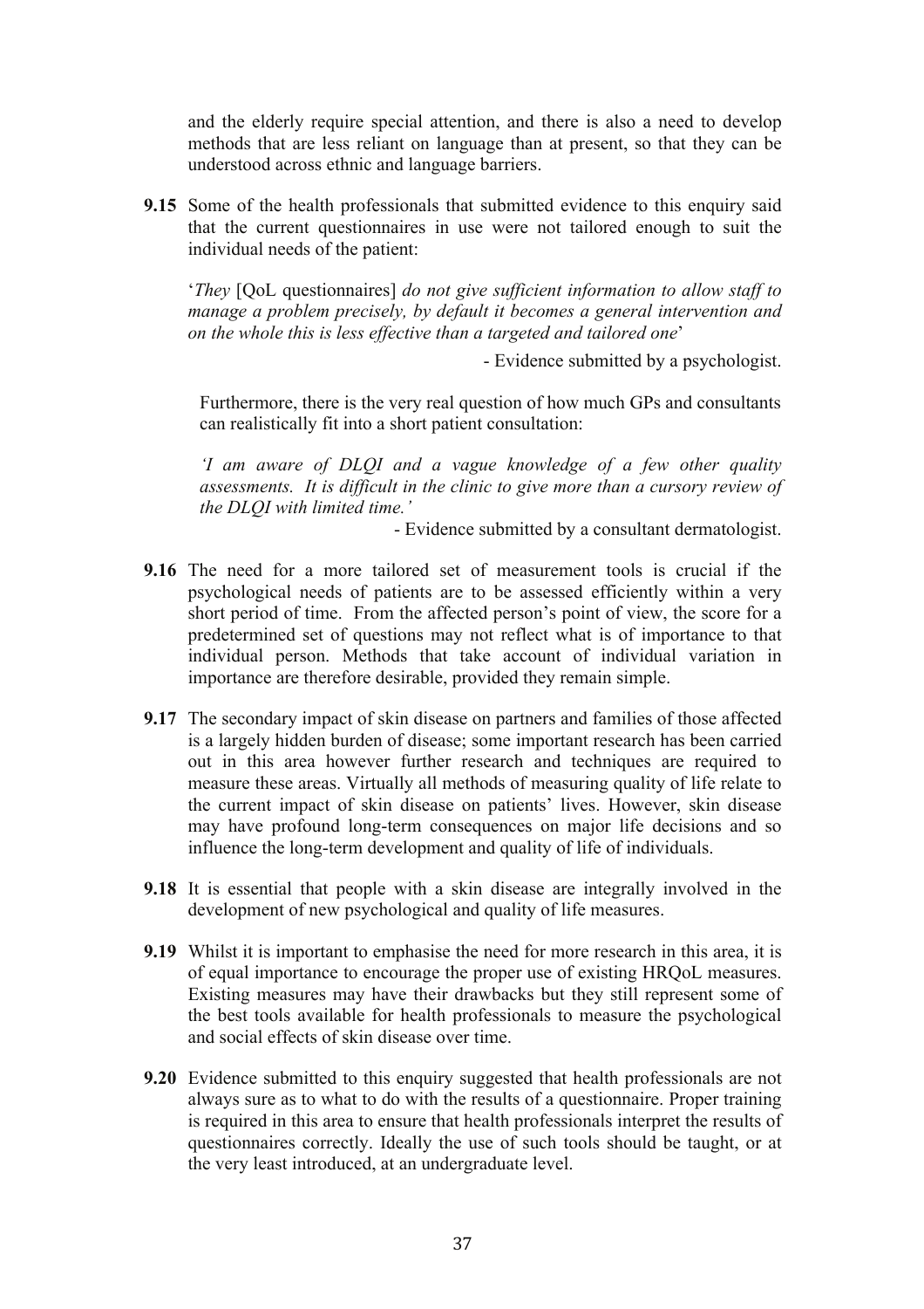and the elderly require special attention, and there is also a need to develop methods that are less reliant on language than at present, so that they can be understood across ethnic and language barriers.

**9.15** Some of the health professionals that submitted evidence to this enquiry said that the current questionnaires in use were not tailored enough to suit the individual needs of the patient:

> '*They* [QoL questionnaires] *do not give sufficient information to allow staff to manage a problem precisely, by default it becomes a general intervention and on the whole this is less effective than a targeted and tailored one*'
>
> - Evidence submitted by a psychologist.

Furthermore, there is the very real question of how much GPs and consultants can realistically fit into a short patient consultation:

> *'I am aware of DLQI and a vague knowledge of a few other quality assessments. It is difficult in the clinic to give more than a cursory review of the DLQI with limited time.'*
>
> - Evidence submitted by a consultant dermatologist.

**9.16** The need for a more tailored set of measurement tools is crucial if the psychological needs of patients are to be assessed efficiently within a very short period of time. From the affected person's point of view, the score for a predetermined set of questions may not reflect what is of importance to that individual person. Methods that take account of individual variation in importance are therefore desirable, provided they remain simple.

**9.17** The secondary impact of skin disease on partners and families of those affected is a largely hidden burden of disease; some important research has been carried out in this area however further research and techniques are required to measure these areas. Virtually all methods of measuring quality of life relate to the current impact of skin disease on patients' lives. However, skin disease may have profound long-term consequences on major life decisions and so influence the long-term development and quality of life of individuals.

**9.18** It is essential that people with a skin disease are integrally involved in the development of new psychological and quality of life measures.

**9.19** Whilst it is important to emphasise the need for more research in this area, it is of equal importance to encourage the proper use of existing HRQoL measures. Existing measures may have their drawbacks but they still represent some of the best tools available for health professionals to measure the psychological and social effects of skin disease over time.

**9.20** Evidence submitted to this enquiry suggested that health professionals are not always sure as to what to do with the results of a questionnaire. Proper training is required in this area to ensure that health professionals interpret the results of questionnaires correctly. Ideally the use of such tools should be taught, or at the very least introduced, at an undergraduate level.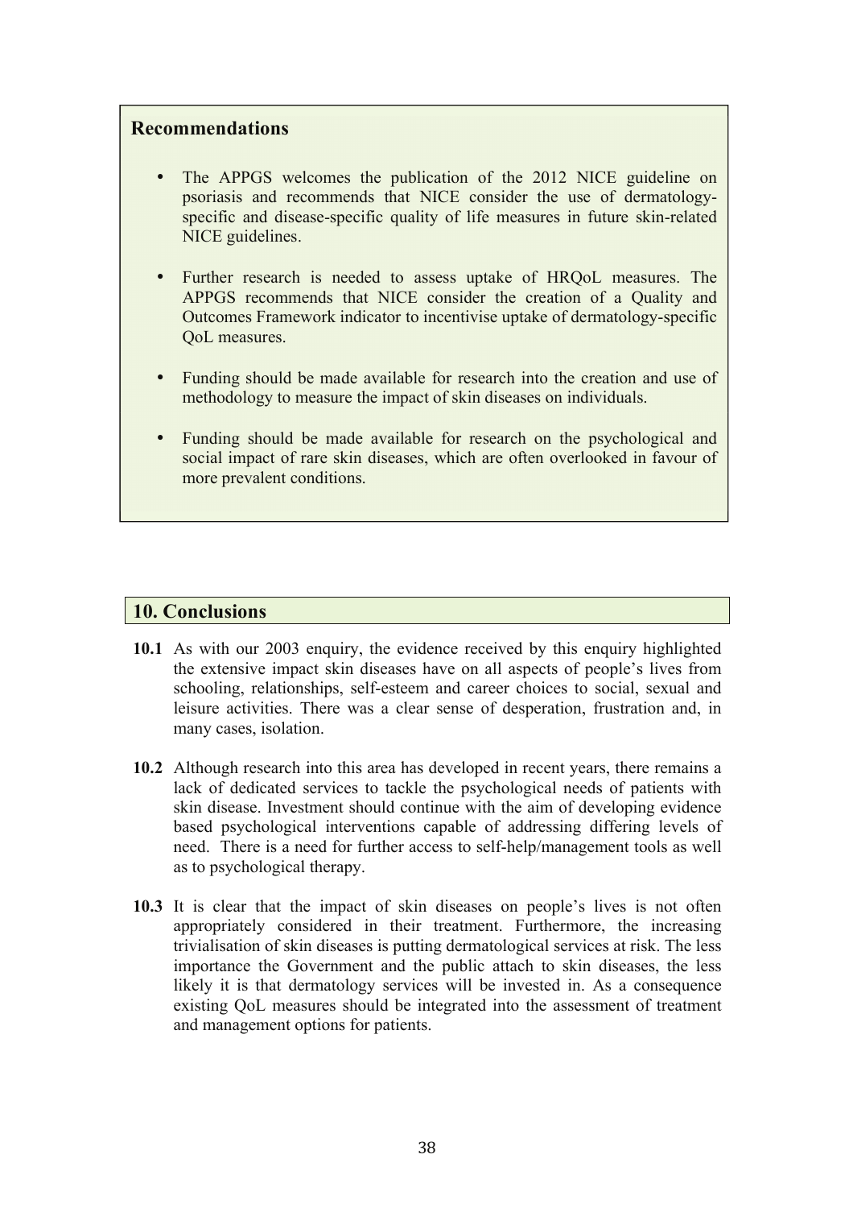### Recommendations

- The APPGS welcomes the publication of the 2012 NICE guideline on psoriasis and recommends that NICE consider the use of dermatology-specific and disease-specific quality of life measures in future skin-related NICE guidelines.

- Further research is needed to assess uptake of HRQoL measures. The APPGS recommends that NICE consider the creation of a Quality and Outcomes Framework indicator to incentivise uptake of dermatology-specific QoL measures.

- Funding should be made available for research into the creation and use of methodology to measure the impact of skin diseases on individuals.

- Funding should be made available for research on the psychological and social impact of rare skin diseases, which are often overlooked in favour of more prevalent conditions.

## 10. Conclusions

**10.1** As with our 2003 enquiry, the evidence received by this enquiry highlighted the extensive impact skin diseases have on all aspects of people's lives from schooling, relationships, self-esteem and career choices to social, sexual and leisure activities. There was a clear sense of desperation, frustration and, in many cases, isolation.

**10.2** Although research into this area has developed in recent years, there remains a lack of dedicated services to tackle the psychological needs of patients with skin disease. Investment should continue with the aim of developing evidence based psychological interventions capable of addressing differing levels of need. There is a need for further access to self-help/management tools as well as to psychological therapy.

**10.3** It is clear that the impact of skin diseases on people's lives is not often appropriately considered in their treatment. Furthermore, the increasing trivialisation of skin diseases is putting dermatological services at risk. The less importance the Government and the public attach to skin diseases, the less likely it is that dermatology services will be invested in. As a consequence existing QoL measures should be integrated into the assessment of treatment and management options for patients.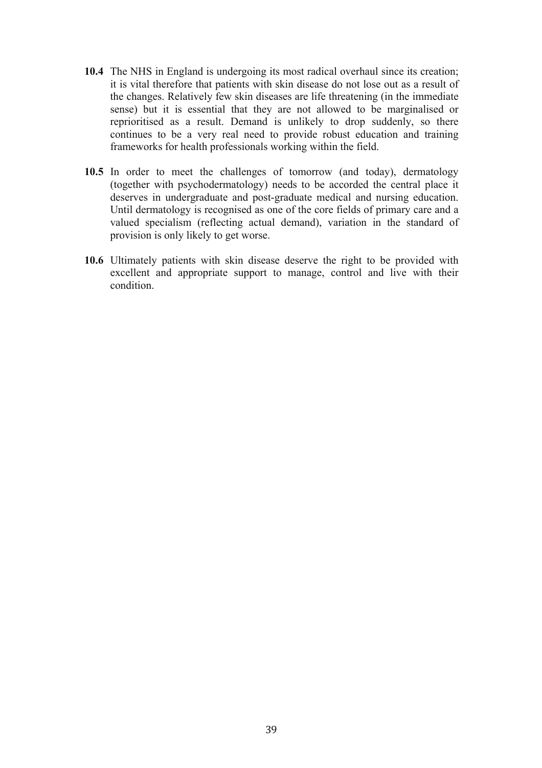**10.4** The NHS in England is undergoing its most radical overhaul since its creation; it is vital therefore that patients with skin disease do not lose out as a result of the changes. Relatively few skin diseases are life threatening (in the immediate sense) but it is essential that they are not allowed to be marginalised or reprioritised as a result. Demand is unlikely to drop suddenly, so there continues to be a very real need to provide robust education and training frameworks for health professionals working within the field.

**10.5** In order to meet the challenges of tomorrow (and today), dermatology (together with psychodermatology) needs to be accorded the central place it deserves in undergraduate and post-graduate medical and nursing education. Until dermatology is recognised as one of the core fields of primary care and a valued specialism (reflecting actual demand), variation in the standard of provision is only likely to get worse.

**10.6** Ultimately patients with skin disease deserve the right to be provided with excellent and appropriate support to manage, control and live with their condition.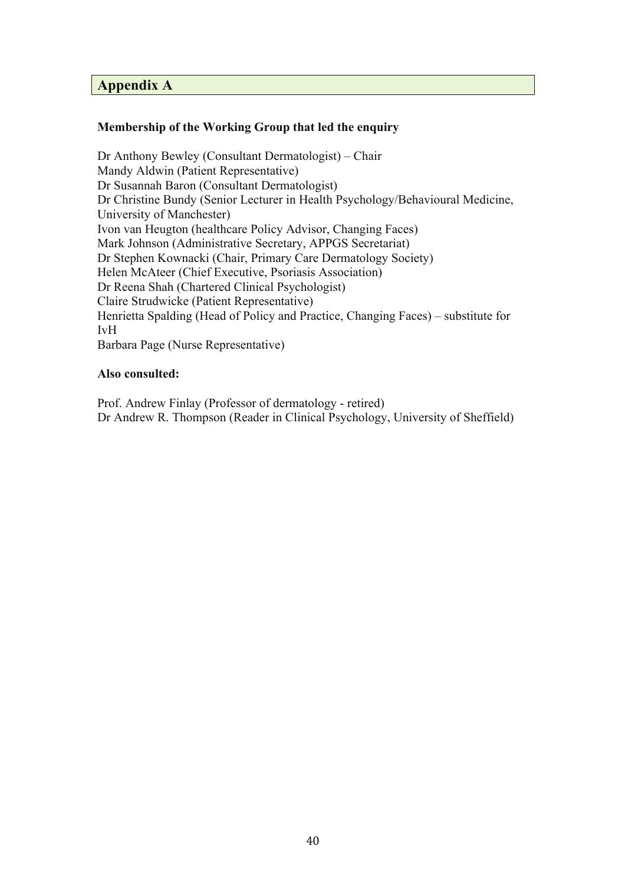## Appendix A

**Membership of the Working Group that led the enquiry**

Dr Anthony Bewley (Consultant Dermatologist) – Chair
Mandy Aldwin (Patient Representative)
Dr Susannah Baron (Consultant Dermatologist)
Dr Christine Bundy (Senior Lecturer in Health Psychology/Behavioural Medicine, University of Manchester)
Ivon van Heugton (healthcare Policy Advisor, Changing Faces)
Mark Johnson (Administrative Secretary, APPGS Secretariat)
Dr Stephen Kownacki (Chair, Primary Care Dermatology Society)
Helen McAteer (Chief Executive, Psoriasis Association)
Dr Reena Shah (Chartered Clinical Psychologist)
Claire Strudwicke (Patient Representative)
Henrietta Spalding (Head of Policy and Practice, Changing Faces) – substitute for IvH
Barbara Page (Nurse Representative)

**Also consulted:**

Prof. Andrew Finlay (Professor of dermatology - retired)
Dr Andrew R. Thompson (Reader in Clinical Psychology, University of Sheffield)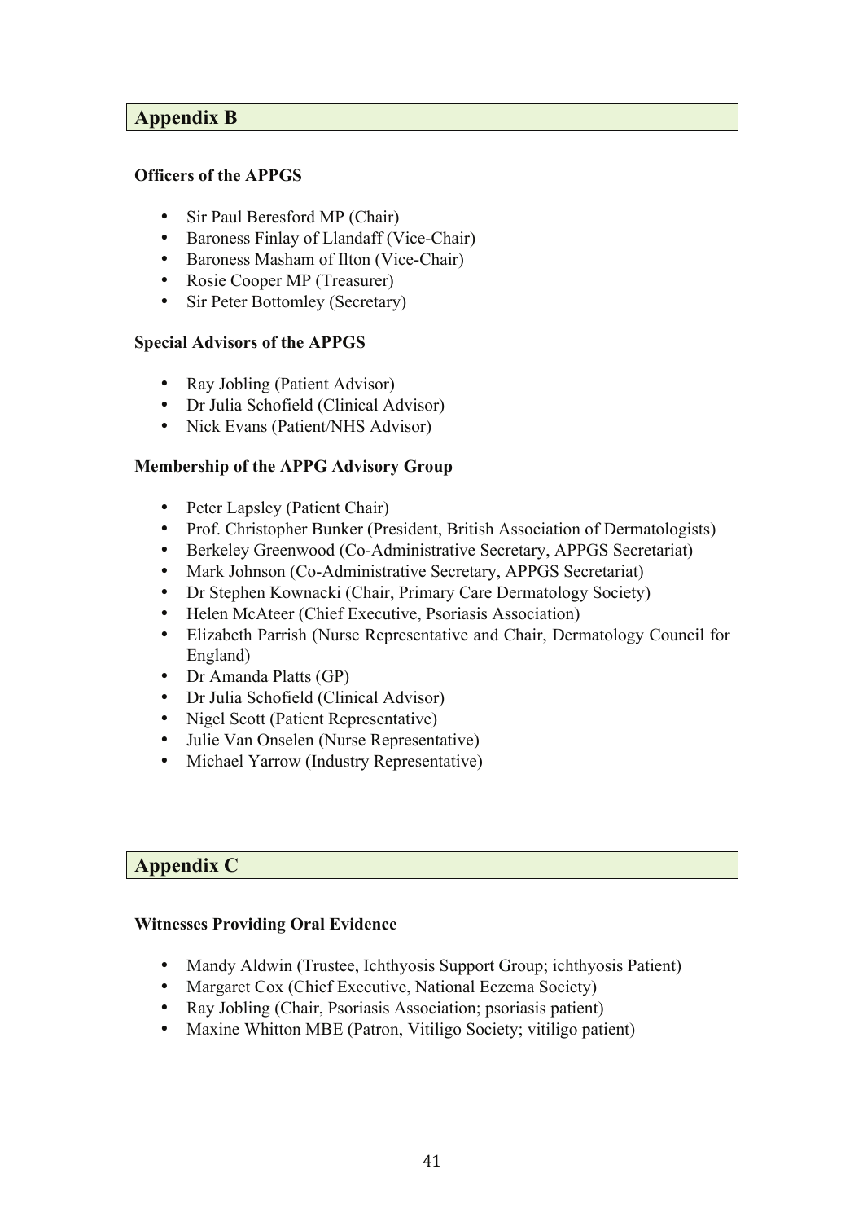## Appendix B

### Officers of the APPGS

- Sir Paul Beresford MP (Chair)
- Baroness Finlay of Llandaff (Vice-Chair)
- Baroness Masham of Ilton (Vice-Chair)
- Rosie Cooper MP (Treasurer)
- Sir Peter Bottomley (Secretary)

### Special Advisors of the APPGS

- Ray Jobling (Patient Advisor)
- Dr Julia Schofield (Clinical Advisor)
- Nick Evans (Patient/NHS Advisor)

### Membership of the APPG Advisory Group

- Peter Lapsley (Patient Chair)
- Prof. Christopher Bunker (President, British Association of Dermatologists)
- Berkeley Greenwood (Co-Administrative Secretary, APPGS Secretariat)
- Mark Johnson (Co-Administrative Secretary, APPGS Secretariat)
- Dr Stephen Kownacki (Chair, Primary Care Dermatology Society)
- Helen McAteer (Chief Executive, Psoriasis Association)
- Elizabeth Parrish (Nurse Representative and Chair, Dermatology Council for England)
- Dr Amanda Platts (GP)
- Dr Julia Schofield (Clinical Advisor)
- Nigel Scott (Patient Representative)
- Julie Van Onselen (Nurse Representative)
- Michael Yarrow (Industry Representative)

## Appendix C

### Witnesses Providing Oral Evidence

- Mandy Aldwin (Trustee, Ichthyosis Support Group; ichthyosis Patient)
- Margaret Cox (Chief Executive, National Eczema Society)
- Ray Jobling (Chair, Psoriasis Association; psoriasis patient)
- Maxine Whitton MBE (Patron, Vitiligo Society; vitiligo patient)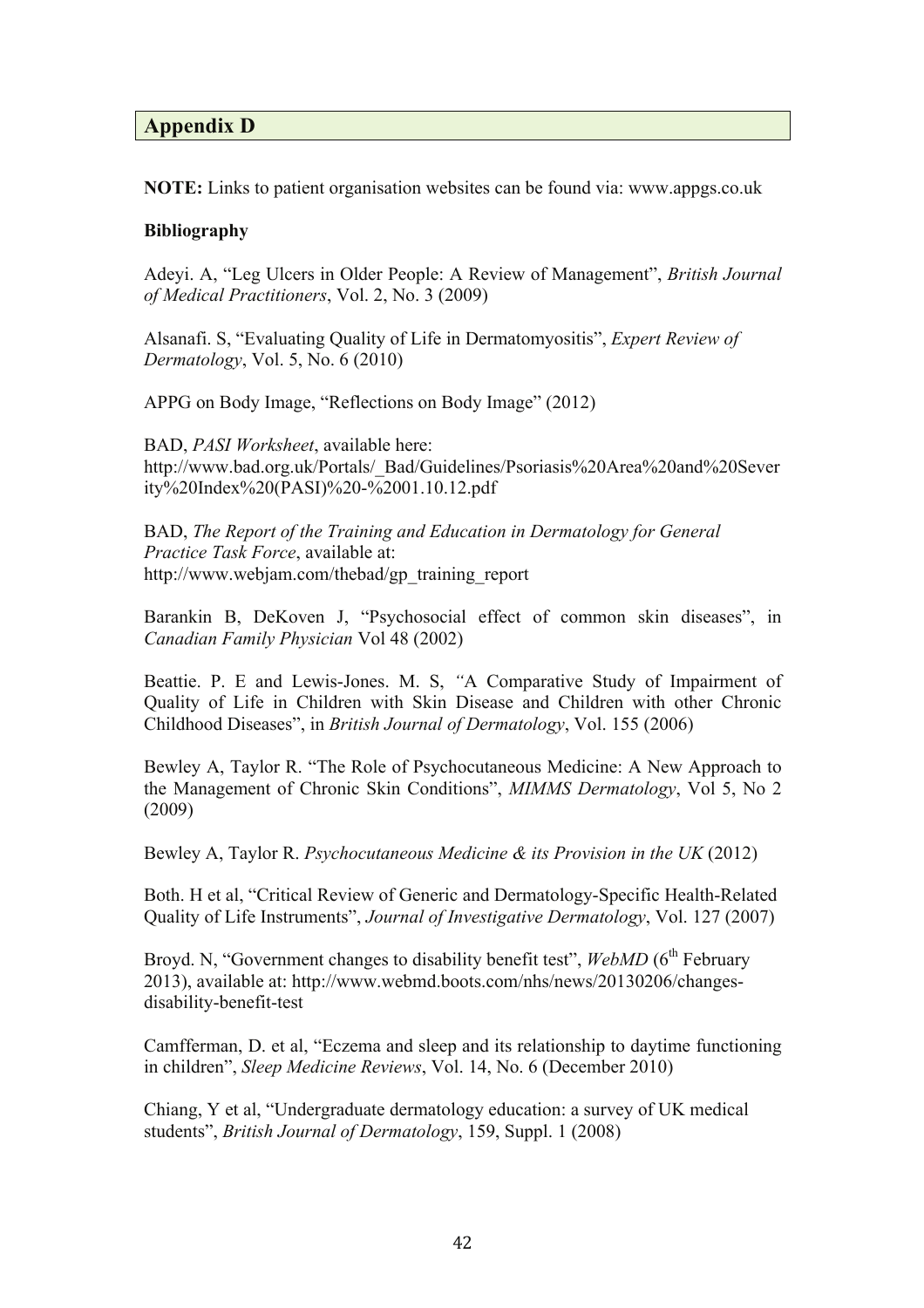## Appendix D

**NOTE:** Links to patient organisation websites can be found via: www.appgs.co.uk

**Bibliography**

Adeyi. A, "Leg Ulcers in Older People: A Review of Management", *British Journal of Medical Practitioners*, Vol. 2, No. 3 (2009)

Alsanafi. S, "Evaluating Quality of Life in Dermatomyositis", *Expert Review of Dermatology*, Vol. 5, No. 6 (2010)

APPG on Body Image, "Reflections on Body Image" (2012)

BAD, *PASI Worksheet*, available here: http://www.bad.org.uk/Portals/_Bad/Guidelines/Psoriasis%20Area%20and%20Severity%20Index%20(PASI)%20-%2001.10.12.pdf

BAD, *The Report of the Training and Education in Dermatology for General Practice Task Force*, available at: http://www.webjam.com/thebad/gp_training_report

Barankin B, DeKoven J, "Psychosocial effect of common skin diseases", in *Canadian Family Physician* Vol 48 (2002)

Beattie. P. E and Lewis-Jones. M. S, "A Comparative Study of Impairment of Quality of Life in Children with Skin Disease and Children with other Chronic Childhood Diseases", in *British Journal of Dermatology*, Vol. 155 (2006)

Bewley A, Taylor R. "The Role of Psychocutaneous Medicine: A New Approach to the Management of Chronic Skin Conditions", *MIMMS Dermatology*, Vol 5, No 2 (2009)

Bewley A, Taylor R. *Psychocutaneous Medicine & its Provision in the UK* (2012)

Both. H et al, "Critical Review of Generic and Dermatology-Specific Health-Related Quality of Life Instruments", *Journal of Investigative Dermatology*, Vol. 127 (2007)

Broyd. N, "Government changes to disability benefit test", *WebMD* (6th February 2013), available at: http://www.webmd.boots.com/nhs/news/20130206/changes-disability-benefit-test

Camfferman, D. et al, "Eczema and sleep and its relationship to daytime functioning in children", *Sleep Medicine Reviews*, Vol. 14, No. 6 (December 2010)

Chiang, Y et al, "Undergraduate dermatology education: a survey of UK medical students", *British Journal of Dermatology*, 159, Suppl. 1 (2008)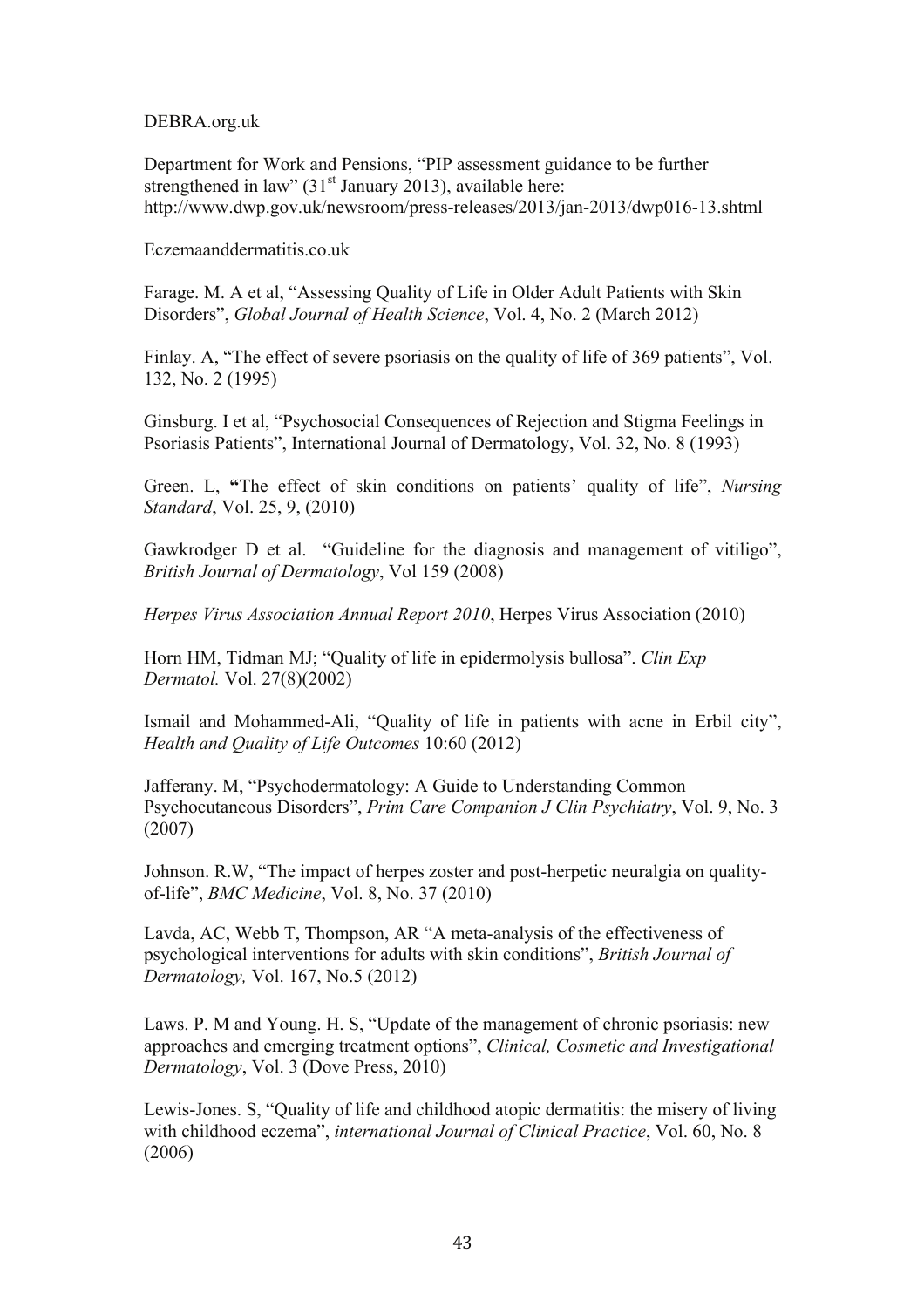DEBRA.org.uk

Department for Work and Pensions, "PIP assessment guidance to be further strengthened in law" (31st January 2013), available here: http://www.dwp.gov.uk/newsroom/press-releases/2013/jan-2013/dwp016-13.shtml

Eczemaanddermatitis.co.uk

Farage. M. A et al, "Assessing Quality of Life in Older Adult Patients with Skin Disorders", *Global Journal of Health Science*, Vol. 4, No. 2 (March 2012)

Finlay. A, "The effect of severe psoriasis on the quality of life of 369 patients", Vol. 132, No. 2 (1995)

Ginsburg. I et al, "Psychosocial Consequences of Rejection and Stigma Feelings in Psoriasis Patients", International Journal of Dermatology, Vol. 32, No. 8 (1993)

Green. L, **"**The effect of skin conditions on patients' quality of life", *Nursing Standard*, Vol. 25, 9, (2010)

Gawkrodger D et al. "Guideline for the diagnosis and management of vitiligo", *British Journal of Dermatology*, Vol 159 (2008)

*Herpes Virus Association Annual Report 2010*, Herpes Virus Association (2010)

Horn HM, Tidman MJ; "Quality of life in epidermolysis bullosa". *Clin Exp Dermatol.* Vol. 27(8)(2002)

Ismail and Mohammed-Ali, "Quality of life in patients with acne in Erbil city", *Health and Quality of Life Outcomes* 10:60 (2012)

Jafferany. M, "Psychodermatology: A Guide to Understanding Common Psychocutaneous Disorders", *Prim Care Companion J Clin Psychiatry*, Vol. 9, No. 3 (2007)

Johnson. R.W, "The impact of herpes zoster and post-herpetic neuralgia on quality-of-life", *BMC Medicine*, Vol. 8, No. 37 (2010)

Lavda, AC, Webb T, Thompson, AR "A meta-analysis of the effectiveness of psychological interventions for adults with skin conditions", *British Journal of Dermatology,* Vol. 167, No.5 (2012)

Laws. P. M and Young. H. S, "Update of the management of chronic psoriasis: new approaches and emerging treatment options", *Clinical, Cosmetic and Investigational Dermatology*, Vol. 3 (Dove Press, 2010)

Lewis-Jones. S, "Quality of life and childhood atopic dermatitis: the misery of living with childhood eczema", *international Journal of Clinical Practice*, Vol. 60, No. 8 (2006)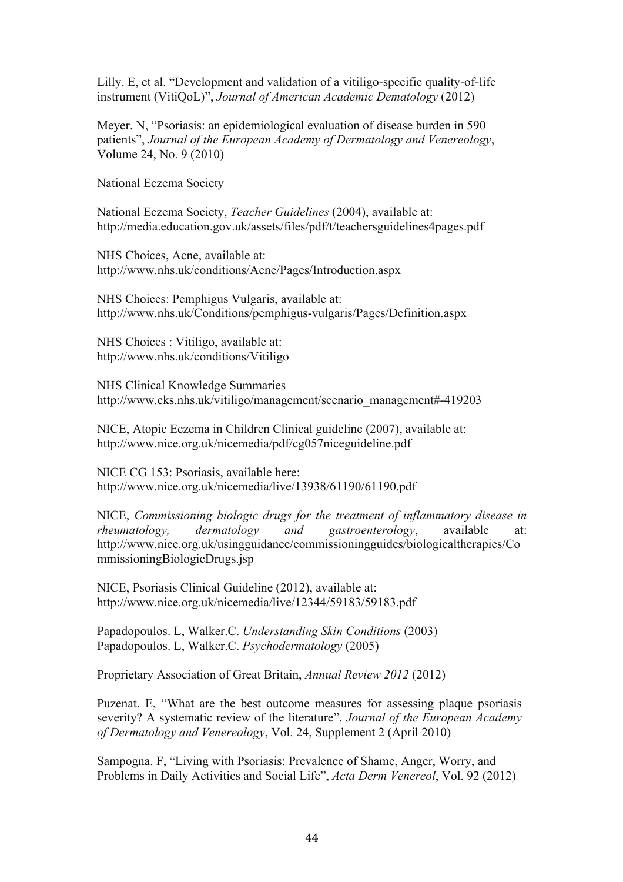Lilly. E, et al. "Development and validation of a vitiligo-specific quality-of-life instrument (VitiQoL)", *Journal of American Academic Dematology* (2012)

Meyer. N, "Psoriasis: an epidemiological evaluation of disease burden in 590 patients", *Journal of the European Academy of Dermatology and Venereology*, Volume 24, No. 9 (2010)

National Eczema Society

National Eczema Society, *Teacher Guidelines* (2004), available at: http://media.education.gov.uk/assets/files/pdf/t/teachersguidelines4pages.pdf

NHS Choices, Acne, available at: http://www.nhs.uk/conditions/Acne/Pages/Introduction.aspx

NHS Choices: Pemphigus Vulgaris, available at: http://www.nhs.uk/Conditions/pemphigus-vulgaris/Pages/Definition.aspx

NHS Choices : Vitiligo, available at: http://www.nhs.uk/conditions/Vitiligo

NHS Clinical Knowledge Summaries http://www.cks.nhs.uk/vitiligo/management/scenario_management#-419203

NICE, Atopic Eczema in Children Clinical guideline (2007), available at: http://www.nice.org.uk/nicemedia/pdf/cg057niceguideline.pdf

NICE CG 153: Psoriasis, available here: http://www.nice.org.uk/nicemedia/live/13938/61190/61190.pdf

NICE, *Commissioning biologic drugs for the treatment of inflammatory disease in rheumatology, dermatology and gastroenterology*, available at: http://www.nice.org.uk/usingguidance/commissioningguides/biologicaltherapies/CommissioningBiologicDrugs.jsp

NICE, Psoriasis Clinical Guideline (2012), available at: http://www.nice.org.uk/nicemedia/live/12344/59183/59183.pdf

Papadopoulos. L, Walker.C. *Understanding Skin Conditions* (2003)
Papadopoulos. L, Walker.C. *Psychodermatology* (2005)

Proprietary Association of Great Britain, *Annual Review 2012* (2012)

Puzenat. E, "What are the best outcome measures for assessing plaque psoriasis severity? A systematic review of the literature", *Journal of the European Academy of Dermatology and Venereology*, Vol. 24, Supplement 2 (April 2010)

Sampogna. F, "Living with Psoriasis: Prevalence of Shame, Anger, Worry, and Problems in Daily Activities and Social Life", *Acta Derm Venereol*, Vol. 92 (2012)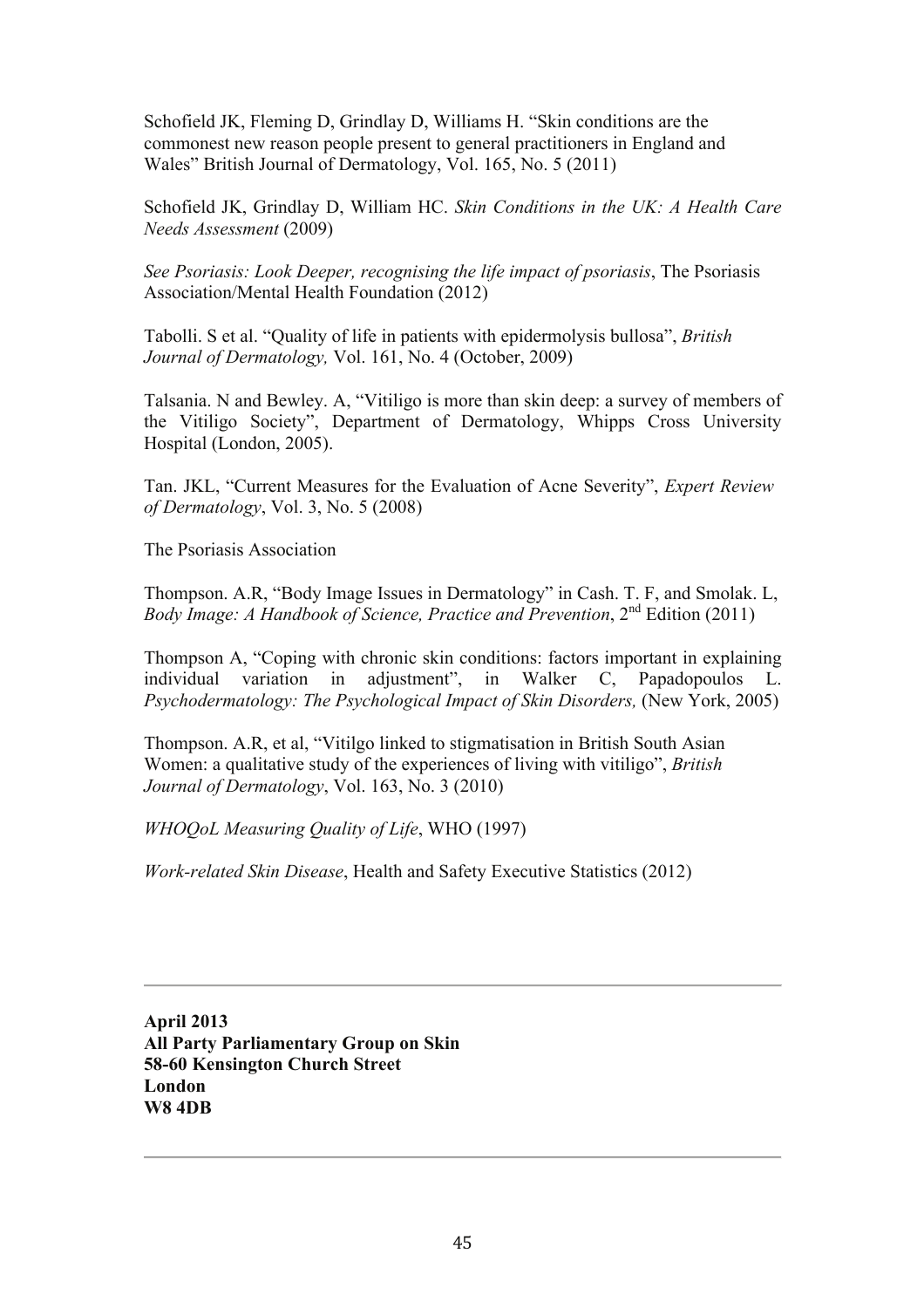Schofield JK, Fleming D, Grindlay D, Williams H. "Skin conditions are the commonest new reason people present to general practitioners in England and Wales" British Journal of Dermatology, Vol. 165, No. 5 (2011)

Schofield JK, Grindlay D, William HC. *Skin Conditions in the UK: A Health Care Needs Assessment* (2009)

*See Psoriasis: Look Deeper, recognising the life impact of psoriasis*, The Psoriasis Association/Mental Health Foundation (2012)

Tabolli. S et al. "Quality of life in patients with epidermolysis bullosa", *British Journal of Dermatology,* Vol. 161, No. 4 (October, 2009)

Talsania. N and Bewley. A, "Vitiligo is more than skin deep: a survey of members of the Vitiligo Society", Department of Dermatology, Whipps Cross University Hospital (London, 2005).

Tan. JKL, "Current Measures for the Evaluation of Acne Severity", *Expert Review of Dermatology*, Vol. 3, No. 5 (2008)

The Psoriasis Association

Thompson. A.R, "Body Image Issues in Dermatology" in Cash. T. F, and Smolak. L, *Body Image: A Handbook of Science, Practice and Prevention*, 2nd Edition (2011)

Thompson A, "Coping with chronic skin conditions: factors important in explaining individual variation in adjustment", in Walker C, Papadopoulos L. *Psychodermatology: The Psychological Impact of Skin Disorders,* (New York, 2005)

Thompson. A.R, et al, "Vitilgo linked to stigmatisation in British South Asian Women: a qualitative study of the experiences of living with vitiligo", *British Journal of Dermatology*, Vol. 163, No. 3 (2010)

*WHOQoL Measuring Quality of Life*, WHO (1997)

*Work-related Skin Disease*, Health and Safety Executive Statistics (2012)

---

**April 2013**
**All Party Parliamentary Group on Skin**
**58-60 Kensington Church Street**
**London**
**W8 4DB**

---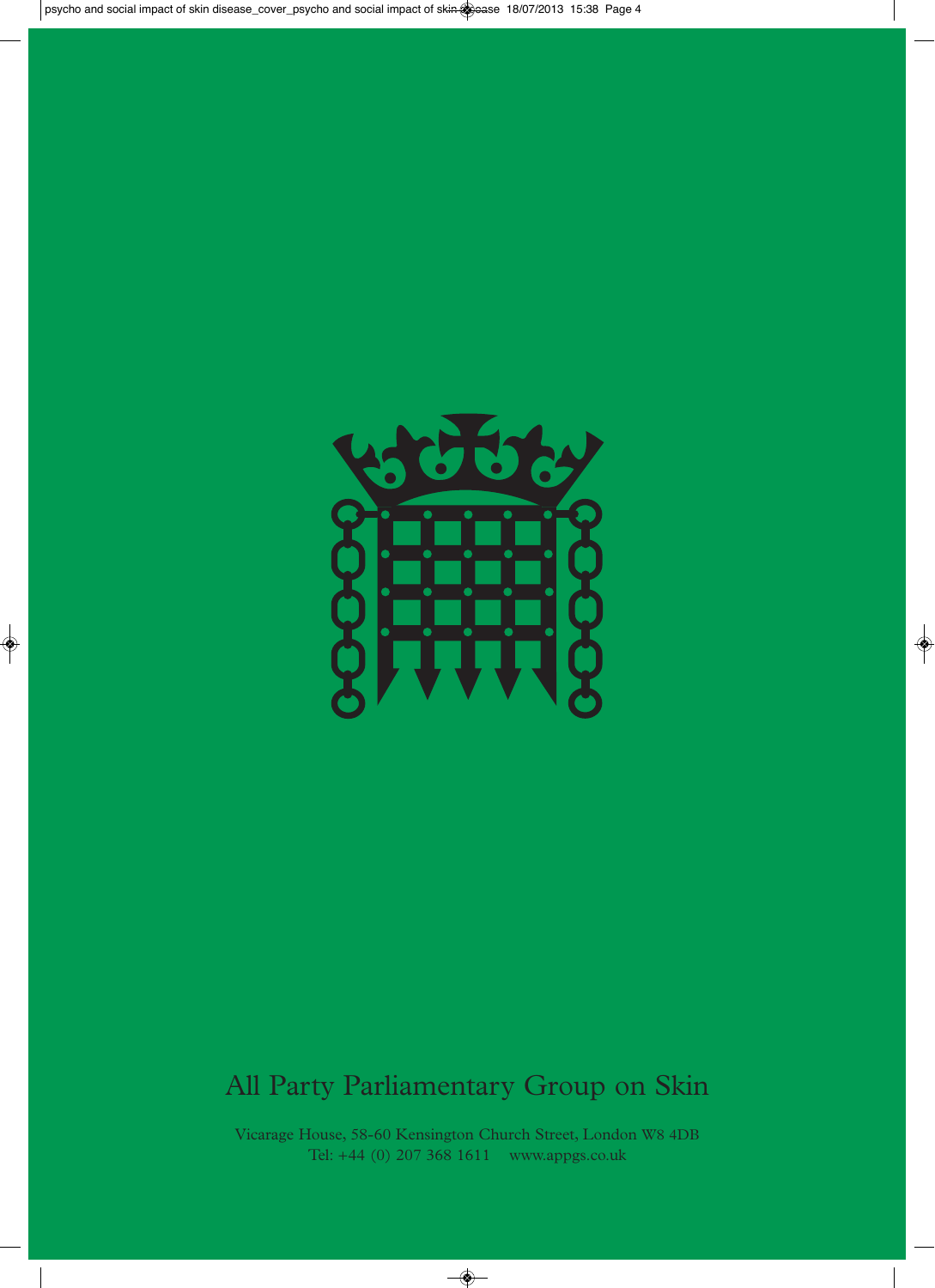All Party Parliamentary Group on Skin

Vicarage House, 58-60 Kensington Church Street, London W8 4DB
Tel: +44 (0) 207 368 1611 www.appgs.co.uk